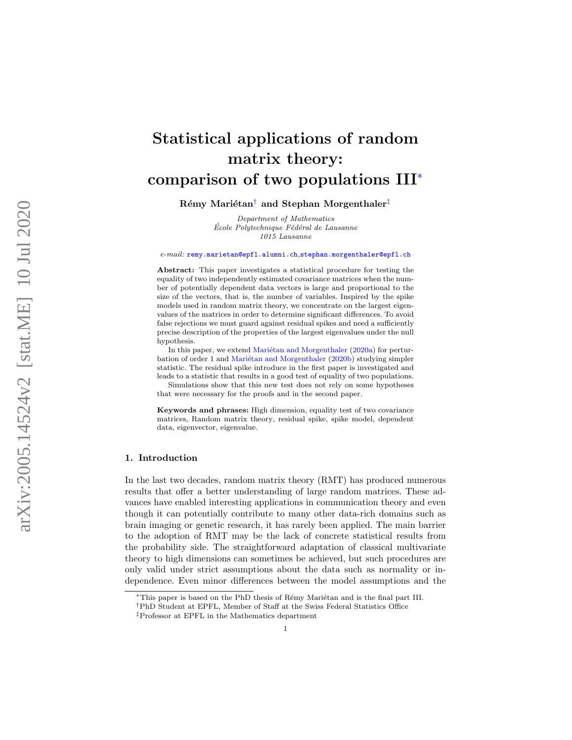# Statistical applications of random matrix theory: comparison of two populations III[*]

**Rémy Mariétan[†] and Stephan Morgenthaler[‡]**

*Department of Mathematics*
*École Polytechnique Fédéral de Lausanne*
*1015 Lausanne*

*e-mail:* remy.marietan@epfl.alumni.ch, stephan.morgenthaler@epfl.ch

**Abstract:** This paper investigates a statistical procedure for testing the equality of two independently estimated covariance matrices when the number of potentially dependent data vectors is large and proportional to the size of the vectors, that is, the number of variables. Inspired by the spike models used in random matrix theory, we concentrate on the largest eigenvalues of the matrices in order to determine significant differences. To avoid false rejections we must guard against residual spikes and need a sufficiently precise description of the properties of the largest eigenvalues under the null hypothesis.

In this paper, we extend Mariétan and Morgenthaler (2020a) for perturbation of order 1 and Mariétan and Morgenthaler (2020b) studying simpler statistic. The residual spike introduce in the first paper is investigated and leads to a statistic that results in a good test of equality of two populations.

Simulations show that this new test does not rely on some hypotheses that were necessary for the proofs and in the second paper.

**Keywords and phrases:** High dimension, equality test of two covariance matrices, Random matrix theory, residual spike, spike model, dependent data, eigenvector, eigenvalue.

## 1. Introduction

In the last two decades, random matrix theory (RMT) has produced numerous results that offer a better understanding of large random matrices. These advances have enabled interesting applications in communication theory and even though it can potentially contribute to many other data-rich domains such as brain imaging or genetic research, it has rarely been applied. The main barrier to the adoption of RMT may be the lack of concrete statistical results from the probability side. The straightforward adaptation of classical multivariate theory to high dimensions can sometimes be achieved, but such procedures are only valid under strict assumptions about the data such as normality or independence. Even minor differences between the model assumptions and the

---

[*] This paper is based on the PhD thesis of Rémy Mariétan and is the final part III.

[†] PhD Student at EPFL, Member of Staff at the Swiss Federal Statistics Office

[‡] Professor at EPFL in the Mathematics department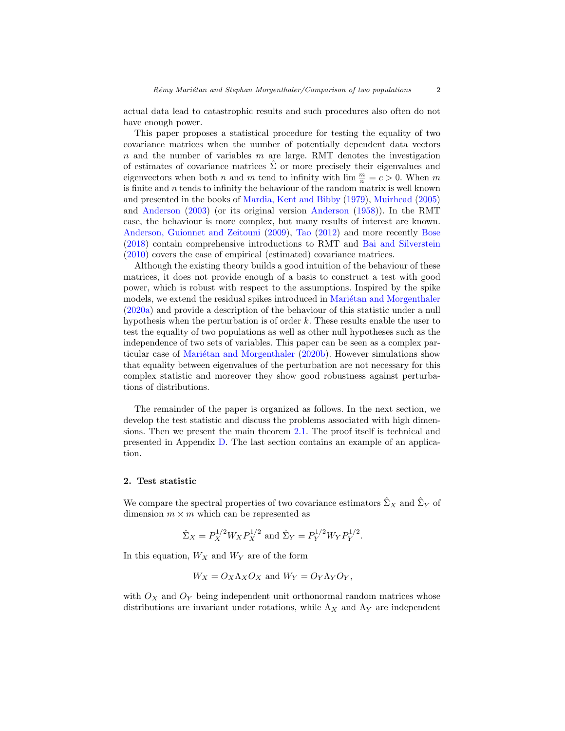actual data lead to catastrophic results and such procedures also often do not have enough power.

This paper proposes a statistical procedure for testing the equality of two covariance matrices when the number of potentially dependent data vectors $n$ and the number of variables $m$ are large. RMT denotes the investigation of estimates of covariance matrices $\hat{\Sigma}$ or more precisely their eigenvalues and eigenvectors when both $n$ and $m$ tend to infinity with $\lim \frac{m}{n} = c > 0$. When $m$ is finite and $n$ tends to infinity the behaviour of the random matrix is well known and presented in the books of Mardia, Kent and Bibby (1979), Muirhead (2005) and Anderson (2003) (or its original version Anderson (1958)). In the RMT case, the behaviour is more complex, but many results of interest are known. Anderson, Guionnet and Zeitouni (2009), Tao (2012) and more recently Bose (2018) contain comprehensive introductions to RMT and Bai and Silverstein (2010) covers the case of empirical (estimated) covariance matrices.

Although the existing theory builds a good intuition of the behaviour of these matrices, it does not provide enough of a basis to construct a test with good power, which is robust with respect to the assumptions. Inspired by the spike models, we extend the residual spikes introduced in Mariétan and Morgenthaler (2020a) and provide a description of the behaviour of this statistic under a null hypothesis when the perturbation is of order $k$. These results enable the user to test the equality of two populations as well as other null hypotheses such as the independence of two sets of variables. This paper can be seen as a complex particular case of Mariétan and Morgenthaler (2020b). However simulations show that equality between eigenvalues of the perturbation are not necessary for this complex statistic and moreover they show good robustness against perturbations of distributions.

The remainder of the paper is organized as follows. In the next section, we develop the test statistic and discuss the problems associated with high dimensions. Then we present the main theorem 2.1. The proof itself is technical and presented in Appendix D. The last section contains an example of an application.

## 2. Test statistic

We compare the spectral properties of two covariance estimators $\hat{\Sigma}_X$ and $\hat{\Sigma}_Y$ of dimension $m \times m$ which can be represented as

$$\hat{\Sigma}_X = P_X^{1/2} W_X P_X^{1/2} \text{ and } \hat{\Sigma}_Y = P_Y^{1/2} W_Y P_Y^{1/2}.$$

In this equation, $W_X$ and $W_Y$ are of the form

$$W_X = O_X \Lambda_X O_X \text{ and } W_Y = O_Y \Lambda_Y O_Y,$$

with $O_X$ and $O_Y$ being independent unit orthonormal random matrices whose distributions are invariant under rotations, while $\Lambda_X$ and $\Lambda_Y$ are independent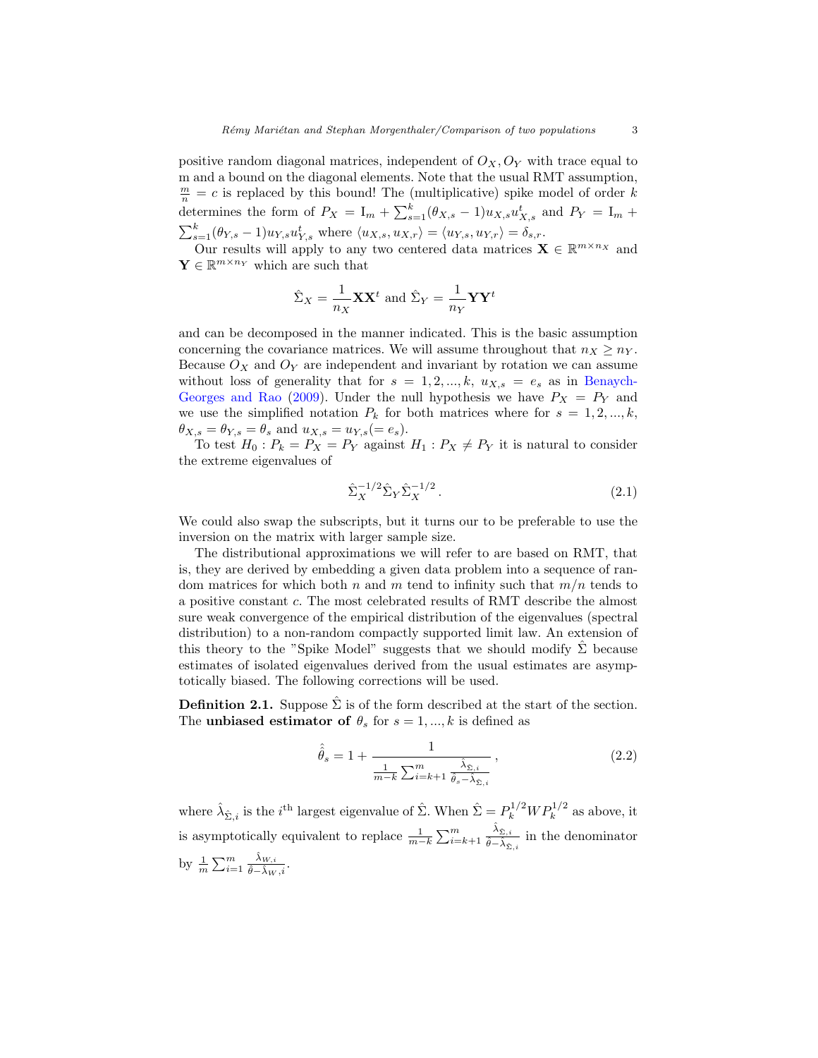positive random diagonal matrices, independent of $O_X, O_Y$ with trace equal to m and a bound on the diagonal elements. Note that the usual RMT assumption, $\frac{m}{n} = c$ is replaced by this bound! The (multiplicative) spike model of order $k$ determines the form of $P_X = \mathrm{I}_m + \sum_{s=1}^{k}(\theta_{X,s} - 1)u_{X,s}u_{X,s}^t$ and $P_Y = \mathrm{I}_m + \sum_{s=1}^{k}(\theta_{Y,s} - 1)u_{Y,s}u_{Y,s}^t$ where $\langle u_{X,s}, u_{X,r}\rangle = \langle u_{Y,s}, u_{Y,r}\rangle = \delta_{s,r}$.

Our results will apply to any two centered data matrices $\mathbf{X} \in \mathbb{R}^{m\times n_X}$ and $\mathbf{Y} \in \mathbb{R}^{m\times n_Y}$ which are such that

$$\hat{\Sigma}_X = \frac{1}{n_X}\mathbf{X}\mathbf{X}^t \text{ and } \hat{\Sigma}_Y = \frac{1}{n_Y}\mathbf{Y}\mathbf{Y}^t$$

and can be decomposed in the manner indicated. This is the basic assumption concerning the covariance matrices. We will assume throughout that $n_X \geq n_Y$. Because $O_X$ and $O_Y$ are independent and invariant by rotation we can assume without loss of generality that for $s = 1, 2, ..., k$, $u_{X,s} = e_s$ as in Benaych-Georges and Rao (2009). Under the null hypothesis we have $P_X = P_Y$ and we use the simplified notation $P_k$ for both matrices where for $s = 1, 2, ..., k$, $\theta_{X,s} = \theta_{Y,s} = \theta_s$ and $u_{X,s} = u_{Y,s} (= e_s)$.

To test $H_0 : P_k = P_X = P_Y$ against $H_1 : P_X \neq P_Y$ it is natural to consider the extreme eigenvalues of

$$\hat{\Sigma}_X^{-1/2}\hat{\Sigma}_Y\hat{\Sigma}_X^{-1/2} . \tag{2.1}$$

We could also swap the subscripts, but it turns our to be preferable to use the inversion on the matrix with larger sample size.

The distributional approximations we will refer to are based on RMT, that is, they are derived by embedding a given data problem into a sequence of random matrices for which both $n$ and $m$ tend to infinity such that $m/n$ tends to a positive constant $c$. The most celebrated results of RMT describe the almost sure weak convergence of the empirical distribution of the eigenvalues (spectral distribution) to a non-random compactly supported limit law. An extension of this theory to the "Spike Model" suggests that we should modify $\hat{\Sigma}$ because estimates of isolated eigenvalues derived from the usual estimates are asymptotically biased. The following corrections will be used.

**Definition 2.1.** Suppose $\hat{\Sigma}$ is of the form described at the start of the section. The **unbiased estimator of** $\theta_s$ for $s = 1, ..., k$ is defined as

$$\hat{\hat{\theta}}_s = 1 + \frac{1}{\frac{1}{m-k}\sum_{i=k+1}^{m}\frac{\hat{\lambda}_{\hat{\Sigma},i}}{\hat{\theta}_s - \hat{\lambda}_{\hat{\Sigma},i}}} , \tag{2.2}$$

where $\hat{\lambda}_{\hat{\Sigma},i}$ is the $i^{\text{th}}$ largest eigenvalue of $\hat{\Sigma}$. When $\hat{\Sigma} = P_k^{1/2}WP_k^{1/2}$ as above, it is asymptotically equivalent to replace $\frac{1}{m-k}\sum_{i=k+1}^{m}\frac{\hat{\lambda}_{\hat{\Sigma},i}}{\hat{\theta}-\hat{\lambda}_{\hat{\Sigma},i}}$ in the denominator by $\frac{1}{m}\sum_{i=1}^{m}\frac{\hat{\lambda}_{W,i}}{\hat{\theta}-\hat{\lambda}_{W,i}}$.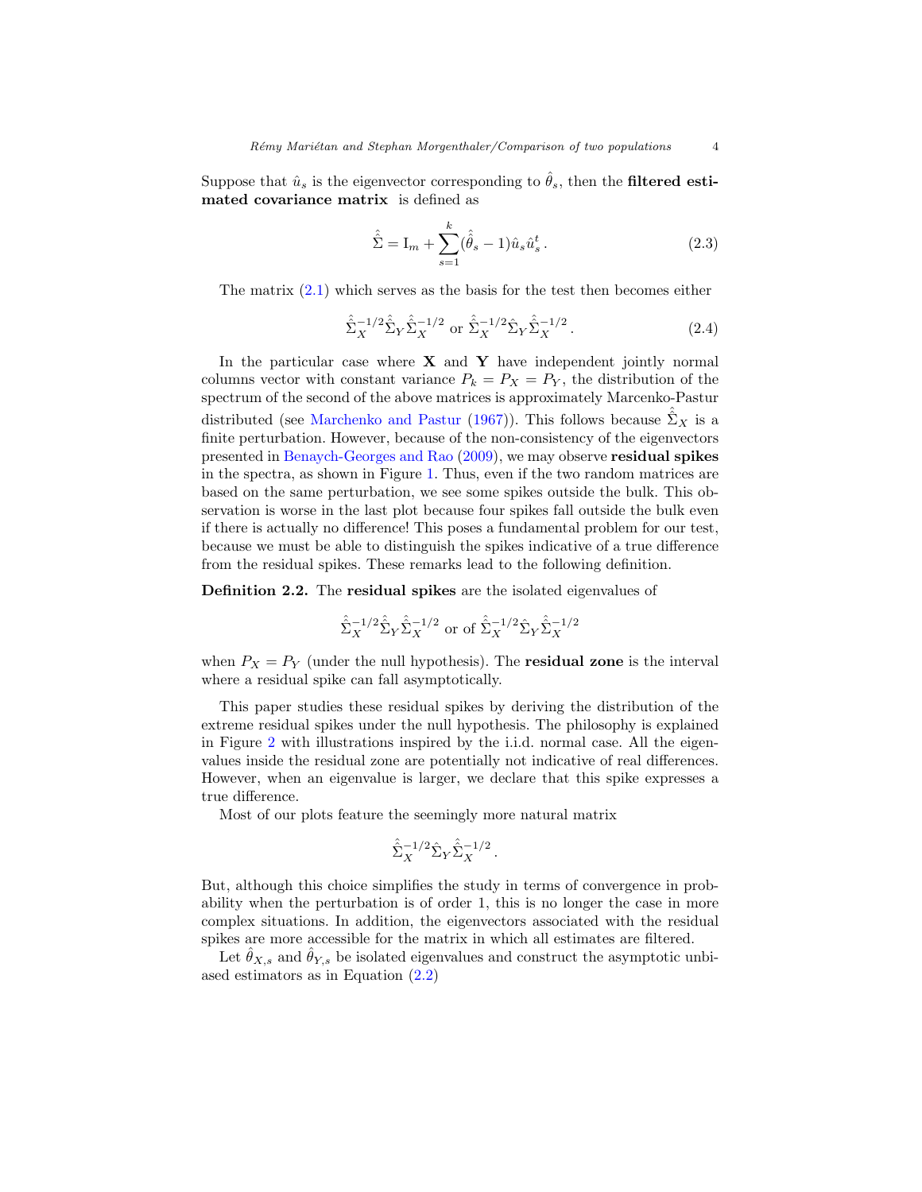Suppose that $\hat{u}_s$ is the eigenvector corresponding to $\hat{\theta}_s$, then the **filtered estimated covariance matrix** is defined as

$$\hat{\hat{\Sigma}} = \mathrm{I}_m + \sum_{s=1}^{k} (\hat{\hat{\theta}}_s - 1) \hat{u}_s \hat{u}_s^t \,. \tag{2.3}$$

The matrix (2.1) which serves as the basis for the test then becomes either

$$\hat{\hat{\Sigma}}_X^{-1/2} \hat{\hat{\Sigma}}_Y \hat{\hat{\Sigma}}_X^{-1/2} \text{ or } \hat{\hat{\Sigma}}_X^{-1/2} \hat{\Sigma}_Y \hat{\hat{\Sigma}}_X^{-1/2} \,. \tag{2.4}$$

In the particular case where $\mathbf{X}$ and $\mathbf{Y}$ have independent jointly normal columns vector with constant variance $P_k = P_X = P_Y$, the distribution of the spectrum of the second of the above matrices is approximately Marcenko-Pastur distributed (see Marchenko and Pastur (1967)). This follows because $\hat{\hat{\Sigma}}_X$ is a finite perturbation. However, because of the non-consistency of the eigenvectors presented in Benaych-Georges and Rao (2009), we may observe **residual spikes** in the spectra, as shown in Figure 1. Thus, even if the two random matrices are based on the same perturbation, we see some spikes outside the bulk. This observation is worse in the last plot because four spikes fall outside the bulk even if there is actually no difference! This poses a fundamental problem for our test, because we must be able to distinguish the spikes indicative of a true difference from the residual spikes. These remarks lead to the following definition.

**Definition 2.2.** The **residual spikes** are the isolated eigenvalues of

$$\hat{\hat{\Sigma}}_X^{-1/2} \hat{\hat{\Sigma}}_Y \hat{\hat{\Sigma}}_X^{-1/2} \text{ or of } \hat{\hat{\Sigma}}_X^{-1/2} \hat{\Sigma}_Y \hat{\hat{\Sigma}}_X^{-1/2}$$

when $P_X = P_Y$ (under the null hypothesis). The **residual zone** is the interval where a residual spike can fall asymptotically.

This paper studies these residual spikes by deriving the distribution of the extreme residual spikes under the null hypothesis. The philosophy is explained in Figure 2 with illustrations inspired by the i.i.d. normal case. All the eigenvalues inside the residual zone are potentially not indicative of real differences. However, when an eigenvalue is larger, we declare that this spike expresses a true difference.

Most of our plots feature the seemingly more natural matrix

$$\hat{\hat{\Sigma}}_X^{-1/2} \hat{\Sigma}_Y \hat{\hat{\Sigma}}_X^{-1/2} \,.$$

But, although this choice simplifies the study in terms of convergence in probability when the perturbation is of order 1, this is no longer the case in more complex situations. In addition, the eigenvectors associated with the residual spikes are more accessible for the matrix in which all estimates are filtered.

Let $\hat{\theta}_{X,s}$ and $\hat{\theta}_{Y,s}$ be isolated eigenvalues and construct the asymptotic unbiased estimators as in Equation (2.2)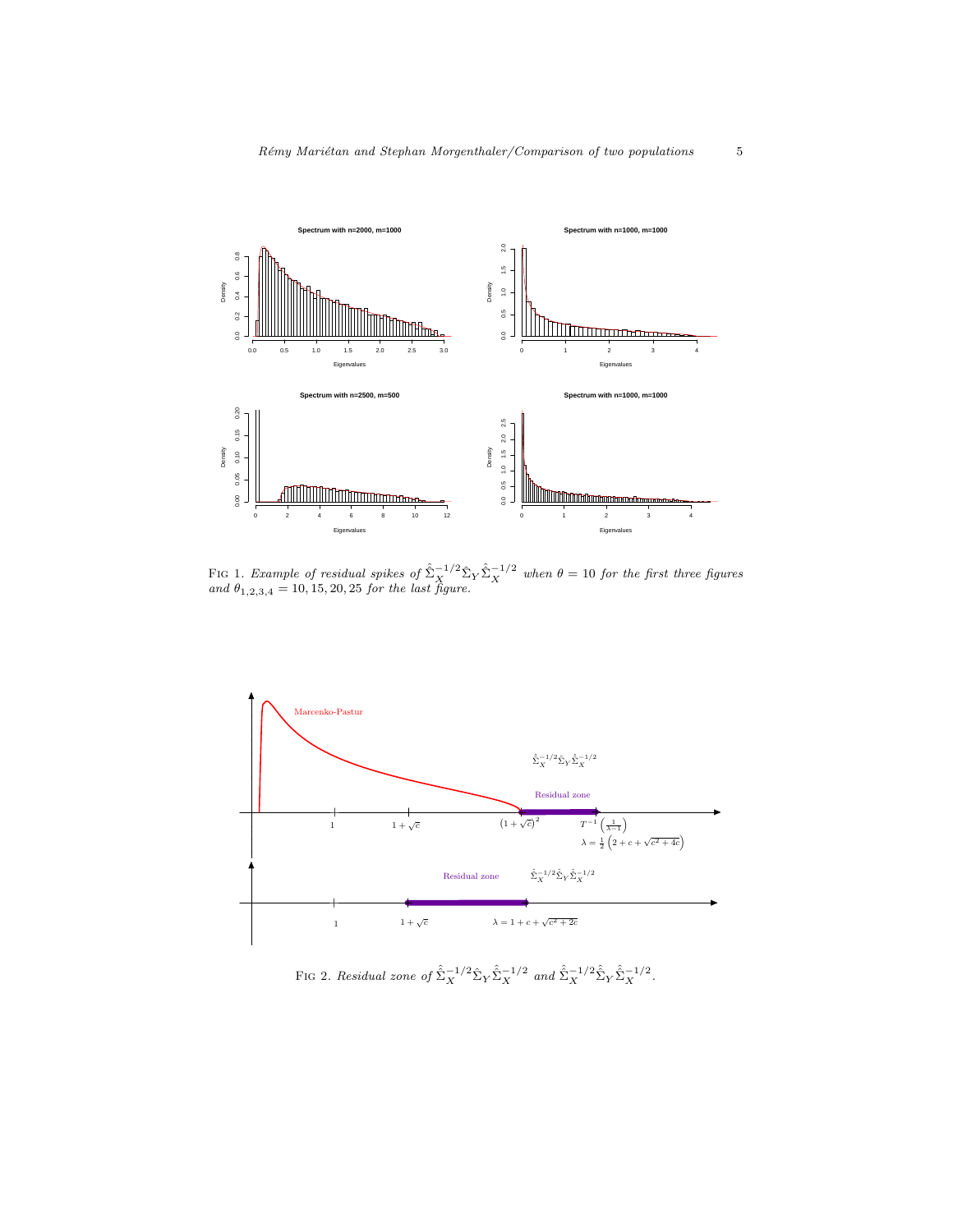FIG 1. *Example of residual spikes of* $\hat{\hat{\Sigma}}_X^{-1/2}\hat{\Sigma}_Y\hat{\hat{\Sigma}}_X^{-1/2}$ *when* $\theta = 10$ *for the first three figures and* $\theta_{1,2,3,4} = 10, 15, 20, 25$ *for the last figure.*

FIG 2. *Residual zone of* $\hat{\hat{\Sigma}}_X^{-1/2}\hat{\Sigma}_Y\hat{\hat{\Sigma}}_X^{-1/2}$ *and* $\hat{\hat{\Sigma}}_X^{-1/2}\hat{\hat{\Sigma}}_Y\hat{\hat{\Sigma}}_X^{-1/2}$.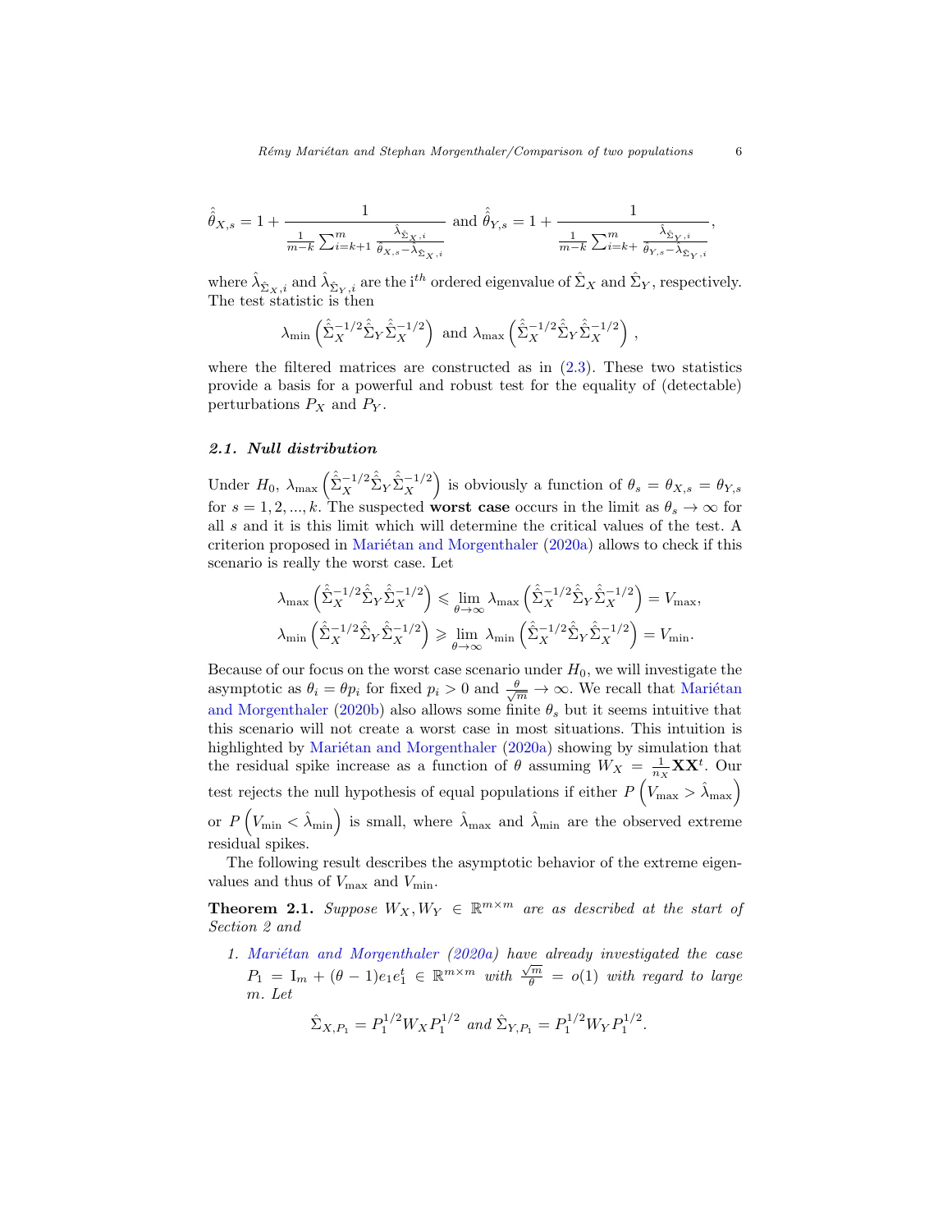$$\hat{\hat{\theta}}_{X,s} = 1 + \frac{1}{\frac{1}{m-k}\sum_{i=k+1}^{m} \frac{\hat{\lambda}_{\hat{\Sigma}_X,i}}{\hat{\theta}_{X,s} - \hat{\lambda}_{\hat{\Sigma}_X,i}}} \text{ and } \hat{\hat{\theta}}_{Y,s} = 1 + \frac{1}{\frac{1}{m-k}\sum_{i=k+}^{m} \frac{\hat{\lambda}_{\hat{\Sigma}_Y,i}}{\hat{\theta}_{Y,s} - \hat{\lambda}_{\hat{\Sigma}_Y,i}}},$$

where $\hat{\lambda}_{\hat{\Sigma}_X,i}$ and $\hat{\lambda}_{\hat{\Sigma}_Y,i}$ are the i$^{th}$ ordered eigenvalue of $\hat{\Sigma}_X$ and $\hat{\Sigma}_Y$, respectively. The test statistic is then

$$\lambda_{\min}\left(\hat{\hat{\Sigma}}_X^{-1/2}\hat{\hat{\Sigma}}_Y\hat{\hat{\Sigma}}_X^{-1/2}\right) \text{ and } \lambda_{\max}\left(\hat{\hat{\Sigma}}_X^{-1/2}\hat{\hat{\Sigma}}_Y\hat{\hat{\Sigma}}_X^{-1/2}\right),$$

where the filtered matrices are constructed as in (2.3). These two statistics provide a basis for a powerful and robust test for the equality of (detectable) perturbations $P_X$ and $P_Y$.

### 2.1. Null distribution

Under $H_0$, $\lambda_{\max}\left(\hat{\hat{\Sigma}}_X^{-1/2}\hat{\hat{\Sigma}}_Y\hat{\hat{\Sigma}}_X^{-1/2}\right)$ is obviously a function of $\theta_s = \theta_{X,s} = \theta_{Y,s}$ for $s = 1, 2, ..., k$. The suspected **worst case** occurs in the limit as $\theta_s \to \infty$ for all $s$ and it is this limit which will determine the critical values of the test. A criterion proposed in Mariétan and Morgenthaler (2020a) allows to check if this scenario is really the worst case. Let

$$\lambda_{\max}\left(\hat{\hat{\Sigma}}_X^{-1/2}\hat{\hat{\Sigma}}_Y\hat{\hat{\Sigma}}_X^{-1/2}\right) \leqslant \lim_{\theta\to\infty}\lambda_{\max}\left(\hat{\hat{\Sigma}}_X^{-1/2}\hat{\hat{\Sigma}}_Y\hat{\hat{\Sigma}}_X^{-1/2}\right) = V_{\max},$$
$$\lambda_{\min}\left(\hat{\hat{\Sigma}}_X^{-1/2}\hat{\hat{\Sigma}}_Y\hat{\hat{\Sigma}}_X^{-1/2}\right) \geqslant \lim_{\theta\to\infty}\lambda_{\min}\left(\hat{\hat{\Sigma}}_X^{-1/2}\hat{\hat{\Sigma}}_Y\hat{\hat{\Sigma}}_X^{-1/2}\right) = V_{\min}.$$

Because of our focus on the worst case scenario under $H_0$, we will investigate the asymptotic as $\theta_i = \theta p_i$ for fixed $p_i > 0$ and $\frac{\theta}{\sqrt{m}} \to \infty$. We recall that Mariétan and Morgenthaler (2020b) also allows some finite $\theta_s$ but it seems intuitive that this scenario will not create a worst case in most situations. This intuition is highlighted by Mariétan and Morgenthaler (2020a) showing by simulation that the residual spike increase as a function of $\theta$ assuming $W_X = \frac{1}{n_X}\mathbf{X}\mathbf{X}^t$. Our test rejects the null hypothesis of equal populations if either $P\left(V_{\max} > \hat{\lambda}_{\max}\right)$ or $P\left(V_{\min} < \hat{\lambda}_{\min}\right)$ is small, where $\hat{\lambda}_{\max}$ and $\hat{\lambda}_{\min}$ are the observed extreme residual spikes.

The following result describes the asymptotic behavior of the extreme eigenvalues and thus of $V_{\max}$ and $V_{\min}$.

**Theorem 2.1.** *Suppose $W_X, W_Y \in \mathbb{R}^{m\times m}$ are as described at the start of Section 2 and*

1. *Mariétan and Morgenthaler (2020a) have already investigated the case $P_1 = \mathrm{I}_m + (\theta - 1)e_1e_1^t \in \mathbb{R}^{m\times m}$ with $\frac{\sqrt{m}}{\theta} = o(1)$ with regard to large $m$. Let*

$$\hat{\Sigma}_{X,P_1} = P_1^{1/2}W_XP_1^{1/2} \text{ and } \hat{\Sigma}_{Y,P_1} = P_1^{1/2}W_YP_1^{1/2}.$$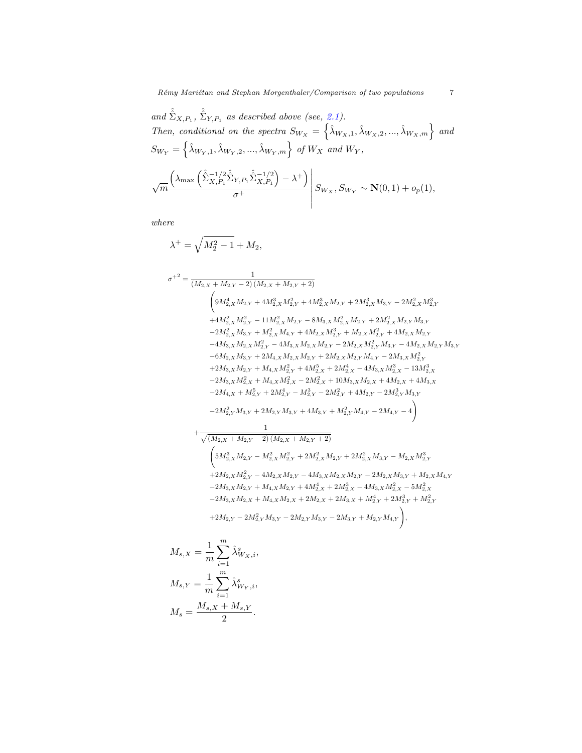*and* $\hat{\hat{\Sigma}}_{X,P_1}$, $\hat{\hat{\Sigma}}_{Y,P_1}$ *as described above (see, 2.1).*
*Then, conditional on the spectra* $S_{W_X} = \left\{\hat{\lambda}_{W_X,1}, \hat{\lambda}_{W_X,2}, ..., \hat{\lambda}_{W_X,m}\right\}$ *and* $S_{W_Y} = \left\{\hat{\lambda}_{W_Y,1}, \hat{\lambda}_{W_Y,2}, ..., \hat{\lambda}_{W_Y,m}\right\}$ *of* $W_X$ *and* $W_Y$,

$$\sqrt{m}\frac{\left(\lambda_{\max}\left(\hat{\hat{\Sigma}}_{X,P_1}^{-1/2}\hat{\hat{\Sigma}}_{Y,P_1}\hat{\hat{\Sigma}}_{X,P_1}^{-1/2}\right) - \lambda^+\right)}{\sigma^+}\Bigg| S_{W_X}, S_{W_Y} \sim \mathbf{N}(0,1) + o_p(1),$$

*where*

$$\lambda^+ = \sqrt{M_2^2 - 1} + M_2,$$

$$\begin{aligned}
\sigma^{+^2} = {} & \frac{1}{(M_{2,X} + M_{2,Y} - 2)(M_{2,X} + M_{2,Y} + 2)} \\
& \Bigg(9M_{2,X}^4 M_{2,Y} + 4M_{2,X}^3 M_{2,Y}^2 + 4M_{2,X}^3 M_{2,Y} + 2M_{2,X}^3 M_{3,Y} - 2M_{2,X}^2 M_{2,Y}^3 \\
& + 4M_{2,X}^2 M_{2,Y}^2 - 11M_{2,X}^2 M_{2,Y} - 8M_{3,X} M_{2,X}^2 M_{2,Y} + 2M_{2,X}^2 M_{2,Y} M_{3,Y} \\
& - 2M_{2,X}^2 M_{3,Y} + M_{2,X}^2 M_{4,Y} + 4M_{2,X} M_{2,Y}^3 + M_{2,X} M_{2,Y}^2 + 4M_{2,X} M_{2,Y} \\
& - 4M_{3,X} M_{2,X} M_{2,Y}^2 - 4M_{3,X} M_{2,X} M_{2,Y} - 2M_{2,X} M_{2,Y}^2 M_{3,Y} - 4M_{2,X} M_{2,Y} M_{3,Y} \\
& - 6M_{2,X} M_{3,Y} + 2M_{4,X} M_{2,X} M_{2,Y} + 2M_{2,X} M_{2,Y} M_{4,Y} - 2M_{3,X} M_{2,Y}^2 \\
& + 2M_{3,X} M_{2,Y} + M_{4,X} M_{2,Y}^2 + 4M_{2,X}^5 + 2M_{2,X}^4 - 4M_{3,X} M_{2,X}^3 - 13M_{2,X}^3 \\
& - 2M_{3,X} M_{2,X}^2 + M_{4,X} M_{2,X}^2 - 2M_{2,X}^2 + 10M_{3,X} M_{2,X} + 4M_{2,X} + 4M_{3,X} \\
& - 2M_{4,X} + M_{2,Y}^5 + 2M_{2,Y}^4 - M_{2,Y}^3 - 2M_{2,Y}^2 + 4M_{2,Y} - 2M_{2,Y}^3 M_{3,Y} \\
& - 2M_{2,Y}^2 M_{3,Y} + 2M_{2,Y} M_{3,Y} + 4M_{3,Y} + M_{2,Y}^2 M_{4,Y} - 2M_{4,Y} - 4\Bigg) \\
& + \frac{1}{\sqrt{(M_{2,X} + M_{2,Y} - 2)(M_{2,X} + M_{2,Y} + 2)}} \\
& \Bigg(5M_{2,X}^3 M_{2,Y} - M_{2,X}^2 M_{2,Y}^2 + 2M_{2,X}^2 M_{2,Y} + 2M_{2,X}^2 M_{3,Y} - M_{2,X} M_{2,Y}^3 \\
& + 2M_{2,X} M_{2,Y}^2 - 4M_{2,X} M_{2,Y} - 4M_{3,X} M_{2,X} M_{2,Y} - 2M_{2,X} M_{3,Y} + M_{2,X} M_{4,Y} \\
& - 2M_{3,X} M_{2,Y} + M_{4,X} M_{2,Y} + 4M_{2,X}^4 + 2M_{2,X}^3 - 4M_{3,X} M_{2,X}^2 - 5M_{2,X}^2 \\
& - 2M_{3,X} M_{2,X} + M_{4,X} M_{2,X} + 2M_{2,X} + 2M_{3,X} + M_{2,Y}^4 + 2M_{2,Y}^3 + M_{2,Y}^2 \\
& + 2M_{2,Y} - 2M_{2,Y}^2 M_{3,Y} - 2M_{2,Y} M_{3,Y} - 2M_{3,Y} + M_{2,Y} M_{4,Y}\Bigg),
\end{aligned}$$

$$M_{s,X} = \frac{1}{m}\sum_{i=1}^{m} \hat{\lambda}_{W_X,i}^s,$$

$$M_{s,Y} = \frac{1}{m}\sum_{i=1}^{m} \hat{\lambda}_{W_Y,i}^s,$$

$$M_s = \frac{M_{s,X} + M_{s,Y}}{2}.$$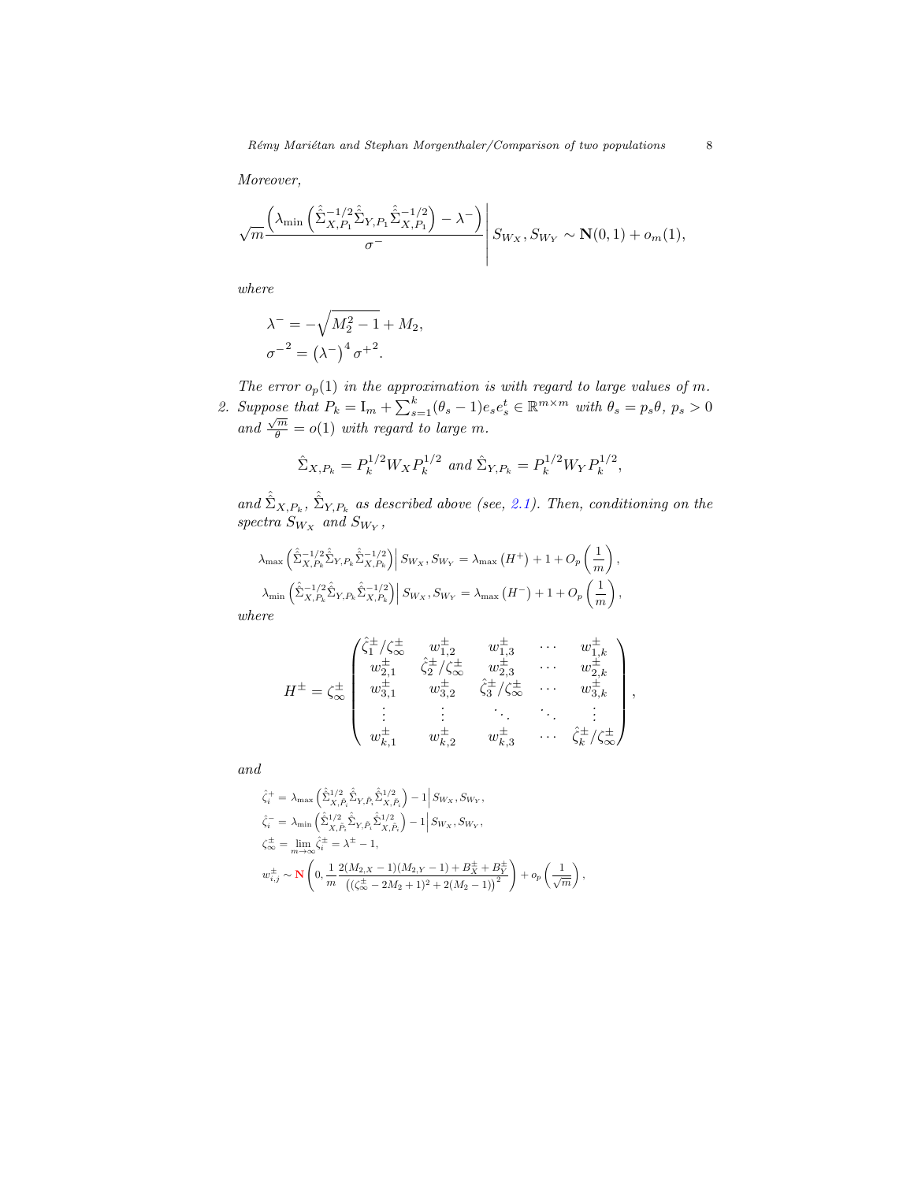*Moreover,*

$$\sqrt{m}\frac{\left(\lambda_{\min}\left(\hat{\hat{\Sigma}}_{X,P_1}^{-1/2}\hat{\hat{\Sigma}}_{Y,P_1}\hat{\hat{\Sigma}}_{X,P_1}^{-1/2}\right)-\lambda^{-}\right)}{\sigma^{-}}\Bigg| S_{W_X}, S_{W_Y} \sim \mathbf{N}(0,1) + o_m(1),$$

*where*

$$\lambda^{-} = -\sqrt{M_2^2-1} + M_2,$$
$$\sigma^{-2} = \left(\lambda^{-}\right)^4 \sigma^{+2}.$$

*The error $o_p(1)$ in the approximation is with regard to large values of $m$.*

2. *Suppose that $P_k = \mathrm{I}_m + \sum_{s=1}^{k}(\theta_s - 1)e_s e_s^t \in \mathbb{R}^{m\times m}$ with $\theta_s = p_s\theta$, $p_s > 0$ and $\frac{\sqrt{m}}{\theta} = o(1)$ with regard to large $m$.*

$$\hat{\Sigma}_{X,P_k} = P_k^{1/2} W_X P_k^{1/2} \text{ and } \hat{\Sigma}_{Y,P_k} = P_k^{1/2} W_Y P_k^{1/2},$$

*and $\hat{\hat{\Sigma}}_{X,P_k}$, $\hat{\hat{\Sigma}}_{Y,P_k}$ as described above (see, 2.1). Then, conditioning on the spectra $S_{W_X}$ and $S_{W_Y}$,*

$$\lambda_{\max}\left(\hat{\hat{\Sigma}}_{X,P_k}^{-1/2}\hat{\hat{\Sigma}}_{Y,P_k}\hat{\hat{\Sigma}}_{X,P_k}^{-1/2}\right)\Big| S_{W_X}, S_{W_Y} = \lambda_{\max}\left(H^{+}\right) + 1 + O_p\left(\frac{1}{m}\right),$$
$$\lambda_{\min}\left(\hat{\hat{\Sigma}}_{X,P_k}^{-1/2}\hat{\hat{\Sigma}}_{Y,P_k}\hat{\hat{\Sigma}}_{X,P_k}^{-1/2}\right)\Big| S_{W_X}, S_{W_Y} = \lambda_{\max}\left(H^{-}\right) + 1 + O_p\left(\frac{1}{m}\right),$$

*where*

$$H^{\pm} = \zeta_\infty^{\pm}\begin{pmatrix} \hat{\zeta}_1^{\pm}/\zeta_\infty^{\pm} & w_{1,2}^{\pm} & w_{1,3}^{\pm} & \cdots & w_{1,k}^{\pm} \\ w_{2,1}^{\pm} & \hat{\zeta}_2^{\pm}/\zeta_\infty^{\pm} & w_{2,3}^{\pm} & \cdots & w_{2,k}^{\pm} \\ w_{3,1}^{\pm} & w_{3,2}^{\pm} & \hat{\zeta}_3^{\pm}/\zeta_\infty^{\pm} & \cdots & w_{3,k}^{\pm} \\ \vdots & \vdots & \ddots & \ddots & \vdots \\ w_{k,1}^{\pm} & w_{k,2}^{\pm} & w_{k,3}^{\pm} & \cdots & \hat{\zeta}_k^{\pm}/\zeta_\infty^{\pm} \end{pmatrix},$$

*and*

$$\hat{\zeta}_i^{+} = \lambda_{\max}\left(\hat{\hat{\Sigma}}_{X,\tilde{P}_i}^{1/2}\hat{\hat{\Sigma}}_{Y,\tilde{P}_i}\hat{\hat{\Sigma}}_{X,\tilde{P}_i}^{1/2}\right) - 1\Big| S_{W_X}, S_{W_Y},$$
$$\hat{\zeta}_i^{-} = \lambda_{\min}\left(\hat{\hat{\Sigma}}_{X,\tilde{P}_i}^{1/2}\hat{\hat{\Sigma}}_{Y,\tilde{P}_i}\hat{\hat{\Sigma}}_{X,\tilde{P}_i}^{1/2}\right) - 1\Big| S_{W_X}, S_{W_Y},$$
$$\zeta_\infty^{\pm} = \lim_{m\to\infty}\hat{\zeta}_i^{\pm} = \lambda^{\pm} - 1,$$
$$w_{i,j}^{\pm} \sim \mathbf{N}\left(0, \frac{1}{m}\frac{2(M_{2,X}-1)(M_{2,Y}-1) + B_X^{\pm} + B_Y^{\pm}}{\left((\zeta_\infty^{\pm} - 2M_2 + 1)^2 + 2(M_2-1)\right)^2}\right) + o_p\left(\frac{1}{\sqrt{m}}\right),$$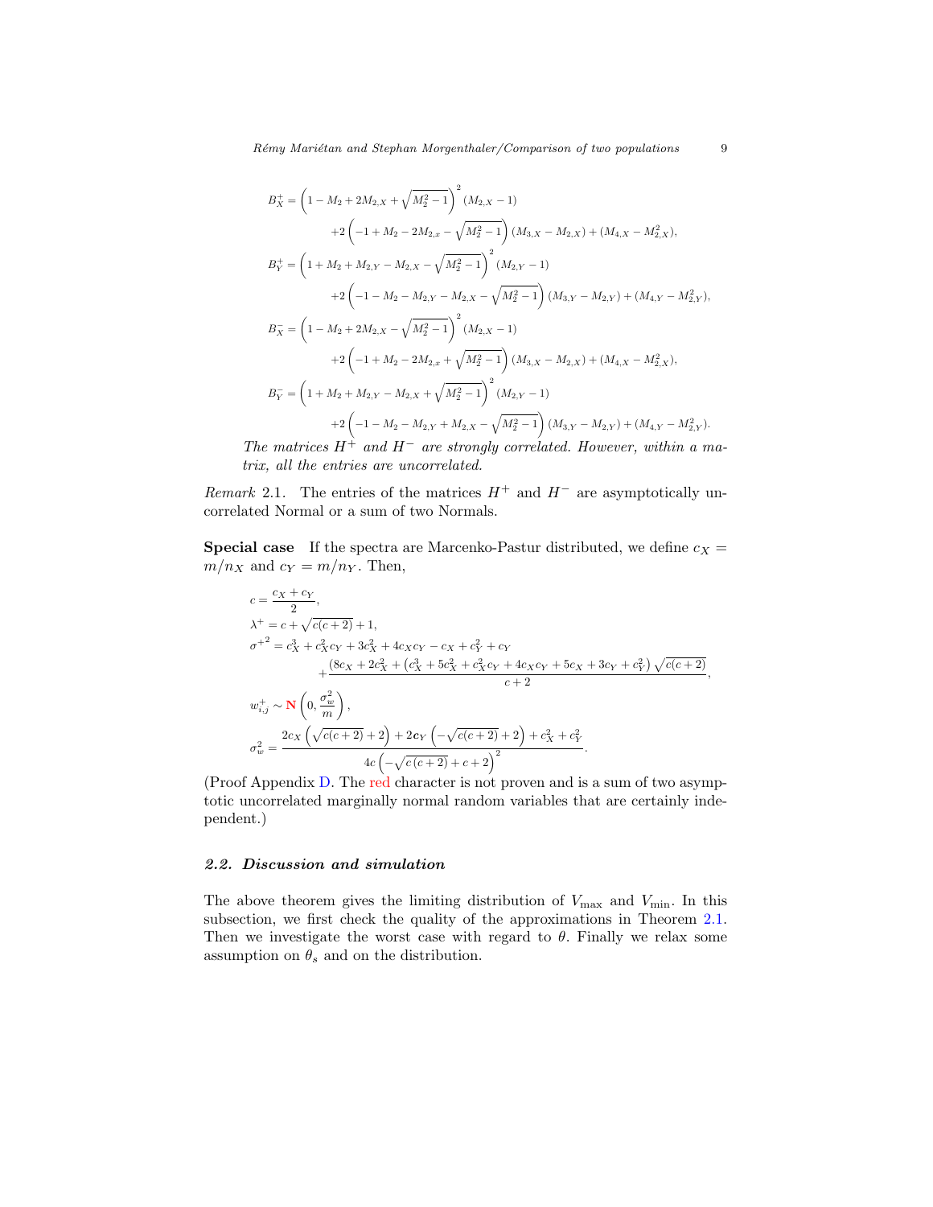$$
\begin{aligned}
B_X^+ &= \left(1 - M_2 + 2M_{2,X} + \sqrt{M_2^2 - 1}\right)^2 (M_{2,X} - 1) \\
&\qquad + 2\left(-1 + M_2 - 2M_{2,x} - \sqrt{M_2^2 - 1}\right)(M_{3,X} - M_{2,X}) + (M_{4,X} - M_{2,X}^2), \\
B_Y^+ &= \left(1 + M_2 + M_{2,Y} - M_{2,X} - \sqrt{M_2^2 - 1}\right)^2 (M_{2,Y} - 1) \\
&\qquad + 2\left(-1 - M_2 - M_{2,Y} - M_{2,X} - \sqrt{M_2^2 - 1}\right)(M_{3,Y} - M_{2,Y}) + (M_{4,Y} - M_{2,Y}^2), \\
B_X^- &= \left(1 - M_2 + 2M_{2,X} - \sqrt{M_2^2 - 1}\right)^2 (M_{2,X} - 1) \\
&\qquad + 2\left(-1 + M_2 - 2M_{2,x} + \sqrt{M_2^2 - 1}\right)(M_{3,X} - M_{2,X}) + (M_{4,X} - M_{2,X}^2), \\
B_Y^- &= \left(1 + M_2 + M_{2,Y} - M_{2,X} + \sqrt{M_2^2 - 1}\right)^2 (M_{2,Y} - 1) \\
&\qquad + 2\left(-1 - M_2 - M_{2,Y} + M_{2,X} - \sqrt{M_2^2 - 1}\right)(M_{3,Y} - M_{2,Y}) + (M_{4,Y} - M_{2,Y}^2).
\end{aligned}
$$

*The matrices $H^+$ and $H^-$ are strongly correlated. However, within a matrix, all the entries are uncorrelated.*

*Remark* 2.1. The entries of the matrices $H^+$ and $H^-$ are asymptotically uncorrelated Normal or a sum of two Normals.

**Special case** If the spectra are Marcenko-Pastur distributed, we define $c_X = m/n_X$ and $c_Y = m/n_Y$. Then,

$$
\begin{aligned}
c &= \frac{c_X + c_Y}{2}, \\
\lambda^+ &= c + \sqrt{c(c+2)} + 1, \\
{\sigma^+}^2 &= c_X^3 + c_X^2 c_Y + 3c_X^2 + 4c_X c_Y - c_X + c_Y^2 + c_Y \\
&\qquad + \frac{(8c_X + 2c_X^2 + \left(c_X^3 + 5c_X^2 + c_X^2 c_Y + 4c_X c_Y + 5c_X + 3c_Y + c_Y^2\right)\sqrt{c(c+2)}}{c+2}, \\
w_{i,j}^+ &\sim \mathbf{N}\left(0, \frac{\sigma_w^2}{m}\right), \\
\sigma_w^2 &= \frac{2c_X\left(\sqrt{c(c+2)} + 2\right) + 2c_Y\left(-\sqrt{c(c+2)} + 2\right) + c_X^2 + c_Y^2}{4c\left(-\sqrt{c\,(c+2)} + c + 2\right)^2}.
\end{aligned}
$$

(Proof Appendix D. The red character is not proven and is a sum of two asymptotic uncorrelated marginally normal random variables that are certainly independent.)

### 2.2. Discussion and simulation

The above theorem gives the limiting distribution of $V_{\max}$ and $V_{\min}$. In this subsection, we first check the quality of the approximations in Theorem 2.1. Then we investigate the worst case with regard to $\theta$. Finally we relax some assumption on $\theta_s$ and on the distribution.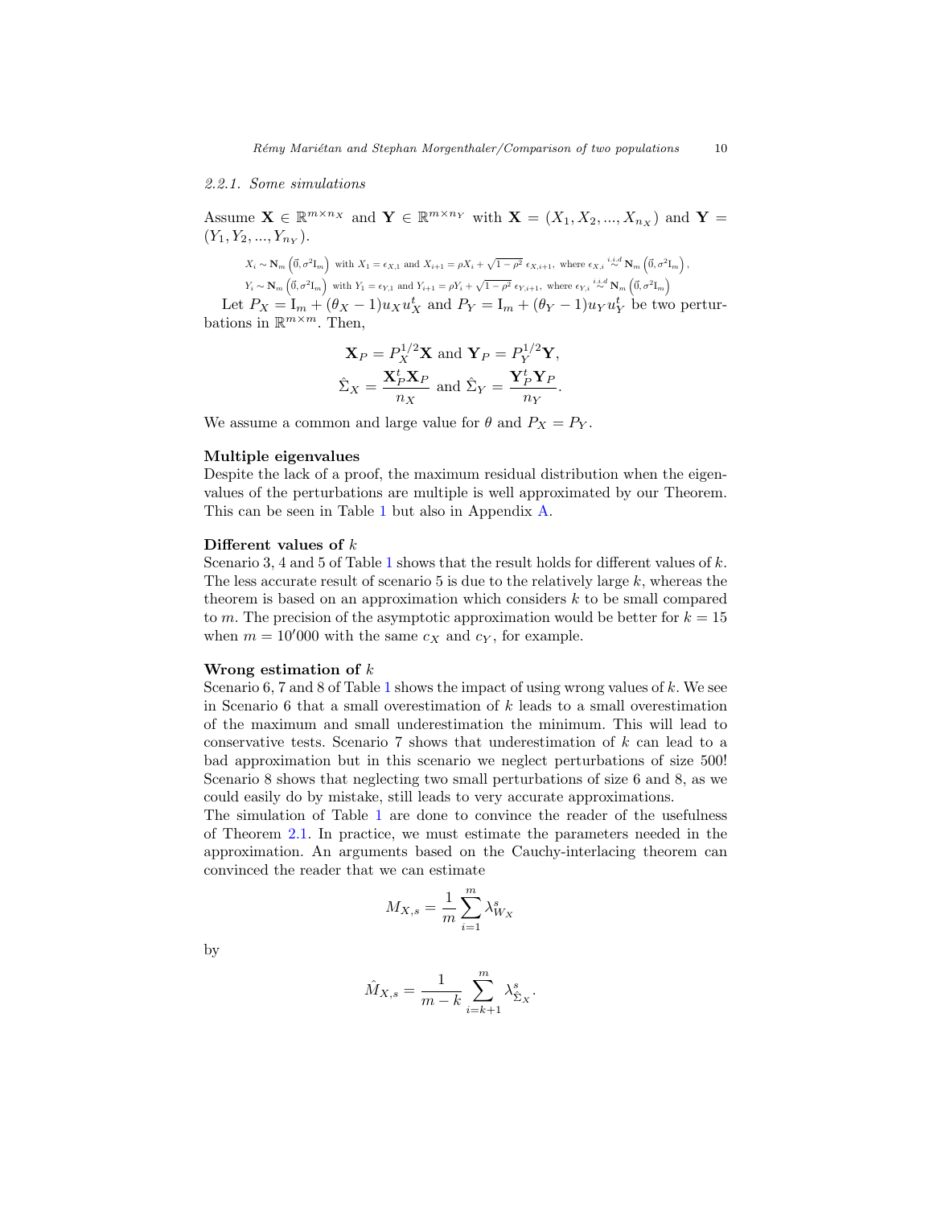### 2.2.1. Some simulations

Assume $\mathbf{X} \in \mathbb{R}^{m \times n_X}$ and $\mathbf{Y} \in \mathbb{R}^{m \times n_Y}$ with $\mathbf{X} = (X_1, X_2, ..., X_{n_X})$ and $\mathbf{Y} = (Y_1, Y_2, ..., Y_{n_Y})$.

$$X_i \sim \mathbf{N}_m\left(\vec{0}, \sigma^2 \mathrm{I}_m\right) \text{ with } X_1 = \epsilon_{X,1} \text{ and } X_{i+1} = \rho X_i + \sqrt{1-\rho^2}\, \epsilon_{X,i+1}, \text{ where } \epsilon_{X,i} \overset{i.i.d}{\sim} \mathbf{N}_m\left(\vec{0}, \sigma^2 \mathrm{I}_m\right),$$

$$Y_i \sim \mathbf{N}_m\left(\vec{0}, \sigma^2 \mathrm{I}_m\right) \text{ with } Y_1 = \epsilon_{Y,1} \text{ and } Y_{i+1} = \rho Y_i + \sqrt{1-\rho^2}\, \epsilon_{Y,i+1}, \text{ where } \epsilon_{Y,i} \overset{i.i.d}{\sim} \mathbf{N}_m\left(\vec{0}, \sigma^2 \mathrm{I}_m\right)$$

Let $P_X = \mathrm{I}_m + (\theta_X - 1) u_X u_X^t$ and $P_Y = \mathrm{I}_m + (\theta_Y - 1) u_Y u_Y^t$ be two perturbations in $\mathbb{R}^{m \times m}$. Then,

$$\mathbf{X}_P = P_X^{1/2} \mathbf{X} \text{ and } \mathbf{Y}_P = P_Y^{1/2} \mathbf{Y},$$
$$\hat{\Sigma}_X = \frac{\mathbf{X}_P^t \mathbf{X}_P}{n_X} \text{ and } \hat{\Sigma}_Y = \frac{\mathbf{Y}_P^t \mathbf{Y}_P}{n_Y}.$$

We assume a common and large value for $\theta$ and $P_X = P_Y$.

**Multiple eigenvalues**

Despite the lack of a proof, the maximum residual distribution when the eigenvalues of the perturbations are multiple is well approximated by our Theorem. This can be seen in Table 1 but also in Appendix A.

**Different values of $k$**

Scenario 3, 4 and 5 of Table 1 shows that the result holds for different values of $k$. The less accurate result of scenario 5 is due to the relatively large $k$, whereas the theorem is based on an approximation which considers $k$ to be small compared to $m$. The precision of the asymptotic approximation would be better for $k = 15$ when $m = 10'000$ with the same $c_X$ and $c_Y$, for example.

**Wrong estimation of $k$**

Scenario 6, 7 and 8 of Table 1 shows the impact of using wrong values of $k$. We see in Scenario 6 that a small overestimation of $k$ leads to a small overestimation of the maximum and small underestimation the minimum. This will lead to conservative tests. Scenario 7 shows that underestimation of $k$ can lead to a bad approximation but in this scenario we neglect perturbations of size 500! Scenario 8 shows that neglecting two small perturbations of size 6 and 8, as we could easily do by mistake, still leads to very accurate approximations.

The simulation of Table 1 are done to convince the reader of the usefulness of Theorem 2.1. In practice, we must estimate the parameters needed in the approximation. An arguments based on the Cauchy-interlacing theorem can convinced the reader that we can estimate

$$M_{X,s} = \frac{1}{m} \sum_{i=1}^{m} \lambda_{W_X}^s$$

by

$$\hat{M}_{X,s} = \frac{1}{m-k} \sum_{i=k+1}^{m} \lambda_{\hat{\Sigma}_X}^s.$$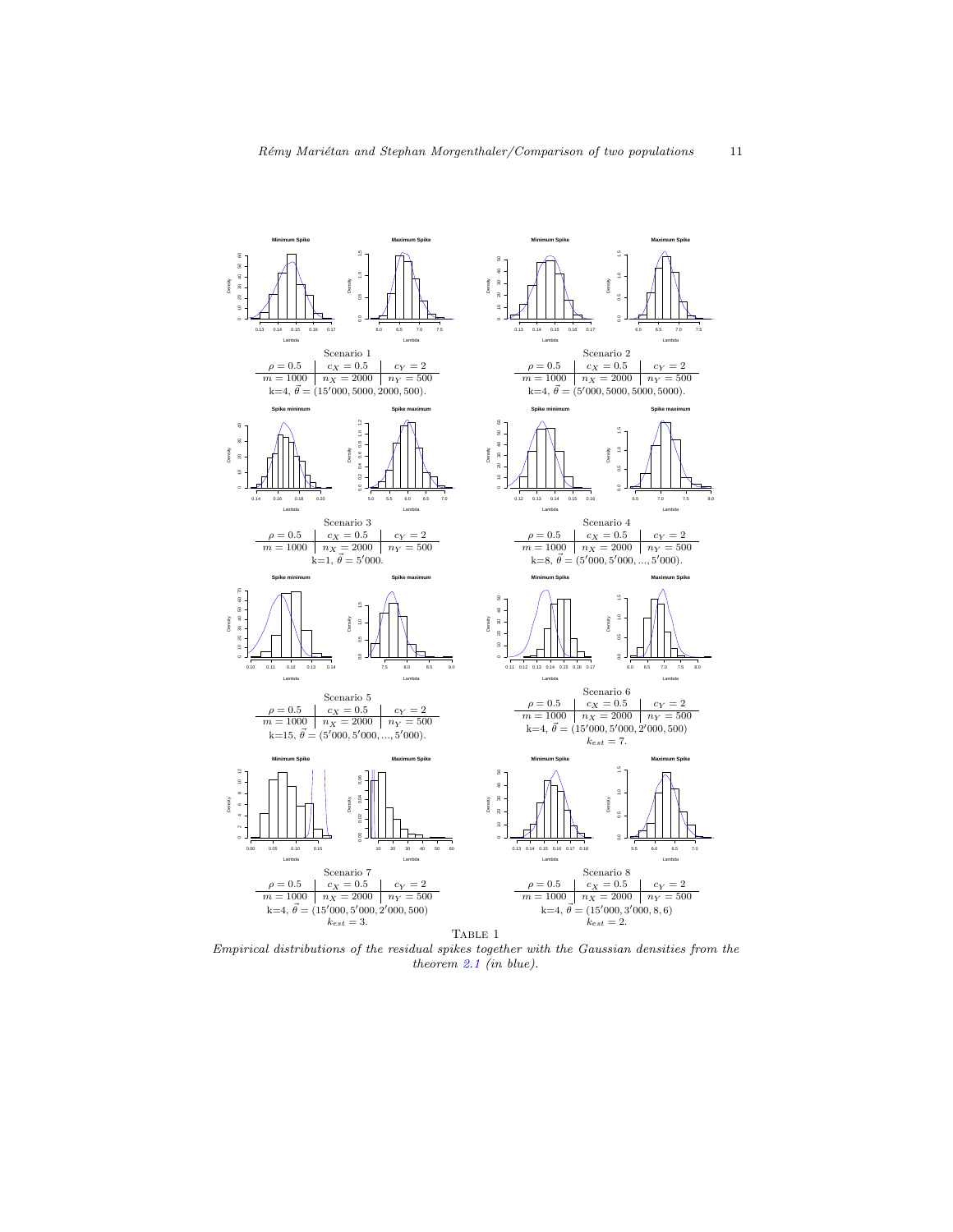Scenario 1

| $\rho = 0.5$ | $c_X = 0.5$ | $c_Y = 2$ |
| --- | --- | --- |
| $m = 1000$ | $n_X = 2000$ | $n_Y = 500$ |

k=4, $\vec{\theta} = (15'000, 5000, 2000, 500)$.

Scenario 2

| $\rho = 0.5$ | $c_X = 0.5$ | $c_Y = 2$ |
| --- | --- | --- |
| $m = 1000$ | $n_X = 2000$ | $n_Y = 500$ |

k=4, $\vec{\theta} = (5'000, 5000, 5000, 5000)$.

Scenario 3

| $\rho = 0.5$ | $c_X = 0.5$ | $c_Y = 2$ |
| --- | --- | --- |
| $m = 1000$ | $n_X = 2000$ | $n_Y = 500$ |

k=1, $\vec{\theta} = 5'000$.

Scenario 4

| $\rho = 0.5$ | $c_X = 0.5$ | $c_Y = 2$ |
| --- | --- | --- |
| $m = 1000$ | $n_X = 2000$ | $n_Y = 500$ |

k=8, $\vec{\theta} = (5'000, 5'000, ..., 5'000)$.

Scenario 5

| $\rho = 0.5$ | $c_X = 0.5$ | $c_Y = 2$ |
| --- | --- | --- |
| $m = 1000$ | $n_X = 2000$ | $n_Y = 500$ |

k=15, $\vec{\theta} = (5'000, 5'000, ..., 5'000)$.

Scenario 6

| $\rho = 0.5$ | $c_X = 0.5$ | $c_Y = 2$ |
| --- | --- | --- |
| $m = 1000$ | $n_X = 2000$ | $n_Y = 500$ |

k=4, $\vec{\theta} = (15'000, 5'000, 2'000, 500)$

$k_{est} = 7$.

Scenario 7

| $\rho = 0.5$ | $c_X = 0.5$ | $c_Y = 2$ |
| --- | --- | --- |
| $m = 1000$ | $n_X = 2000$ | $n_Y = 500$ |

k=4, $\vec{\theta} = (15'000, 5'000, 2'000, 500)$

$k_{est} = 3$.

Scenario 8

| $\rho = 0.5$ | $c_X = 0.5$ | $c_Y = 2$ |
| --- | --- | --- |
| $m = 1000$ | $n_X = 2000$ | $n_Y = 500$ |

k=4, $\vec{\theta} = (15'000, 3'000, 8, 6)$

$k_{est} = 2$.

TABLE 1

*Empirical distributions of the residual spikes together with the Gaussian densities from the theorem 2.1 (in blue).*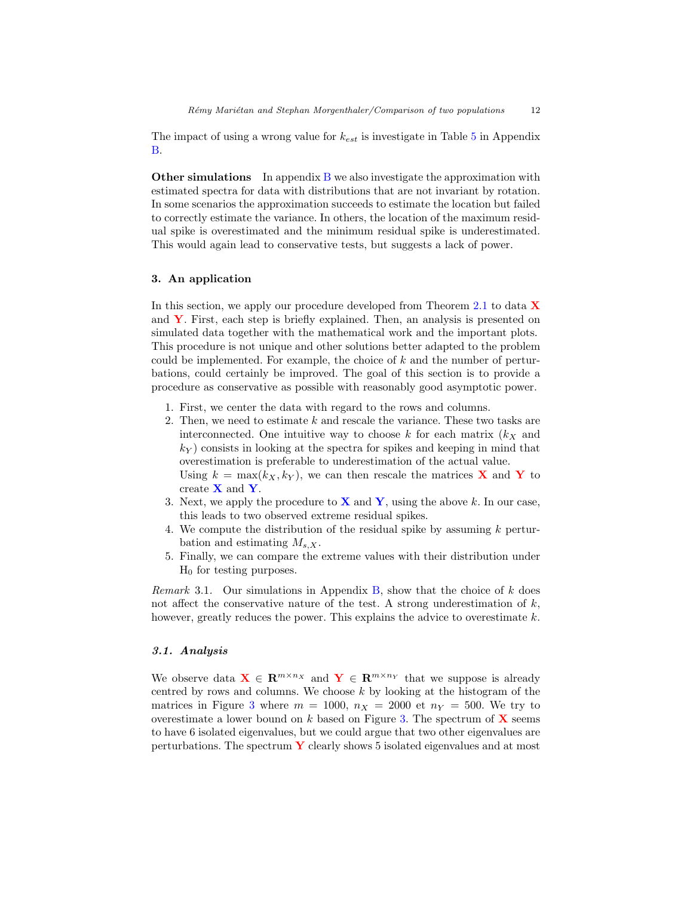The impact of using a wrong value for $k_{est}$ is investigate in Table 5 in Appendix B.

**Other simulations** In appendix B we also investigate the approximation with estimated spectra for data with distributions that are not invariant by rotation. In some scenarios the approximation succeeds to estimate the location but failed to correctly estimate the variance. In others, the location of the maximum residual spike is overestimated and the minimum residual spike is underestimated. This would again lead to conservative tests, but suggests a lack of power.

## 3. An application

In this section, we apply our procedure developed from Theorem 2.1 to data $\mathbf{X}$ and $\mathbf{Y}$. First, each step is briefly explained. Then, an analysis is presented on simulated data together with the mathematical work and the important plots. This procedure is not unique and other solutions better adapted to the problem could be implemented. For example, the choice of $k$ and the number of perturbations, could certainly be improved. The goal of this section is to provide a procedure as conservative as possible with reasonably good asymptotic power.

1. First, we center the data with regard to the rows and columns.
2. Then, we need to estimate $k$ and rescale the variance. These two tasks are interconnected. One intuitive way to choose $k$ for each matrix ($k_X$ and $k_Y$) consists in looking at the spectra for spikes and keeping in mind that overestimation is preferable to underestimation of the actual value.
   Using $k = \max(k_X, k_Y)$, we can then rescale the matrices $\mathbf{X}$ and $\mathbf{Y}$ to create $\mathbf{X}$ and $\mathbf{Y}$.
3. Next, we apply the procedure to $\mathbf{X}$ and $\mathbf{Y}$, using the above $k$. In our case, this leads to two observed extreme residual spikes.
4. We compute the distribution of the residual spike by assuming $k$ perturbation and estimating $M_{s,X}$.
5. Finally, we can compare the extreme values with their distribution under $\mathrm{H}_0$ for testing purposes.

*Remark* 3.1. Our simulations in Appendix B, show that the choice of $k$ does not affect the conservative nature of the test. A strong underestimation of $k$, however, greatly reduces the power. This explains the advice to overestimate $k$.

### *3.1. Analysis*

We observe data $\mathbf{X} \in \mathbf{R}^{m \times n_X}$ and $\mathbf{Y} \in \mathbf{R}^{m \times n_Y}$ that we suppose is already centred by rows and columns. We choose $k$ by looking at the histogram of the matrices in Figure 3 where $m = 1000$, $n_X = 2000$ et $n_Y = 500$. We try to overestimate a lower bound on $k$ based on Figure 3. The spectrum of $\mathbf{X}$ seems to have 6 isolated eigenvalues, but we could argue that two other eigenvalues are perturbations. The spectrum $\mathbf{Y}$ clearly shows 5 isolated eigenvalues and at most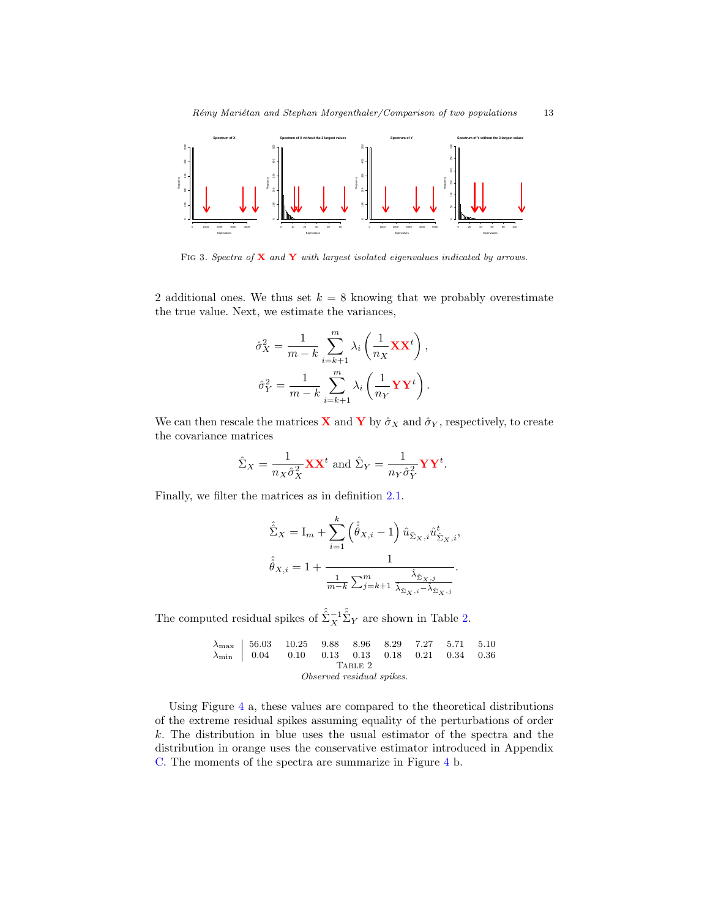Fig 3. *Spectra of* **X** *and* **Y** *with largest isolated eigenvalues indicated by arrows.*

2 additional ones. We thus set $k = 8$ knowing that we probably overestimate the true value. Next, we estimate the variances,

$$\hat{\sigma}_X^2 = \frac{1}{m-k} \sum_{i=k+1}^{m} \lambda_i \left( \frac{1}{n_X} \mathbf{X}\mathbf{X}^t \right),$$

$$\hat{\sigma}_Y^2 = \frac{1}{m-k} \sum_{i=k+1}^{m} \lambda_i \left( \frac{1}{n_Y} \mathbf{Y}\mathbf{Y}^t \right).$$

We can then rescale the matrices **X** and **Y** by $\hat{\sigma}_X$ and $\hat{\sigma}_Y$, respectively, to create the covariance matrices

$$\hat{\Sigma}_X = \frac{1}{n_X \hat{\sigma}_X^2} \mathbf{X}\mathbf{X}^t \text{ and } \hat{\Sigma}_Y = \frac{1}{n_Y \hat{\sigma}_Y^2} \mathbf{Y}\mathbf{Y}^t.$$

Finally, we filter the matrices as in definition 2.1.

$$\hat{\hat{\Sigma}}_X = \mathrm{I}_m + \sum_{i=1}^{k} \left( \hat{\hat{\theta}}_{X,i} - 1 \right) \hat{u}_{\hat{\Sigma}_X,i} \hat{u}_{\hat{\Sigma}_X,i}^t,$$

$$\hat{\hat{\theta}}_{X,i} = 1 + \frac{1}{\frac{1}{m-k} \sum_{j=k+1}^{m} \frac{\hat{\lambda}_{\hat{\Sigma}_X,j}}{\hat{\lambda}_{\hat{\Sigma}_X,i} - \hat{\lambda}_{\hat{\Sigma}_X,j}}}.$$

The computed residual spikes of $\hat{\hat{\Sigma}}_X^{-1} \hat{\hat{\Sigma}}_Y$ are shown in Table 2.

| | | | | | | | | |
|---|---|---|---|---|---|---|---|---|
| $\lambda_{\max}$ | 56.03 | 10.25 | 9.88 | 8.96 | 8.29 | 7.27 | 5.71 | 5.10 |
| $\lambda_{\min}$ | 0.04 | 0.10 | 0.13 | 0.13 | 0.18 | 0.21 | 0.34 | 0.36 |

Table 2

*Observed residual spikes.*

Using Figure 4 a, these values are compared to the theoretical distributions of the extreme residual spikes assuming equality of the perturbations of order $k$. The distribution in blue uses the usual estimator of the spectra and the distribution in orange uses the conservative estimator introduced in Appendix C. The moments of the spectra are summarize in Figure 4 b.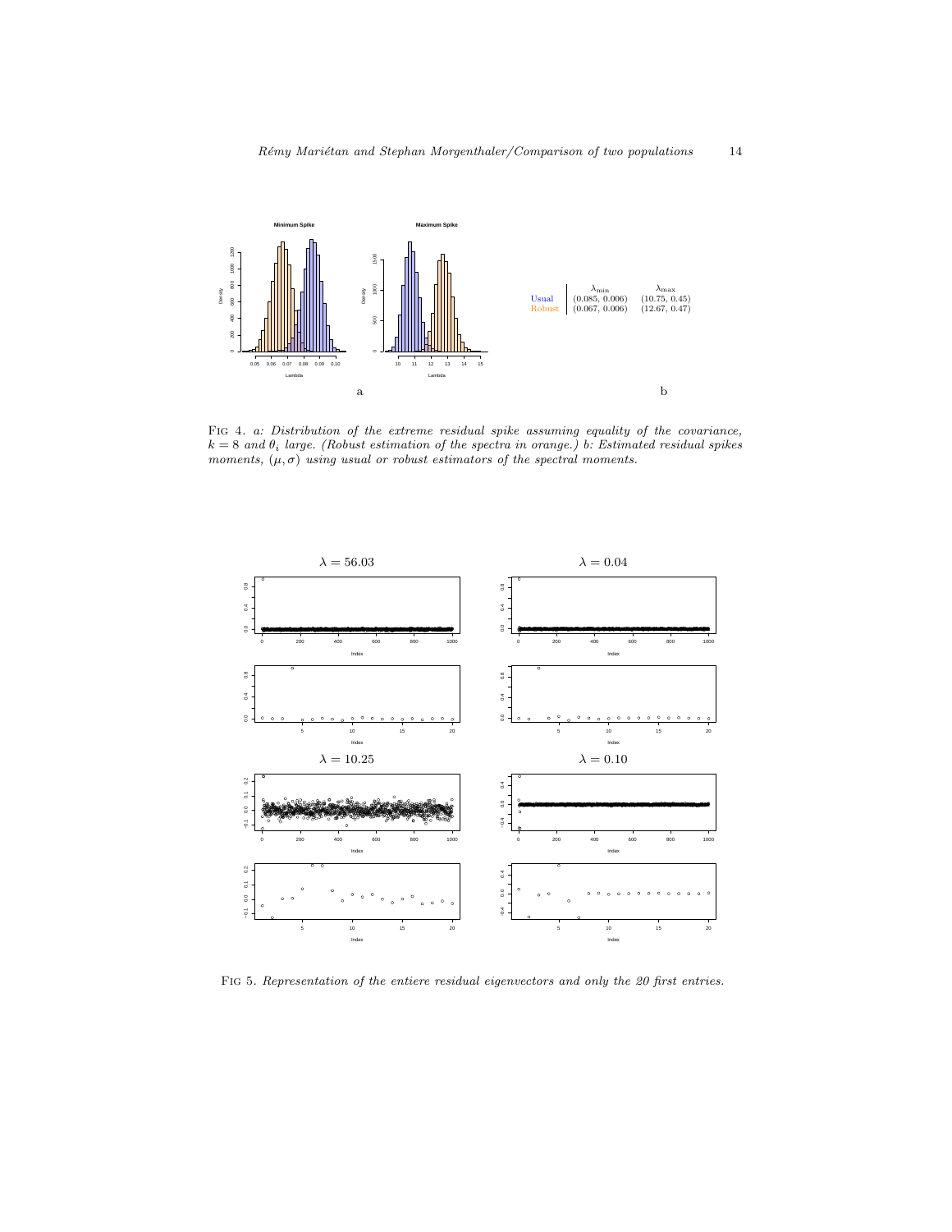|  | $\lambda_{\min}$ | $\lambda_{\max}$ |
| --- | --- | --- |
| Usual | (0.085, 0.006) | (10.75, 0.45) |
| Robust | (0.067, 0.006) | (12.67, 0.47) |

FIG 4. *a: Distribution of the extreme residual spike assuming equality of the covariance, $k = 8$ and $\theta_i$ large. (Robust estimation of the spectra in orange.) b: Estimated residual spikes moments, $(\mu, \sigma)$ using usual or robust estimators of the spectral moments.*

FIG 5. *Representation of the entiere residual eigenvectors and only the 20 first entries.*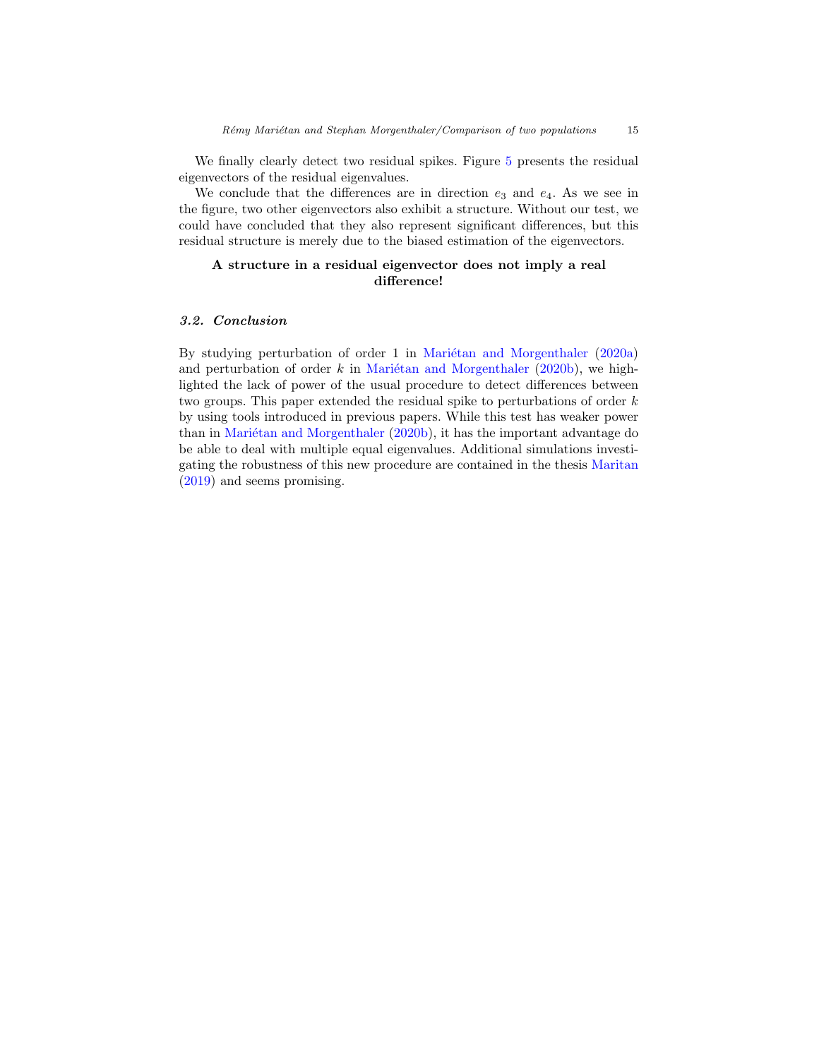We finally clearly detect two residual spikes. Figure 5 presents the residual eigenvectors of the residual eigenvalues.

We conclude that the differences are in direction $e_3$ and $e_4$. As we see in the figure, two other eigenvectors also exhibit a structure. Without our test, we could have concluded that they also represent significant differences, but this residual structure is merely due to the biased estimation of the eigenvectors.

**A structure in a residual eigenvector does not imply a real difference!**

### *3.2. Conclusion*

By studying perturbation of order 1 in Mariétan and Morgenthaler (2020a) and perturbation of order $k$ in Mariétan and Morgenthaler (2020b), we highlighted the lack of power of the usual procedure to detect differences between two groups. This paper extended the residual spike to perturbations of order $k$ by using tools introduced in previous papers. While this test has weaker power than in Mariétan and Morgenthaler (2020b), it has the important advantage do be able to deal with multiple equal eigenvalues. Additional simulations investigating the robustness of this new procedure are contained in the thesis Maritan (2019) and seems promising.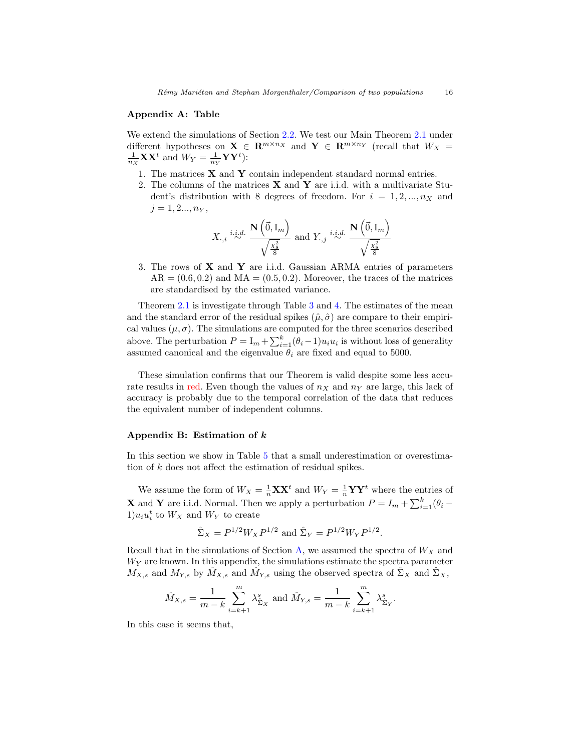## Appendix A: Table

We extend the simulations of Section 2.2. We test our Main Theorem 2.1 under different hypotheses on $\mathbf{X} \in \mathbf{R}^{m\times n_X}$ and $\mathbf{Y} \in \mathbf{R}^{m\times n_Y}$ (recall that $W_X = \frac{1}{n_X}\mathbf{X}\mathbf{X}^t$ and $W_Y = \frac{1}{n_Y}\mathbf{Y}\mathbf{Y}^t$):

1. The matrices $\mathbf{X}$ and $\mathbf{Y}$ contain independent standard normal entries.
2. The columns of the matrices $\mathbf{X}$ and $\mathbf{Y}$ are i.i.d. with a multivariate Student's distribution with 8 degrees of freedom. For $i = 1, 2, ..., n_X$ and $j = 1, 2..., n_Y$,
$$X_{\cdot,i} \overset{i.i.d.}{\sim} \frac{\mathbf{N}\left(\vec{0}, \mathrm{I}_m\right)}{\sqrt{\frac{\chi_8^2}{8}}} \text{ and } Y_{\cdot,j} \overset{i.i.d.}{\sim} \frac{\mathbf{N}\left(\vec{0}, \mathrm{I}_m\right)}{\sqrt{\frac{\chi_8^2}{8}}}$$
3. The rows of $\mathbf{X}$ and $\mathbf{Y}$ are i.i.d. Gaussian ARMA entries of parameters $\mathrm{AR} = (0.6, 0.2)$ and $\mathrm{MA} = (0.5, 0.2)$. Moreover, the traces of the matrices are standardised by the estimated variance.

Theorem 2.1 is investigate through Table 3 and 4. The estimates of the mean and the standard error of the residual spikes $(\hat{\mu}, \hat{\sigma})$ are compare to their empirical values $(\mu, \sigma)$. The simulations are computed for the three scenarios described above. The perturbation $P = \mathrm{I}_m + \sum_{i=1}^k (\theta_i - 1) u_i u_i$ is without loss of generality assumed canonical and the eigenvalue $\theta_i$ are fixed and equal to 5000.

These simulation confirms that our Theorem is valid despite some less accurate results in red. Even though the values of $n_X$ and $n_Y$ are large, this lack of accuracy is probably due to the temporal correlation of the data that reduces the equivalent number of independent columns.

## Appendix B: Estimation of $k$

In this section we show in Table 5 that a small underestimation or overestimation of $k$ does not affect the estimation of residual spikes.

We assume the form of $W_X = \frac{1}{n}\mathbf{X}\mathbf{X}^t$ and $W_Y = \frac{1}{n}\mathbf{Y}\mathbf{Y}^t$ where the entries of $\mathbf{X}$ and $\mathbf{Y}$ are i.i.d. Normal. Then we apply a perturbation $P = I_m + \sum_{i=1}^k (\theta_i - 1) u_i u_i^t$ to $W_X$ and $W_Y$ to create

$$\hat{\Sigma}_X = P^{1/2} W_X P^{1/2} \text{ and } \hat{\Sigma}_Y = P^{1/2} W_Y P^{1/2}.$$

Recall that in the simulations of Section A, we assumed the spectra of $W_X$ and $W_Y$ are known. In this appendix, the simulations estimate the spectra parameter $M_{X,s}$ and $M_{Y,s}$ by $\hat{M}_{X,s}$ and $\hat{M}_{Y,s}$ using the observed spectra of $\hat{\Sigma}_X$ and $\hat{\Sigma}_X$,

$$\hat{M}_{X,s} = \frac{1}{m-k} \sum_{i=k+1}^{m} \lambda_{\hat{\Sigma}_X}^s \text{ and } \hat{M}_{Y,s} = \frac{1}{m-k} \sum_{i=k+1}^{m} \lambda_{\hat{\Sigma}_Y}^s.$$

In this case it seems that,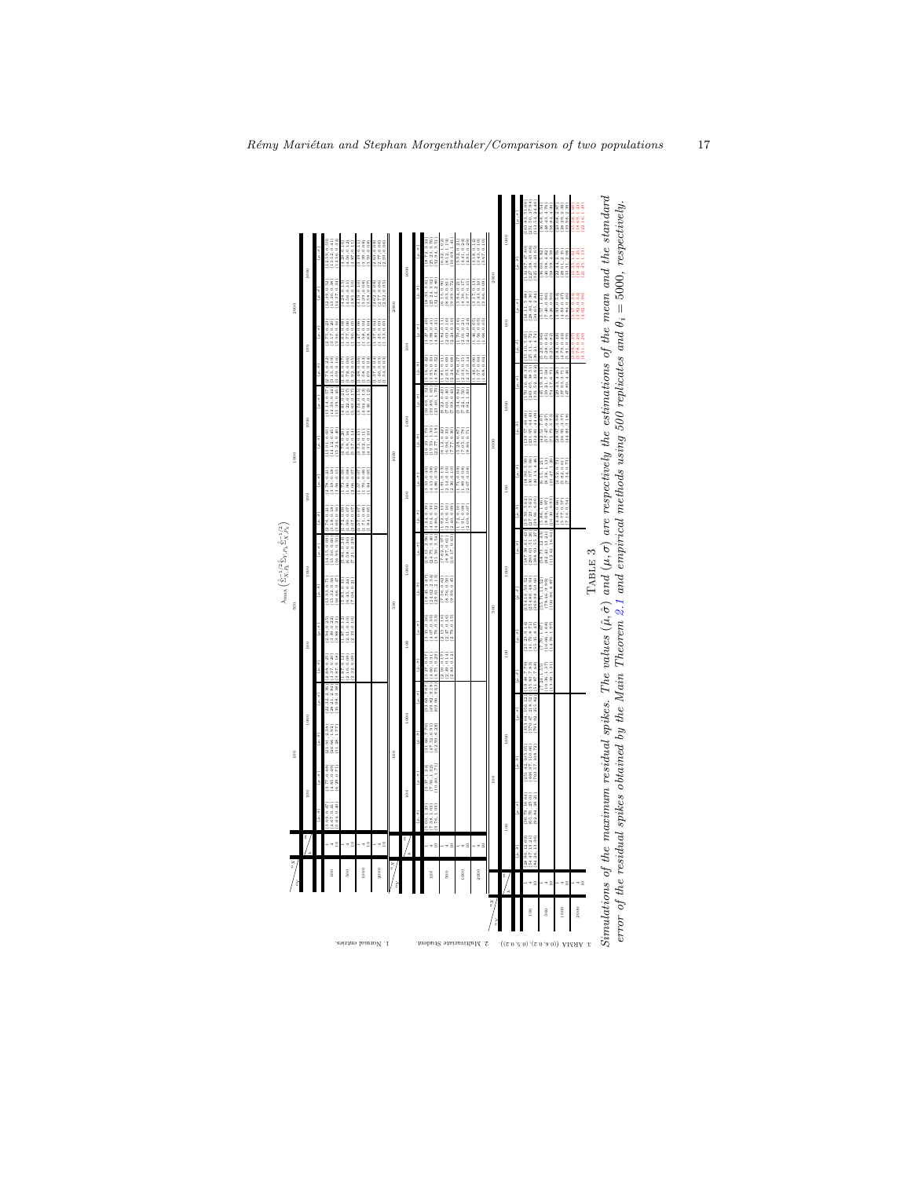TABLE 3

*Simulations of the maximum residual spikes. The values $(\hat{\mu}, \hat{\sigma})$ and $(\mu, \sigma)$ are respectively the estimations of the mean and the standard error of the residual spikes obtained by the Main Theorem 2.1 and empirical methods using 500 replicates and $\theta_i = 5000$, respectively.*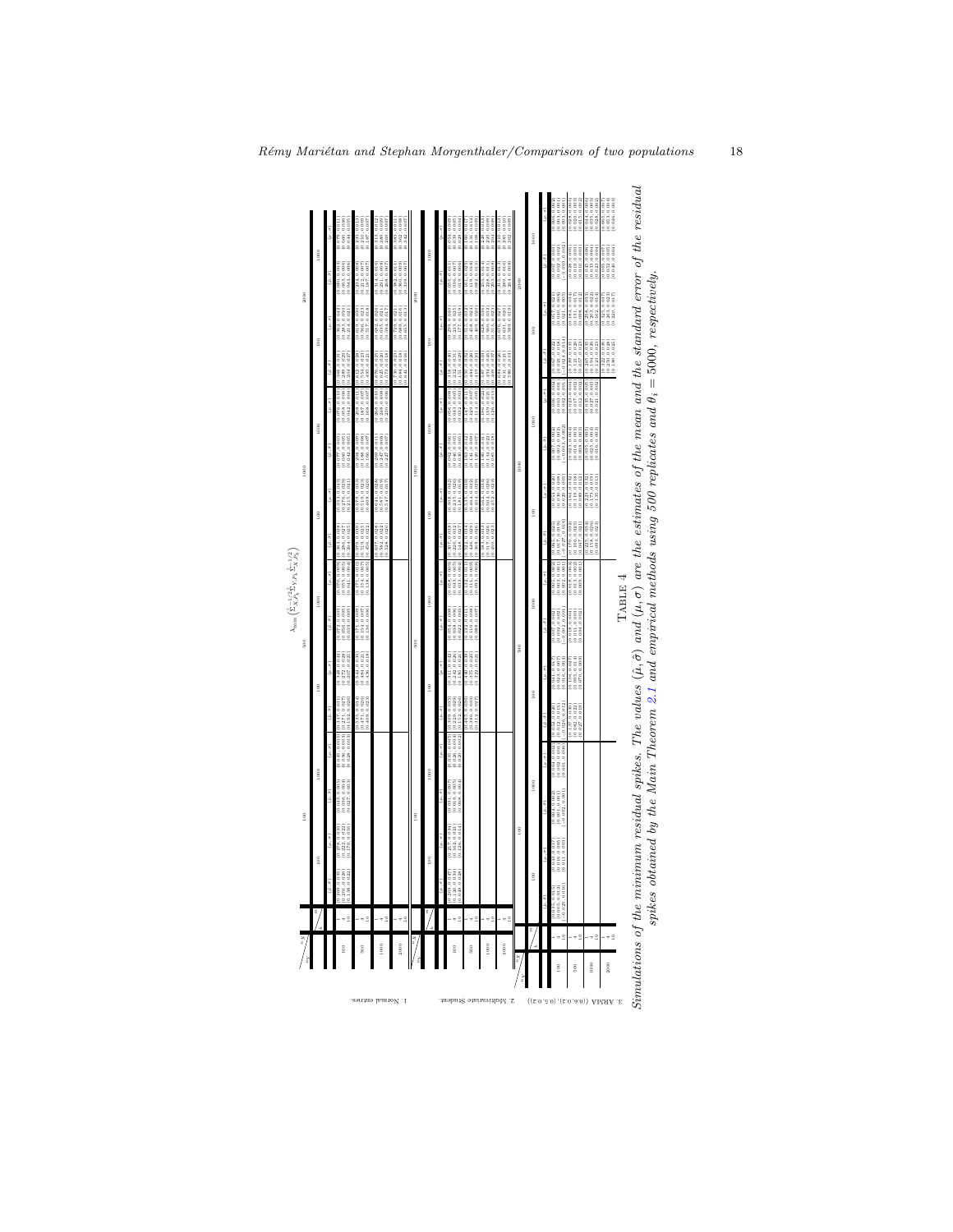$\lambda_{min}\left(\hat{\Sigma}_{X}^{-1/2}\hat{\Sigma}_{Y}^{\hat{}}\hat{P}_{X}\hat{\Sigma}_{X}^{-1/2}\right)$

TABLE 4

*Simulations of the minimum residual spikes. The values $(\hat{\mu}, \hat{\sigma})$ and $(\mu, \sigma)$ are the estimates of the mean and the standard error of the residual spikes obtained by the Main Theorem 2.1 and empirical methods using 500 replicates and $\theta_i = 5000$, respectively.*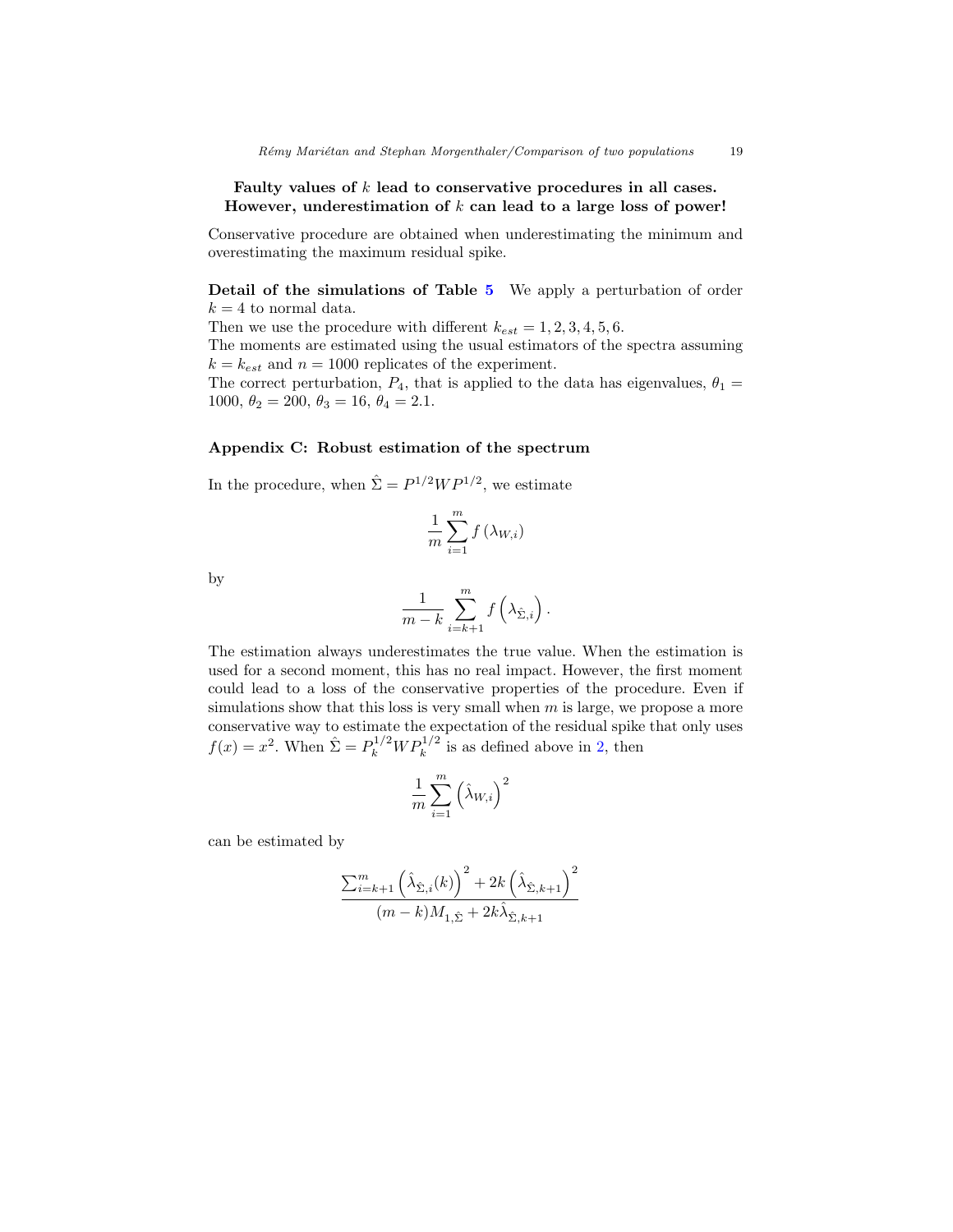**Faulty values of $k$ lead to conservative procedures in all cases. However, underestimation of $k$ can lead to a large loss of power!**

Conservative procedure are obtained when underestimating the minimum and overestimating the maximum residual spike.

**Detail of the simulations of Table 5** We apply a perturbation of order $k = 4$ to normal data.

Then we use the procedure with different $k_{est} = 1, 2, 3, 4, 5, 6$.

The moments are estimated using the usual estimators of the spectra assuming $k = k_{est}$ and $n = 1000$ replicates of the experiment.

The correct perturbation, $P_4$, that is applied to the data has eigenvalues, $\theta_1 = 1000$, $\theta_2 = 200$, $\theta_3 = 16$, $\theta_4 = 2.1$.

### Appendix C: Robust estimation of the spectrum

In the procedure, when $\hat{\Sigma} = P^{1/2} W P^{1/2}$, we estimate

$$\frac{1}{m} \sum_{i=1}^{m} f\left(\lambda_{W,i}\right)$$

by

$$\frac{1}{m-k} \sum_{i=k+1}^{m} f\left(\lambda_{\hat{\Sigma},i}\right).$$

The estimation always underestimates the true value. When the estimation is used for a second moment, this has no real impact. However, the first moment could lead to a loss of the conservative properties of the procedure. Even if simulations show that this loss is very small when $m$ is large, we propose a more conservative way to estimate the expectation of the residual spike that only uses $f(x) = x^2$. When $\hat{\Sigma} = P_k^{1/2} W P_k^{1/2}$ is as defined above in 2, then

$$\frac{1}{m} \sum_{i=1}^{m} \left(\hat{\lambda}_{W,i}\right)^2$$

can be estimated by

$$\frac{\sum_{i=k+1}^{m} \left(\hat{\lambda}_{\hat{\Sigma},i}(k)\right)^2 + 2k \left(\hat{\lambda}_{\hat{\Sigma},k+1}\right)^2}{(m-k) M_{1,\hat{\Sigma}} + 2k \hat{\lambda}_{\hat{\Sigma},k+1}}$$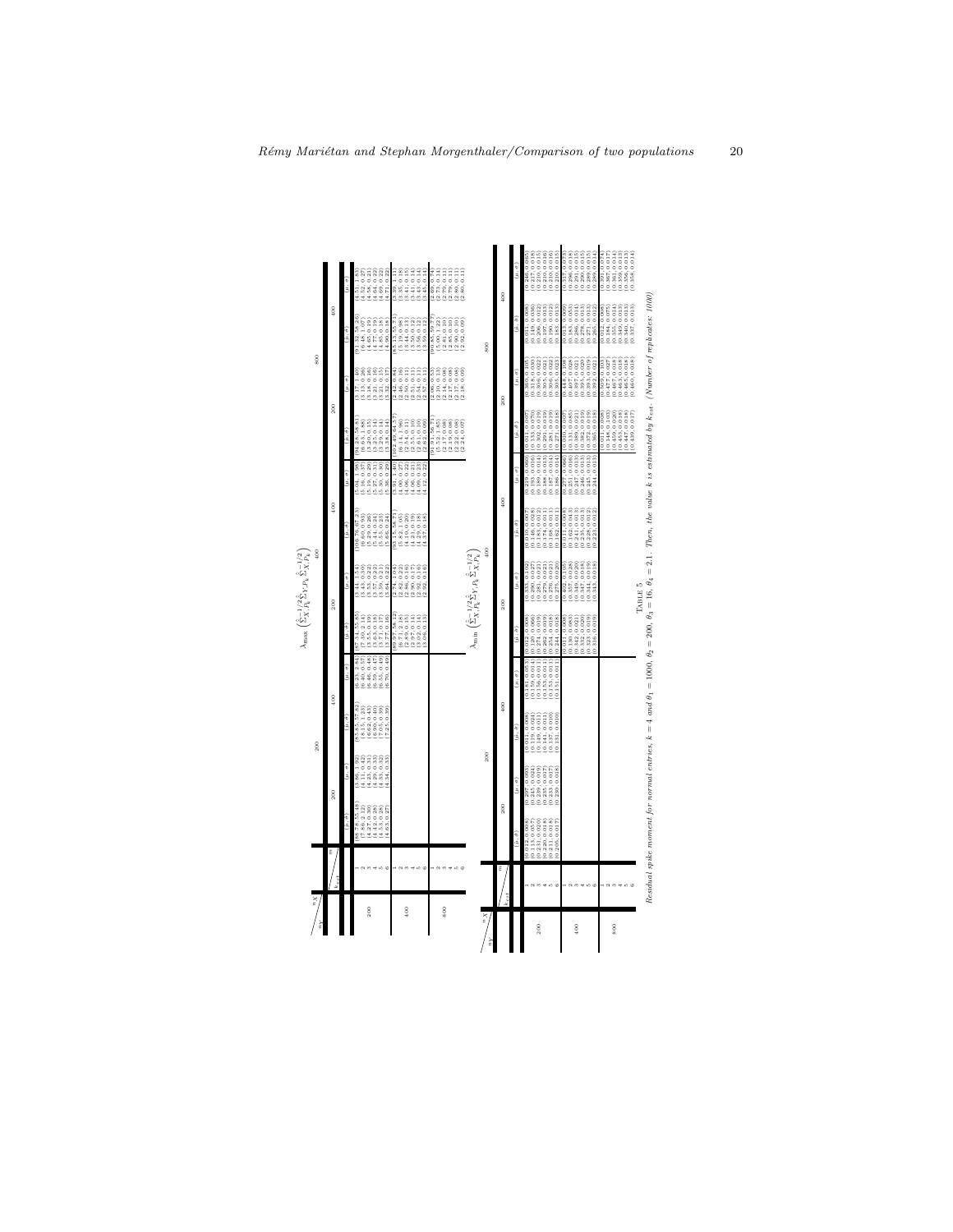$\lambda_{\max}\left(\hat{\Sigma}_{X,P_k}^{-1/2}\hat{\Sigma}_{Y,P_k}\hat{\Sigma}_{X,P_k}^{-1/2}\right)$

| $n_Y$ \ $n_X$ | | 200 | | | | 400 | | | | 800 | | | |
|---|---|---|---|---|---|---|---|---|---|---|---|---|---|
| | m | 200 | | 400 | | 200 | | 400 | | 200 | | 400 | |
| | $k_{est}$ | $(\hat{\mu},\hat{\sigma})$ | $(\mu,\sigma)$ | $(\hat{\mu},\hat{\sigma})$ | $(\mu,\sigma)$ | $(\hat{\mu},\hat{\sigma})$ | $(\mu,\sigma)$ | $(\hat{\mu},\hat{\sigma})$ | $(\mu,\sigma)$ | $(\hat{\mu},\hat{\sigma})$ | $(\mu,\sigma)$ | $(\hat{\mu},\hat{\sigma})$ | $(\mu,\sigma)$ |
| 200 | 1 | (88.78, 55.46) | (3.86, 1.92) | (85.85, 57.82) | (6.33, 2.84) | (87.45, 55.85) | (3.44, 1.54) | (106.70, 67.23) | (5.04, 1.98) | (94.28, 58.81) | (3.17, 1.40) | (91.52, 58.26) | (4.51, 1.83) |
| | 2 | (7.86, 2.12) | (4.11, 0.42) | (8.15, 1.23) | (6.40, 0.57) | (7.30, 2.14) | (3.43, 0.30) | (6.60, 0.93) | (5.16, 0.37) | (6.63, 1.88) | (3.13, 0.26) | (6.48, 1.07) | (4.52, 0.27) |
| | 3 | (4.27, 0.30) | (4.25, 0.34) | (6.62, 0.43) | (6.46, 0.48) | (3.51, 0.19) | (3.54, 0.22) | (5.29, 0.26) | (5.19, 0.29) | (3.09, 0.15) | (3.18, 0.16) | (4.65, 0.19) | (4.58, 0.21) |
| | 4 | (4.42, 0.28) | (4.29, 0.33) | (6.90, 0.40) | (6.59, 0.47) | (3.63, 0.18) | (3.57, 0.22) | (5.44, 0.24) | (5.27, 0.31) | (3.25, 0.14) | (3.21, 0.16) | (4.77, 0.19) | (4.64, 0.22) |
| | 5 | (4.53, 0.28) | (4.33, 0.32) | (7.05, 0.39) | (6.59, 0.49) | (3.71, 0.17) | (3.60, 0.21) | (5.55, 0.23) | (5.30, 0.30) | (3.29, 0.14) | (3.21, 0.15) | (4.85, 0.18) | (4.69, 0.22) |
| | 6 | (4.63, 0.27) | (4.34, 0.33) | (7.25, 0.39) | (6.70, 0.49) | (3.77, 0.16) | (3.64, 0.22) | (5.66, 0.24) | (5.36, 0.29) | (3.28, 0.14) | (3.32, 0.17) | (4.90, 0.18) | (4.71, 0.22) |
| 400 | 1 | | | | | (89.27, 58.12) | (2.74, 1.04) | (93.15, 58.71) | (3.93, 1.40) | (102.49, 64.57) | (2.42, 0.84) | (85.13, 55.57) | (3.39, 1.11) |
| | 2 | | | | | (6.71, 2.18) | (2.80, 0.22) | (5.82, 1.05) | (4.00, 0.27) | (6.41, 1.96) | (2.46, 0.16) | (5.19, 0.98) | (3.35, 0.18) |
| | 3 | | | | | (2.89, 0.15) | (2.86, 0.16) | (4.10, 0.20) | (4.06, 0.22) | (2.54, 0.11) | (2.50, 0.11) | (3.44, 0.13) | (3.41, 0.15) |
| | 4 | | | | | (2.97, 0.14) | (2.90, 0.17) | (4.21, 0.19) | (4.06, 0.21) | (2.55, 0.10) | (2.51, 0.11) | (3.50, 0.12) | (3.41, 0.14) |
| | 5 | | | | | (3.02, 0.14) | (2.92, 0.16) | (4.29, 0.18) | (4.09, 0.23) | (2.61, 0.10) | (2.54, 0.11) | (3.56, 0.12) | (3.43, 0.14) |
| | 6 | | | | | (3.06, 0.13) | (2.92, 0.16) | (4.37, 0.18) | (4.12, 0.22) | (2.62, 0.09) | (2.57, 0.11) | (3.59, 0.12) | (3.45, 0.14) |
| 800 | 1 | | | | | | | | | (91.91, 56.71) | (2.06, 0.53) | (90.85, 59.77) | (2.69, 0.74) |
| | 2 | | | | | | | | | (5.21, 1.85) | (2.09, 0.13) | (5.00, 1.22) | (2.71, 0.14) |
| | 3 | | | | | | | | | (2.17, 0.08) | (2.14, 0.08) | (2.81, 0.10) | (2.75, 0.11) |
| | 4 | | | | | | | | | (2.19, 0.08) | (2.17, 0.08) | (2.85, 0.10) | (2.79, 0.11) |
| | 5 | | | | | | | | | (2.22, 0.08) | (2.17, 0.08) | (2.90, 0.10) | (2.80, 0.11) |
| | 6 | | | | | | | | | (2.24, 0.07) | (2.18, 0.09) | (2.92, 0.09) | (2.80, 0.11) |

$\lambda_{\min}\left(\hat{\Sigma}_{X,P_k}^{-1/2}\hat{\Sigma}_{Y,P_k}\hat{\Sigma}_{X,P_k}^{-1/2}\right)$

| $n_Y$ \ $n_X$ | | 200 | | | | 400 | | | | 800 | | | |
|---|---|---|---|---|---|---|---|---|---|---|---|---|---|
| | m | 200 | | 400 | | 200 | | 400 | | 200 | | 400 | |
| | $k_{est}$ | $(\hat{\mu},\hat{\sigma})$ | $(\mu,\sigma)$ | $(\hat{\mu},\hat{\sigma})$ | $(\mu,\sigma)$ | $(\hat{\mu},\hat{\sigma})$ | $(\mu,\sigma)$ | $(\hat{\mu},\hat{\sigma})$ | $(\mu,\sigma)$ | $(\hat{\mu},\hat{\sigma})$ | $(\mu,\sigma)$ | $(\hat{\mu},\hat{\sigma})$ | $(\mu,\sigma)$ |
| 200 | 1 | (0.012, 0.008) | (0.297, 0.093) | (0.011, 0.008) | (0.181, 0.053) | (0.012, 0.008) | (0.333, 0.102) | (0.010, 0.007) | (0.219, 0.060) | (0.011, 0.007) | (0.368, 0.105) | (0.011, 0.008) | (0.246, 0.065) |
| | 2 | (0.113, 0.057) | (0.245, 0.024) | (0.119, 0.024) | (0.159, 0.014) | (0.120, 0.066) | (0.290, 0.027) | (0.146, 0.028) | (0.193, 0.016) | (0.133, 0.070) | (0.318, 0.030) | (0.149, 0.036) | (0.217, 0.018) |
| | 3 | (0.231, 0.020) | (0.239, 0.019) | (0.149, 0.011) | (0.156, 0.011) | (0.274, 0.019) | (0.281, 0.021) | (0.183, 0.012) | (0.189, 0.014) | (0.302, 0.019) | (0.309, 0.022) | (0.206, 0.012) | (0.210, 0.015) |
| | 4 | (0.220, 0.018) | (0.235, 0.017) | (0.141, 0.011) | (0.153, 0.011) | (0.262, 0.019) | (0.279, 0.021) | (0.174, 0.011) | (0.188, 0.013) | (0.291, 0.019) | (0.305, 0.021) | (0.197, 0.013) | (0.210, 0.016) |
| | 5 | (0.211, 0.018) | (0.233, 0.017) | (0.137, 0.010) | (0.153, 0.011) | (0.254, 0.018) | (0.276, 0.021) | (0.168, 0.011) | (0.187, 0.014) | (0.281, 0.019) | (0.306, 0.022) | (0.190, 0.012) | (0.210, 0.016) |
| | 6 | (0.205, 0.017) | (0.230, 0.018) | (0.131, 0.010) | (0.151, 0.011) | (0.244, 0.018) | (0.275, 0.020) | (0.162, 0.011) | (0.186, 0.014) | (0.271, 0.018) | (0.305, 0.023) | (0.183, 0.013) | (0.210, 0.015) |
| 400 | 1 | | | | | (0.011, 0.008) | (0.409, 0.103) | (0.011, 0.008) | (0.277, 0.068) | (0.010, 0.007) | (0.448, 0.108) | (0.012, 0.009) | (0.317, 0.073) |
| | 2 | | | | | (0.130, 0.083) | (0.357, 0.028) | (0.162, 0.043) | (0.251, 0.016) | (0.131, 0.085) | (0.407, 0.028) | (0.183, 0.053) | (0.296, 0.018) |
| | 3 | | | | | (0.342, 0.022) | (0.347, 0.020) | (0.241, 0.015) | (0.246, 0.013) | (0.392, 0.021) | (0.397, 0.021) | (0.286, 0.014) | (0.290, 0.015) |
| | 4 | | | | | (0.332, 0.020) | (0.347, 0.018) | (0.235, 0.013) | (0.246, 0.013) | (0.382, 0.021) | (0.395, 0.020) | (0.278, 0.014) | (0.290, 0.015) |
| | 5 | | | | | (0.323, 0.019) | (0.344, 0.019) | (0.228, 0.012) | (0.245, 0.013) | (0.372, 0.019) | (0.393, 0.019) | (0.271, 0.013) | (0.289, 0.015) |
| | 6 | | | | | (0.316, 0.019) | (0.345, 0.018) | (0.223, 0.012) | (0.244, 0.013) | (0.365, 0.019) | (0.392, 0.021) | (0.265, 0.012) | (0.289, 0.014) |
| 800 | 1 | | | | | | | | | (0.011, 0.008) | (0.509, 0.103) | (0.012, 0.008) | (0.391, 0.074) |
| | 2 | | | | | | | | | (0.148, 0.103) | (0.477, 0.027) | (0.184, 0.075) | (0.367, 0.017) |
| | 3 | | | | | | | | | (0.459, 0.020) | (0.467, 0.018) | (0.355, 0.014) | (0.361, 0.014) |
| | 4 | | | | | | | | | (0.453, 0.018) | (0.463, 0.018) | (0.349, 0.013) | (0.359, 0.013) |
| | 5 | | | | | | | | | (0.447, 0.018) | (0.465, 0.018) | (0.340, 0.013) | (0.358, 0.013) |
| | 6 | | | | | | | | | (0.439, 0.017) | (0.460, 0.018) | (0.337, 0.013) | (0.358, 0.014) |

TABLE 5

*Residual spike moment for normal entries, $k = 4$ and $\theta_1 = 1000$, $\theta_2 = 200$, $\theta_3 = 16$, $\theta_4 = 2.1$. Then, the value $k$ is estimated by $k_{est}$. (Number of replicates: 1000)*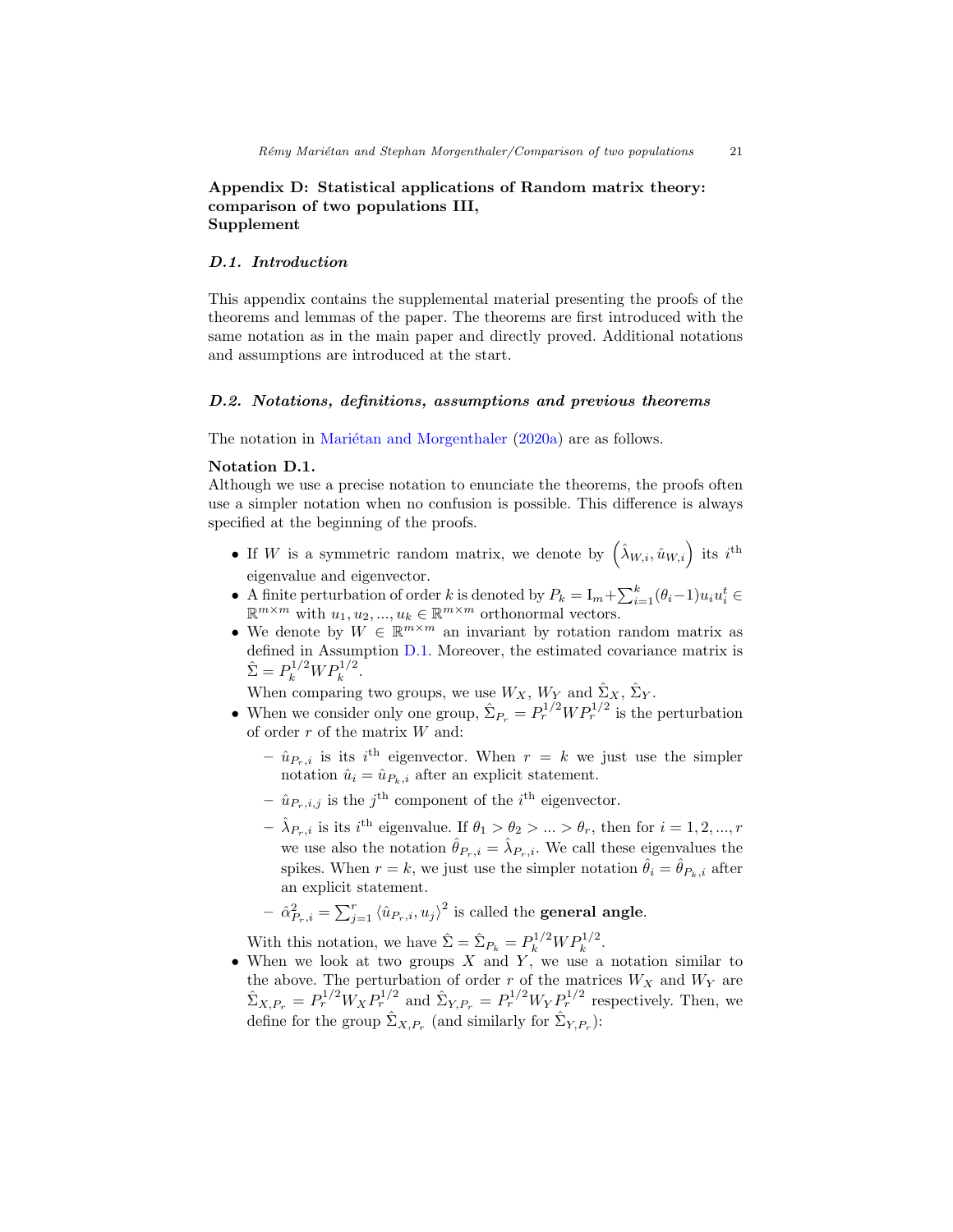## Appendix D: Statistical applications of Random matrix theory: comparison of two populations III, Supplement

### D.1. Introduction

This appendix contains the supplemental material presenting the proofs of the theorems and lemmas of the paper. The theorems are first introduced with the same notation as in the main paper and directly proved. Additional notations and assumptions are introduced at the start.

### D.2. Notations, definitions, assumptions and previous theorems

The notation in Mariétan and Morgenthaler (2020a) are as follows.

**Notation D.1.**
Although we use a precise notation to enunciate the theorems, the proofs often use a simpler notation when no confusion is possible. This difference is always specified at the beginning of the proofs.

- If $W$ is a symmetric random matrix, we denote by $\left(\hat{\lambda}_{W,i}, \hat{u}_{W,i}\right)$ its $i^{\text{th}}$ eigenvalue and eigenvector.
- A finite perturbation of order $k$ is denoted by $P_k = \mathrm{I}_m + \sum_{i=1}^{k}(\theta_i - 1)u_i u_i^t \in \mathbb{R}^{m\times m}$ with $u_1, u_2, ..., u_k \in \mathbb{R}^{m\times m}$ orthonormal vectors.
- We denote by $W \in \mathbb{R}^{m\times m}$ an invariant by rotation random matrix as defined in Assumption D.1. Moreover, the estimated covariance matrix is $\hat{\Sigma} = P_k^{1/2} W P_k^{1/2}$.
  When comparing two groups, we use $W_X$, $W_Y$ and $\hat{\Sigma}_X$, $\hat{\Sigma}_Y$.
- When we consider only one group, $\hat{\Sigma}_{P_r} = P_r^{1/2} W P_r^{1/2}$ is the perturbation of order $r$ of the matrix $W$ and:
  - $\hat{u}_{P_r,i}$ is its $i^{\text{th}}$ eigenvector. When $r = k$ we just use the simpler notation $\hat{u}_i = \hat{u}_{P_k,i}$ after an explicit statement.
  - $\hat{u}_{P_r,i,j}$ is the $j^{\text{th}}$ component of the $i^{\text{th}}$ eigenvector.
  - $\hat{\lambda}_{P_r,i}$ is its $i^{\text{th}}$ eigenvalue. If $\theta_1 > \theta_2 > ... > \theta_r$, then for $i = 1, 2, ..., r$ we use also the notation $\hat{\theta}_{P_r,i} = \hat{\lambda}_{P_r,i}$. We call these eigenvalues the spikes. When $r = k$, we just use the simpler notation $\hat{\theta}_i = \hat{\theta}_{P_k,i}$ after an explicit statement.
  - $\hat{\alpha}^2_{P_r,i} = \sum_{j=1}^{r} \langle \hat{u}_{P_r,i}, u_j \rangle^2$ is called the **general angle**.

  With this notation, we have $\hat{\Sigma} = \hat{\Sigma}_{P_k} = P_k^{1/2} W P_k^{1/2}$.
- When we look at two groups $X$ and $Y$, we use a notation similar to the above. The perturbation of order $r$ of the matrices $W_X$ and $W_Y$ are $\hat{\Sigma}_{X,P_r} = P_r^{1/2} W_X P_r^{1/2}$ and $\hat{\Sigma}_{Y,P_r} = P_r^{1/2} W_Y P_r^{1/2}$ respectively. Then, we define for the group $\hat{\Sigma}_{X,P_r}$ (and similarly for $\hat{\Sigma}_{Y,P_r}$):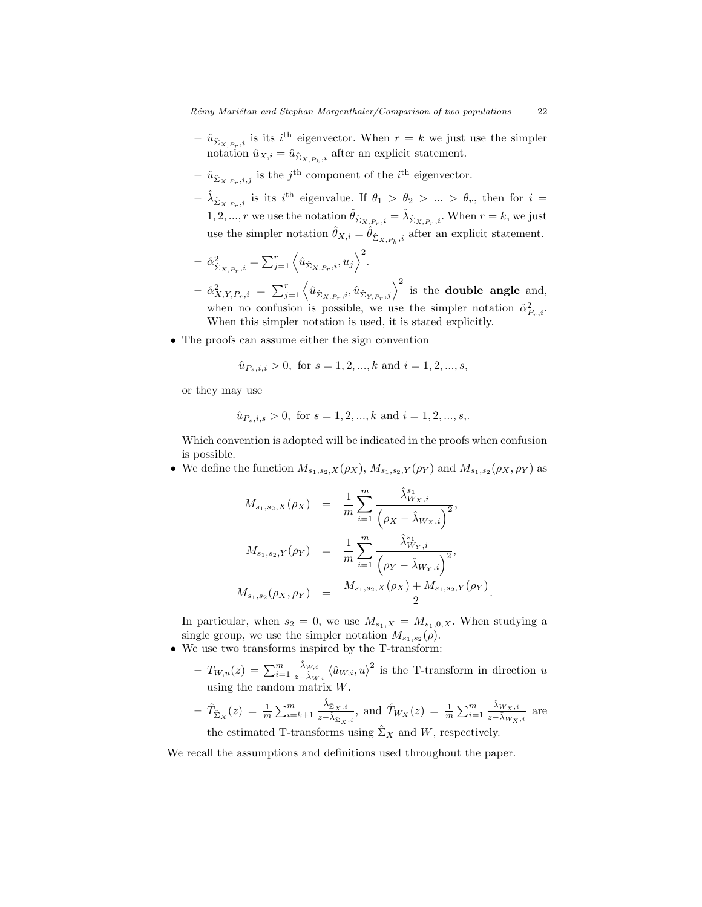- $\hat{u}_{\hat{\Sigma}_{X,P_r},i}$ is its $i^{\text{th}}$ eigenvector. When $r = k$ we just use the simpler notation $\hat{u}_{X,i} = \hat{u}_{\hat{\Sigma}_{X,P_k},i}$ after an explicit statement.
  - $\hat{u}_{\hat{\Sigma}_{X,P_r},i,j}$ is the $j^{\text{th}}$ component of the $i^{\text{th}}$ eigenvector.
  - $\hat{\lambda}_{\hat{\Sigma}_{X,P_r},i}$ is its $i^{\text{th}}$ eigenvalue. If $\theta_1 > \theta_2 > ... > \theta_r$, then for $i = 1, 2, ..., r$ we use the notation $\hat{\theta}_{\hat{\Sigma}_{X,P_r},i} = \hat{\lambda}_{\hat{\Sigma}_{X,P_r},i}$. When $r = k$, we just use the simpler notation $\hat{\theta}_{X,i} = \hat{\theta}_{\hat{\Sigma}_{X,P_k},i}$ after an explicit statement.
  - $\hat{\alpha}^2_{\hat{\Sigma}_{X,P_r},i} = \sum_{j=1}^{r} \left\langle \hat{u}_{\hat{\Sigma}_{X,P_r},i}, u_j \right\rangle^2$.
  - $\hat{\alpha}^2_{X,Y,P_r,i} = \sum_{j=1}^{r} \left\langle \hat{u}_{\hat{\Sigma}_{X,P_r},i}, \hat{u}_{\hat{\Sigma}_{Y,P_r},j} \right\rangle^2$ is the **double angle** and, when no confusion is possible, we use the simpler notation $\hat{\alpha}^2_{P_r,i}$. When this simpler notation is used, it is stated explicitly.

- The proofs can assume either the sign convention

$$\hat{u}_{P_s,i,i} > 0, \text{ for } s = 1, 2, ..., k \text{ and } i = 1, 2, ..., s,$$

or they may use

$$\hat{u}_{P_s,i,s} > 0, \text{ for } s = 1, 2, ..., k \text{ and } i = 1, 2, ..., s,.$$

Which convention is adopted will be indicated in the proofs when confusion is possible.

- We define the function $M_{s_1,s_2,X}(\rho_X)$, $M_{s_1,s_2,Y}(\rho_Y)$ and $M_{s_1,s_2}(\rho_X, \rho_Y)$ as

$$\begin{aligned}
M_{s_1,s_2,X}(\rho_X) &= \frac{1}{m} \sum_{i=1}^{m} \frac{\hat{\lambda}^{s_1}_{W_X,i}}{\left(\rho_X - \hat{\lambda}_{W_X,i}\right)^2}, \\
M_{s_1,s_2,Y}(\rho_Y) &= \frac{1}{m} \sum_{i=1}^{m} \frac{\hat{\lambda}^{s_1}_{W_Y,i}}{\left(\rho_Y - \hat{\lambda}_{W_Y,i}\right)^2}, \\
M_{s_1,s_2}(\rho_X, \rho_Y) &= \frac{M_{s_1,s_2,X}(\rho_X) + M_{s_1,s_2,Y}(\rho_Y)}{2}.
\end{aligned}$$

In particular, when $s_2 = 0$, we use $M_{s_1,X} = M_{s_1,0,X}$. When studying a single group, we use the simpler notation $M_{s_1,s_2}(\rho)$.

- We use two transforms inspired by the T-transform:
  - $T_{W,u}(z) = \sum_{i=1}^{m} \frac{\hat{\lambda}_{W,i}}{z - \hat{\lambda}_{W,i}} \langle \hat{u}_{W,i}, u \rangle^2$ is the T-transform in direction $u$ using the random matrix $W$.
  - $\hat{T}_{\hat{\Sigma}_X}(z) = \frac{1}{m} \sum_{i=k+1}^{m} \frac{\hat{\lambda}_{\hat{\Sigma}_X,i}}{z - \hat{\lambda}_{\hat{\Sigma}_X,i}}$, and $\hat{T}_{W_X}(z) = \frac{1}{m} \sum_{i=1}^{m} \frac{\hat{\lambda}_{W_X,i}}{z - \hat{\lambda}_{W_X,i}}$ are the estimated T-transforms using $\hat{\Sigma}_X$ and $W$, respectively.

We recall the assumptions and definitions used throughout the paper.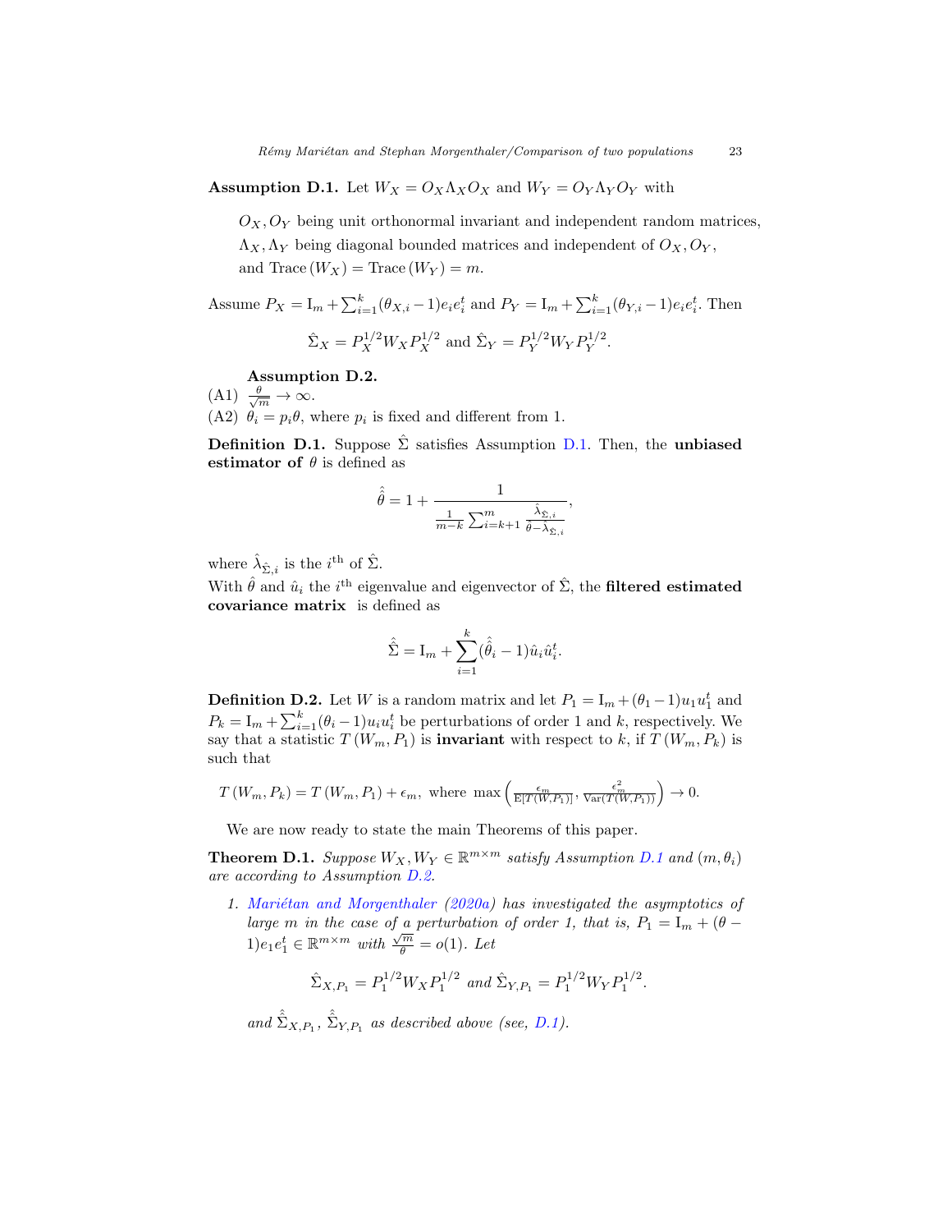**Assumption D.1.** Let $W_X = O_X \Lambda_X O_X$ and $W_Y = O_Y \Lambda_Y O_Y$ with

$O_X, O_Y$ being unit orthonormal invariant and independent random matrices,
$\Lambda_X, \Lambda_Y$ being diagonal bounded matrices and independent of $O_X, O_Y$,
and $\mathrm{Trace}\,(W_X) = \mathrm{Trace}\,(W_Y) = m$.

Assume $P_X = \mathrm{I}_m + \sum_{i=1}^k (\theta_{X,i} - 1) e_i e_i^t$ and $P_Y = \mathrm{I}_m + \sum_{i=1}^k (\theta_{Y,i} - 1) e_i e_i^t$. Then

$$\hat{\Sigma}_X = P_X^{1/2} W_X P_X^{1/2} \text{ and } \hat{\Sigma}_Y = P_Y^{1/2} W_Y P_Y^{1/2}.$$

**Assumption D.2.**

(A1) $\frac{\theta}{\sqrt{m}} \to \infty$.

(A2) $\theta_i = p_i \theta$, where $p_i$ is fixed and different from 1.

**Definition D.1.** Suppose $\hat{\Sigma}$ satisfies Assumption D.1. Then, the **unbiased estimator of** $\theta$ is defined as

$$\hat{\hat{\theta}} = 1 + \frac{1}{\frac{1}{m-k}\sum_{i=k+1}^{m} \frac{\hat{\lambda}_{\hat{\Sigma},i}}{\hat{\theta} - \hat{\lambda}_{\hat{\Sigma},i}}},$$

where $\hat{\lambda}_{\hat{\Sigma},i}$ is the $i^{\text{th}}$ of $\hat{\Sigma}$.

With $\hat{\theta}$ and $\hat{u}_i$ the $i^{\text{th}}$ eigenvalue and eigenvector of $\hat{\Sigma}$, the **filtered estimated covariance matrix** is defined as

$$\hat{\hat{\Sigma}} = \mathrm{I}_m + \sum_{i=1}^{k} (\hat{\hat{\theta}}_i - 1) \hat{u}_i \hat{u}_i^t.$$

**Definition D.2.** Let $W$ is a random matrix and let $P_1 = \mathrm{I}_m + (\theta_1 - 1) u_1 u_1^t$ and $P_k = \mathrm{I}_m + \sum_{i=1}^k (\theta_i - 1) u_i u_i^t$ be perturbations of order 1 and $k$, respectively. We say that a statistic $T(W_m, P_1)$ is **invariant** with respect to $k$, if $T(W_m, P_k)$ is such that

$$T(W_m, P_k) = T(W_m, P_1) + \epsilon_m, \text{ where } \max\left(\frac{\epsilon_m}{\mathrm{E}[T(W, P_1)]}, \frac{\epsilon_m^2}{\mathrm{Var}(T(W, P_1))}\right) \to 0.$$

We are now ready to state the main Theorems of this paper.

**Theorem D.1.** *Suppose $W_X, W_Y \in \mathbb{R}^{m \times m}$ satisfy Assumption D.1 and $(m, \theta_i)$ are according to Assumption D.2.*

1. *Mariétan and Morgenthaler (2020a) has investigated the asymptotics of large $m$ in the case of a perturbation of order 1, that is, $P_1 = \mathrm{I}_m + (\theta - 1) e_1 e_1^t \in \mathbb{R}^{m \times m}$ with $\frac{\sqrt{m}}{\theta} = o(1)$. Let*

$$\hat{\Sigma}_{X,P_1} = P_1^{1/2} W_X P_1^{1/2} \text{ and } \hat{\Sigma}_{Y,P_1} = P_1^{1/2} W_Y P_1^{1/2}.$$

*and $\hat{\hat{\Sigma}}_{X,P_1}$, $\hat{\hat{\Sigma}}_{Y,P_1}$ as described above (see, D.1).*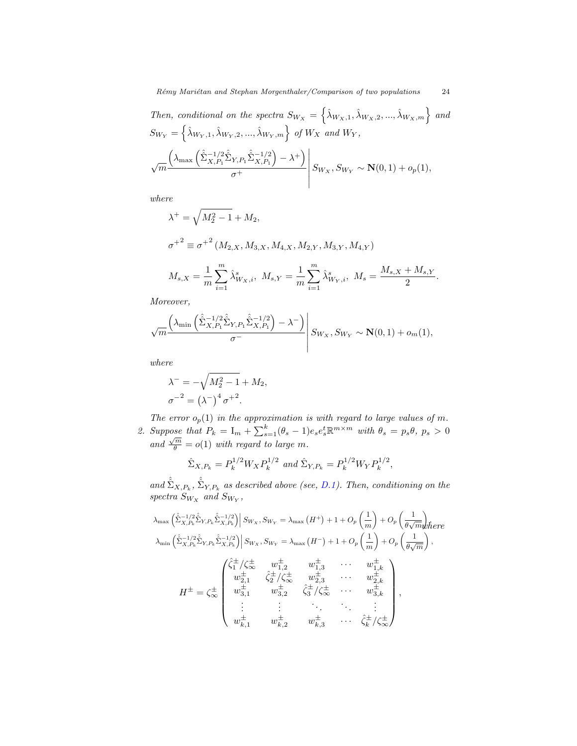*Then, conditional on the spectra* $S_{W_X} = \left\{\hat{\lambda}_{W_X,1}, \hat{\lambda}_{W_X,2}, ..., \hat{\lambda}_{W_X,m}\right\}$ *and* $S_{W_Y} = \left\{\hat{\lambda}_{W_Y,1}, \hat{\lambda}_{W_Y,2}, ..., \hat{\lambda}_{W_Y,m}\right\}$ *of* $W_X$ *and* $W_Y$*,*

$$\sqrt{m}\frac{\left(\lambda_{\max}\left(\hat{\hat{\Sigma}}_{X,P_1}^{-1/2}\hat{\hat{\Sigma}}_{Y,P_1}\hat{\hat{\Sigma}}_{X,P_1}^{-1/2}\right)-\lambda^+\right)}{\sigma^+}\Bigg|\, S_{W_X}, S_{W_Y} \sim \mathbf{N}(0,1)+o_p(1),$$

*where*

$$\lambda^+ = \sqrt{M_2^2-1}+M_2,$$

$$\sigma^{+^2} \equiv \sigma^{+^2}\left(M_{2,X}, M_{3,X}, M_{4,X}, M_{2,Y}, M_{3,Y}, M_{4,Y}\right)$$

$$M_{s,X} = \frac{1}{m}\sum_{i=1}^{m}\hat{\lambda}_{W_X,i}^s,\ \ M_{s,Y} = \frac{1}{m}\sum_{i=1}^{m}\hat{\lambda}_{W_Y,i}^s,\ \ M_s = \frac{M_{s,X}+M_{s,Y}}{2}.$$

*Moreover,*

$$\sqrt{m}\frac{\left(\lambda_{\min}\left(\hat{\hat{\Sigma}}_{X,P_1}^{-1/2}\hat{\hat{\Sigma}}_{Y,P_1}\hat{\hat{\Sigma}}_{X,P_1}^{-1/2}\right)-\lambda^-\right)}{\sigma^-}\Bigg|\, S_{W_X}, S_{W_Y} \sim \mathbf{N}(0,1)+o_m(1),$$

*where*

$$\lambda^- = -\sqrt{M_2^2-1}+M_2,$$
$$\sigma^{-^2} = \left(\lambda^-\right)^4\sigma^{+^2}.$$

*The error* $o_p(1)$ *in the approximation is with regard to large values of* $m$*.*

2. *Suppose that* $P_k = \mathrm{I}_m + \sum_{s=1}^{k}(\theta_s-1)e_se_s^t\mathbb{R}^{m\times m}$ *with* $\theta_s = p_s\theta$*,* $p_s > 0$ *and* $\frac{\sqrt{m}}{\theta} = o(1)$ *with regard to large* $m$*.*

$$\hat{\Sigma}_{X,P_k} = P_k^{1/2}W_XP_k^{1/2} \text{ and } \hat{\Sigma}_{Y,P_k} = P_k^{1/2}W_YP_k^{1/2},$$

*and* $\hat{\hat{\Sigma}}_{X,P_k}$*,* $\hat{\hat{\Sigma}}_{Y,P_k}$ *as described above (see, D.1). Then, conditioning on the spectra* $S_{W_X}$ *and* $S_{W_Y}$*,*

$$\lambda_{\max}\left(\hat{\hat{\Sigma}}_{X,P_k}^{-1/2}\hat{\hat{\Sigma}}_{Y,P_k}\hat{\hat{\Sigma}}_{X,P_k}^{-1/2}\right)\Big|\, S_{W_X}, S_{W_Y} = \lambda_{\max}\left(H^+\right)+1+O_p\left(\frac{1}{m}\right)+O_p\left(\frac{1}{\theta\sqrt{m}}\right),$$

*where*

$$\lambda_{\min}\left(\hat{\hat{\Sigma}}_{X,P_k}^{-1/2}\hat{\hat{\Sigma}}_{Y,P_k}\hat{\hat{\Sigma}}_{X,P_k}^{-1/2}\right)\Big|\, S_{W_X}, S_{W_Y} = \lambda_{\max}\left(H^-\right)+1+O_p\left(\frac{1}{m}\right)+O_p\left(\frac{1}{\theta\sqrt{m}}\right),$$

$$H^{\pm} = \zeta_\infty^{\pm}\begin{pmatrix} \hat{\zeta}_1^{\pm}/\zeta_\infty^{\pm} & w_{1,2}^{\pm} & w_{1,3}^{\pm} & \cdots & w_{1,k}^{\pm} \\ w_{2,1}^{\pm} & \hat{\zeta}_2^{\pm}/\zeta_\infty^{\pm} & w_{2,3}^{\pm} & \cdots & w_{2,k}^{\pm} \\ w_{3,1}^{\pm} & w_{3,2}^{\pm} & \hat{\zeta}_3^{\pm}/\zeta_\infty^{\pm} & \cdots & w_{3,k}^{\pm} \\ \vdots & \vdots & \ddots & \ddots & \vdots \\ w_{k,1}^{\pm} & w_{k,2}^{\pm} & w_{k,3}^{\pm} & \cdots & \hat{\zeta}_k^{\pm}/\zeta_\infty^{\pm} \end{pmatrix},$$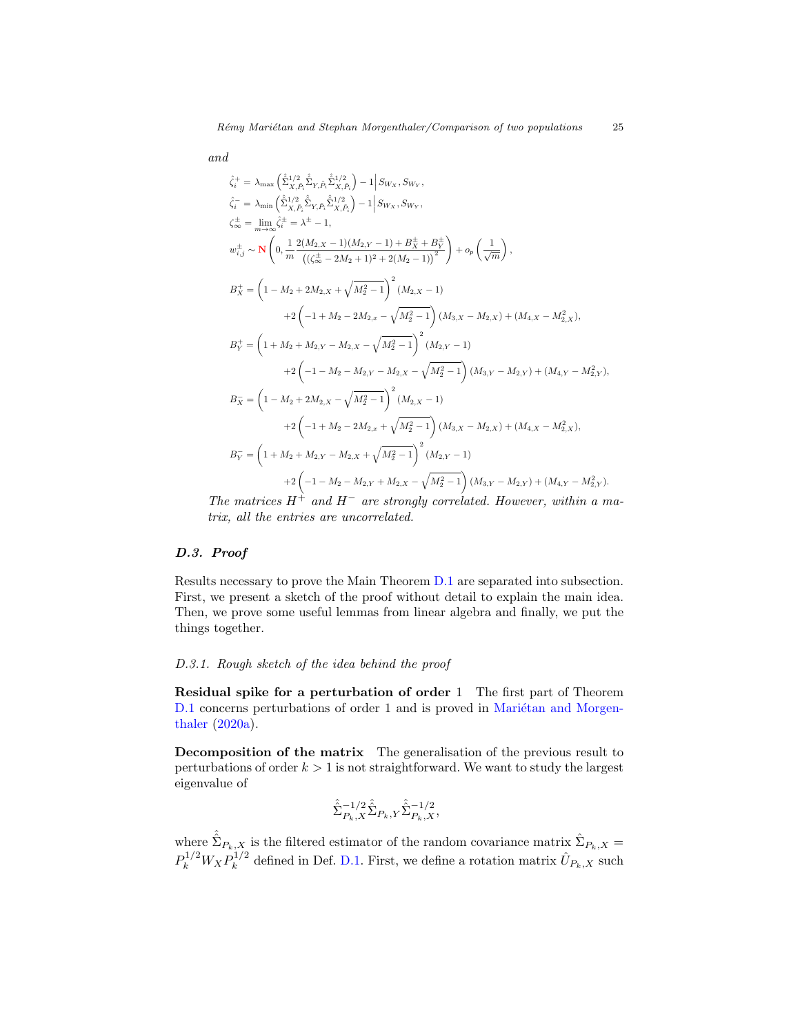*and*

$$
\begin{aligned}
\hat{\zeta}_i^{+} &= \lambda_{\max}\left(\hat{\hat{\Sigma}}_{X,\tilde{P}_i}^{1/2}\hat{\hat{\Sigma}}_{Y,\tilde{P}_i}\hat{\hat{\Sigma}}_{X,\tilde{P}_i}^{1/2}\right) - 1 \Big| S_{W_X}, S_{W_Y},\\
\hat{\zeta}_i^{-} &= \lambda_{\min}\left(\hat{\hat{\Sigma}}_{X,\tilde{P}_i}^{1/2}\hat{\hat{\Sigma}}_{Y,\tilde{P}_i}\hat{\hat{\Sigma}}_{X,\tilde{P}_i}^{1/2}\right) - 1 \Big| S_{W_X}, S_{W_Y},\\
\zeta_\infty^{\pm} &= \lim_{m\to\infty}\hat{\zeta}_i^{\pm} = \lambda^{\pm} - 1,\\
w_{i,j}^{\pm} &\sim \mathbf{N}\left(0, \frac{1}{m}\frac{2(M_{2,X}-1)(M_{2,Y}-1) + B_X^{\pm} + B_Y^{\pm}}{\left((\zeta_\infty^{\pm} - 2M_2 + 1)^2 + 2(M_2-1)\right)^2}\right) + o_p\left(\frac{1}{\sqrt{m}}\right),\\
B_X^{+} &= \left(1 - M_2 + 2M_{2,X} + \sqrt{M_2^2 - 1}\right)^2 (M_{2,X} - 1)\\
&\quad + 2\left(-1 + M_2 - 2M_{2,x} - \sqrt{M_2^2-1}\right)(M_{3,X} - M_{2,X}) + (M_{4,X} - M_{2,X}^2),\\
B_Y^{+} &= \left(1 + M_2 + M_{2,Y} - M_{2,X} - \sqrt{M_2^2 - 1}\right)^2 (M_{2,Y} - 1)\\
&\quad + 2\left(-1 - M_2 - M_{2,Y} - M_{2,X} - \sqrt{M_2^2-1}\right)(M_{3,Y} - M_{2,Y}) + (M_{4,Y} - M_{2,Y}^2),\\
B_X^{-} &= \left(1 - M_2 + 2M_{2,X} - \sqrt{M_2^2 - 1}\right)^2 (M_{2,X} - 1)\\
&\quad + 2\left(-1 + M_2 - 2M_{2,x} + \sqrt{M_2^2-1}\right)(M_{3,X} - M_{2,X}) + (M_{4,X} - M_{2,X}^2),\\
B_Y^{-} &= \left(1 + M_2 + M_{2,Y} - M_{2,X} + \sqrt{M_2^2 - 1}\right)^2 (M_{2,Y} - 1)\\
&\quad + 2\left(-1 - M_2 - M_{2,Y} + M_{2,X} - \sqrt{M_2^2-1}\right)(M_{3,Y} - M_{2,Y}) + (M_{4,Y} - M_{2,Y}^2).
\end{aligned}
$$

*The matrices $H^+$ and $H^-$ are strongly correlated. However, within a matrix, all the entries are uncorrelated.*

### D.3. Proof

Results necessary to prove the Main Theorem D.1 are separated into subsection. First, we present a sketch of the proof without detail to explain the main idea. Then, we prove some useful lemmas from linear algebra and finally, we put the things together.

#### D.3.1. Rough sketch of the idea behind the proof

**Residual spike for a perturbation of order 1** The first part of Theorem D.1 concerns perturbations of order 1 and is proved in Mariétan and Morgenthaler (2020a).

**Decomposition of the matrix** The generalisation of the previous result to perturbations of order $k > 1$ is not straightforward. We want to study the largest eigenvalue of

$$
\hat{\hat{\Sigma}}_{P_k,X}^{-1/2}\hat{\hat{\Sigma}}_{P_k,Y}\hat{\hat{\Sigma}}_{P_k,X}^{-1/2},
$$

where $\hat{\hat{\Sigma}}_{P_k,X}$ is the filtered estimator of the random covariance matrix $\hat{\Sigma}_{P_k,X} = P_k^{1/2}W_X P_k^{1/2}$ defined in Def. D.1. First, we define a rotation matrix $\hat{U}_{P_k,X}$ such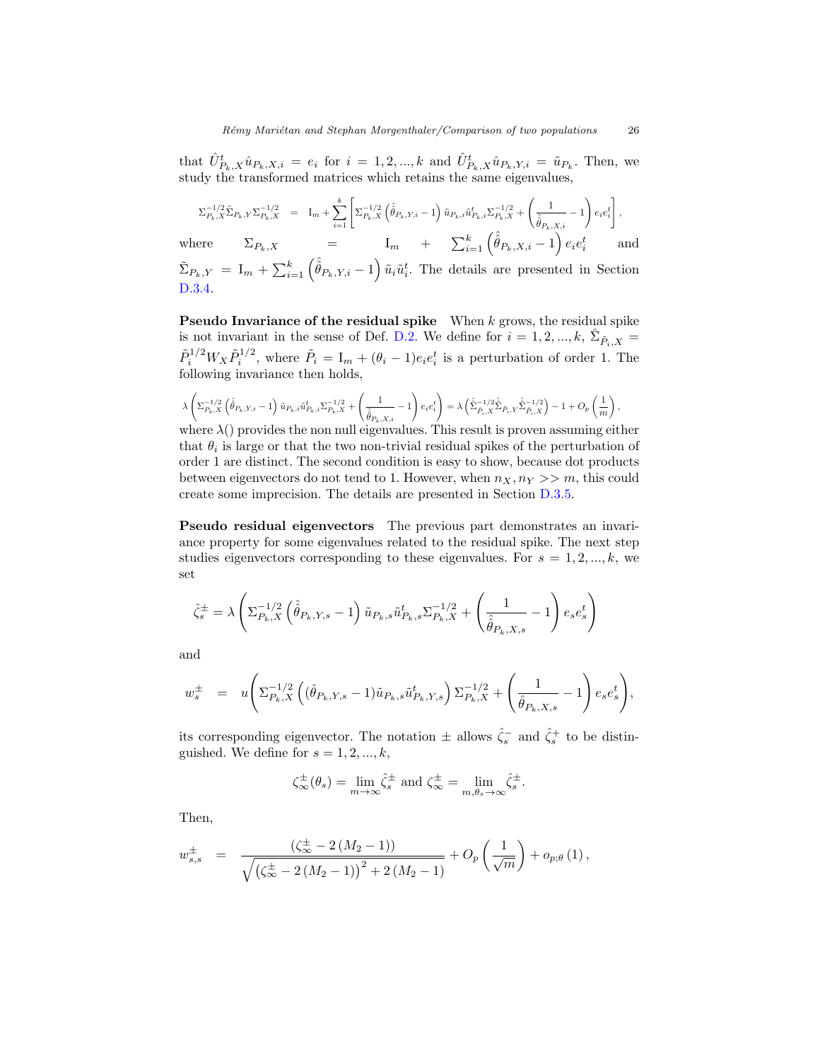that $\hat{U}^t_{P_k,X}\hat{u}_{P_k,X,i} = e_i$ for $i = 1,2,...,k$ and $\hat{U}^t_{P_k,X}\hat{u}_{P_k,Y,i} = \tilde{u}_{P_k}$. Then, we study the transformed matrices which retains the same eigenvalues,

$$\Sigma^{-1/2}_{P_k,X}\tilde{\Sigma}_{P_k,Y}\Sigma^{-1/2}_{P_k,X} = \mathrm{I}_m + \sum_{i=1}^{k}\left[\Sigma^{-1/2}_{P_k,X}\left(\hat{\hat{\theta}}_{P_k,Y,i}-1\right)\tilde{u}_{P_k,i}\tilde{u}^t_{P_k,i}\Sigma^{-1/2}_{P_k,X} + \left(\frac{1}{\hat{\hat{\theta}}_{P_k,X,i}}-1\right)e_ie_i^t\right],$$

where $\Sigma_{P_k,X} = \mathrm{I}_m + \sum_{i=1}^{k}\left(\hat{\hat{\theta}}_{P_k,X,i}-1\right)e_ie_i^t$ and $\tilde{\Sigma}_{P_k,Y} = \mathrm{I}_m + \sum_{i=1}^{k}\left(\hat{\hat{\theta}}_{P_k,Y,i}-1\right)\tilde{u}_i\tilde{u}_i^t$. The details are presented in Section D.3.4.

**Pseudo Invariance of the residual spike** When $k$ grows, the residual spike is not invariant in the sense of Def. D.2. We define for $i = 1,2,...,k$, $\hat{\Sigma}_{\tilde{P}_i,X} = \tilde{P}_i^{1/2}W_X\tilde{P}_i^{1/2}$, where $\tilde{P}_i = \mathrm{I}_m + (\theta_i - 1)e_ie_i^t$ is a perturbation of order 1. The following invariance then holds,

$$\lambda\left(\Sigma^{-1/2}_{P_k,X}\left(\hat{\hat{\theta}}_{P_k,Y,i}-1\right)\tilde{u}_{P_k,i}\tilde{u}^t_{P_k,i}\Sigma^{-1/2}_{P_k,X} + \left(\frac{1}{\hat{\hat{\theta}}_{P_k,X,i}}-1\right)e_ie_i^t\right) = \lambda\left(\hat{\Sigma}^{-1/2}_{\tilde{P}_i,X}\hat{\Sigma}_{\tilde{P}_i,Y}\hat{\Sigma}^{-1/2}_{\tilde{P}_i,X}\right) - 1 + O_p\left(\frac{1}{m}\right),$$

where $\lambda()$ provides the non null eigenvalues. This result is proven assuming either that $\theta_i$ is large or that the two non-trivial residual spikes of the perturbation of order 1 are distinct. The second condition is easy to show, because dot products between eigenvectors do not tend to 1. However, when $n_X, n_Y >> m$, this could create some imprecision. The details are presented in Section D.3.5.

**Pseudo residual eigenvectors** The previous part demonstrates an invariance property for some eigenvalues related to the residual spike. The next step studies eigenvectors corresponding to these eigenvalues. For $s = 1,2,...,k$, we set

$$\hat{\zeta}^{\pm}_s = \lambda\left(\Sigma^{-1/2}_{P_k,X}\left(\hat{\hat{\theta}}_{P_k,Y,s}-1\right)\tilde{u}_{P_k,s}\tilde{u}^t_{P_k,s}\Sigma^{-1/2}_{P_k,X} + \left(\frac{1}{\hat{\hat{\theta}}_{P_k,X,s}}-1\right)e_se_s^t\right)$$

and

$$w^{\pm}_s = u\left(\Sigma^{-1/2}_{P_k,X}\left((\hat{\theta}_{P_k,Y,s}-1)\tilde{u}_{P_k,s}\tilde{u}^t_{P_k,Y,s}\right)\Sigma^{-1/2}_{P_k,X} + \left(\frac{1}{\hat{\theta}_{P_k,X,s}}-1\right)e_se_s^t\right),$$

its corresponding eigenvector. The notation $\pm$ allows $\hat{\zeta}^-_s$ and $\hat{\zeta}^+_s$ to be distinguished. We define for $s = 1,2,...,k$,

$$\zeta^{\pm}_{\infty}(\theta_s) = \lim_{m\to\infty}\hat{\zeta}^{\pm}_s \text{ and } \zeta^{\pm}_{\infty} = \lim_{m,\theta_s\to\infty}\hat{\zeta}^{\pm}_s.$$

Then,

$$w^{\pm}_{s,s} = \frac{\left(\zeta^{\pm}_{\infty} - 2\left(M_2-1\right)\right)}{\sqrt{\left(\zeta^{\pm}_{\infty} - 2\left(M_2-1\right)\right)^2 + 2\left(M_2-1\right)}} + O_p\left(\frac{1}{\sqrt{m}}\right) + o_{p;\theta}(1),$$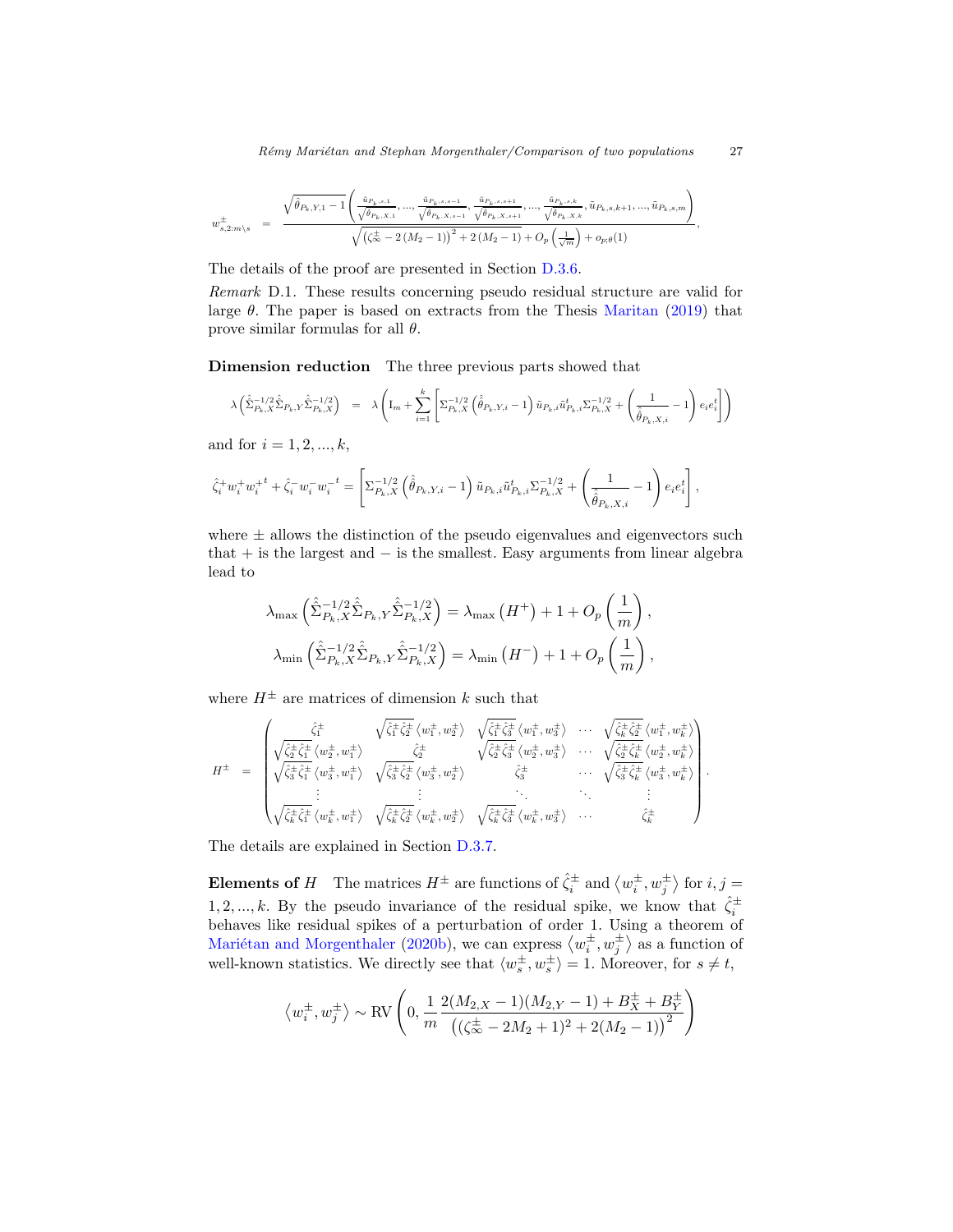$$w^{\pm}_{s,2:m\backslash s} = \frac{\sqrt{\hat{\theta}_{P_k,Y,1}-1}\left(\frac{\tilde{u}_{P_k,s,1}}{\sqrt{\theta_{P_k,X,1}}},...,\frac{\tilde{u}_{P_k,s,s-1}}{\sqrt{\theta_{P_k,X,s-1}}},\frac{\tilde{u}_{P_k,s,s+1}}{\sqrt{\theta_{P_k,X,s+1}}},...,\frac{\tilde{u}_{P_k,s,k}}{\sqrt{\theta_{P_k,X,k}}},\tilde{u}_{P_k,s,k+1},...,\tilde{u}_{P_k,s,m}\right)}{\sqrt{\left(\zeta^{\pm}_{\infty}-2\left(M_2-1\right)\right)^2+2\left(M_2-1\right)}+O_p\left(\frac{1}{\sqrt{m}}\right)+o_{p;\theta}(1)},$$

The details of the proof are presented in Section D.3.6.

*Remark* D.1. These results concerning pseudo residual structure are valid for large $\theta$. The paper is based on extracts from the Thesis Maritan (2019) that prove similar formulas for all $\theta$.

**Dimension reduction** The three previous parts showed that

$$\lambda\left(\hat{\Sigma}^{-1/2}_{P_k,X}\hat{\Sigma}_{P_k,Y}\hat{\Sigma}^{-1/2}_{P_k,X}\right) = \lambda\left(\mathrm{I}_m+\sum_{i=1}^{k}\left[\Sigma^{-1/2}_{P_k,X}\left(\hat{\hat{\theta}}_{P_k,Y,i}-1\right)\tilde{u}_{P_k,i}\tilde{u}^t_{P_k,i}\Sigma^{-1/2}_{P_k,X}+\left(\frac{1}{\hat{\hat{\theta}}_{P_k,X,i}}-1\right)e_ie_i^t\right]\right)$$

and for $i=1,2,...,k$,

$$\hat{\zeta}^{+}_i w^{+}_i {w^{+}_i}^t+\hat{\zeta}^{-}_i w^{-}_i {w^{-}_i}^t=\left[\Sigma^{-1/2}_{P_k,X}\left(\hat{\hat{\theta}}_{P_k,Y,i}-1\right)\tilde{u}_{P_k,i}\tilde{u}^t_{P_k,i}\Sigma^{-1/2}_{P_k,X}+\left(\frac{1}{\hat{\hat{\theta}}_{P_k,X,i}}-1\right)e_ie_i^t\right],$$

where $\pm$ allows the distinction of the pseudo eigenvalues and eigenvectors such that $+$ is the largest and $-$ is the smallest. Easy arguments from linear algebra lead to

$$\lambda_{\max}\left(\hat{\hat{\Sigma}}^{-1/2}_{P_k,X}\hat{\hat{\Sigma}}_{P_k,Y}\hat{\hat{\Sigma}}^{-1/2}_{P_k,X}\right)=\lambda_{\max}\left(H^{+}\right)+1+O_p\left(\frac{1}{m}\right),$$
$$\lambda_{\min}\left(\hat{\hat{\Sigma}}^{-1/2}_{P_k,X}\hat{\hat{\Sigma}}_{P_k,Y}\hat{\hat{\Sigma}}^{-1/2}_{P_k,X}\right)=\lambda_{\min}\left(H^{-}\right)+1+O_p\left(\frac{1}{m}\right),$$

where $H^{\pm}$ are matrices of dimension $k$ such that

$$H^{\pm} = \begin{pmatrix} \hat{\zeta}^{\pm}_1 & \sqrt{\hat{\zeta}^{\pm}_1\hat{\zeta}^{\pm}_2}\left\langle w^{\pm}_1,w^{\pm}_2\right\rangle & \sqrt{\hat{\zeta}^{\pm}_1\hat{\zeta}^{\pm}_3}\left\langle w^{\pm}_1,w^{\pm}_3\right\rangle & \cdots & \sqrt{\hat{\zeta}^{\pm}_k\hat{\zeta}^{\pm}_2}\left\langle w^{\pm}_1,w^{\pm}_k\right\rangle \\ \sqrt{\hat{\zeta}^{\pm}_2\hat{\zeta}^{\pm}_1}\left\langle w^{\pm}_2,w^{\pm}_1\right\rangle & \hat{\zeta}^{\pm}_2 & \sqrt{\hat{\zeta}^{\pm}_2\hat{\zeta}^{\pm}_3}\left\langle w^{\pm}_2,w^{\pm}_3\right\rangle & \cdots & \sqrt{\hat{\zeta}^{\pm}_2\hat{\zeta}^{\pm}_k}\left\langle w^{\pm}_2,w^{\pm}_k\right\rangle \\ \sqrt{\hat{\zeta}^{\pm}_3\hat{\zeta}^{\pm}_1}\left\langle w^{\pm}_3,w^{\pm}_1\right\rangle & \sqrt{\hat{\zeta}^{\pm}_3\hat{\zeta}^{\pm}_2}\left\langle w^{\pm}_3,w^{\pm}_2\right\rangle & \hat{\zeta}^{\pm}_3 & \cdots & \sqrt{\hat{\zeta}^{\pm}_3\hat{\zeta}^{\pm}_k}\left\langle w^{\pm}_3,w^{\pm}_k\right\rangle \\ \vdots & \vdots & \ddots & \ddots & \vdots \\ \sqrt{\hat{\zeta}^{\pm}_k\hat{\zeta}^{\pm}_1}\left\langle w^{\pm}_k,w^{\pm}_1\right\rangle & \sqrt{\hat{\zeta}^{\pm}_k\hat{\zeta}^{\pm}_2}\left\langle w^{\pm}_k,w^{\pm}_2\right\rangle & \sqrt{\hat{\zeta}^{\pm}_k\hat{\zeta}^{\pm}_3}\left\langle w^{\pm}_k,w^{\pm}_3\right\rangle & \cdots & \hat{\zeta}^{\pm}_k \end{pmatrix}.$$

The details are explained in Section D.3.7.

**Elements of $H$** The matrices $H^{\pm}$ are functions of $\hat{\zeta}^{\pm}_i$ and $\left\langle w^{\pm}_i,w^{\pm}_j\right\rangle$ for $i,j=1,2,...,k$. By the pseudo invariance of the residual spike, we know that $\hat{\zeta}^{\pm}_i$ behaves like residual spikes of a perturbation of order 1. Using a theorem of Mariétan and Morgenthaler (2020b), we can express $\left\langle w^{\pm}_i,w^{\pm}_j\right\rangle$ as a function of well-known statistics. We directly see that $\langle w^{\pm}_s,w^{\pm}_s\rangle=1$. Moreover, for $s\neq t$,

$$\left\langle w^{\pm}_i,w^{\pm}_j\right\rangle\sim \mathrm{RV}\left(0,\frac{1}{m}\frac{2(M_{2,X}-1)(M_{2,Y}-1)+B^{\pm}_X+B^{\pm}_Y}{\left((\zeta^{\pm}_{\infty}-2M_2+1)^2+2(M_2-1)\right)^2}\right)$$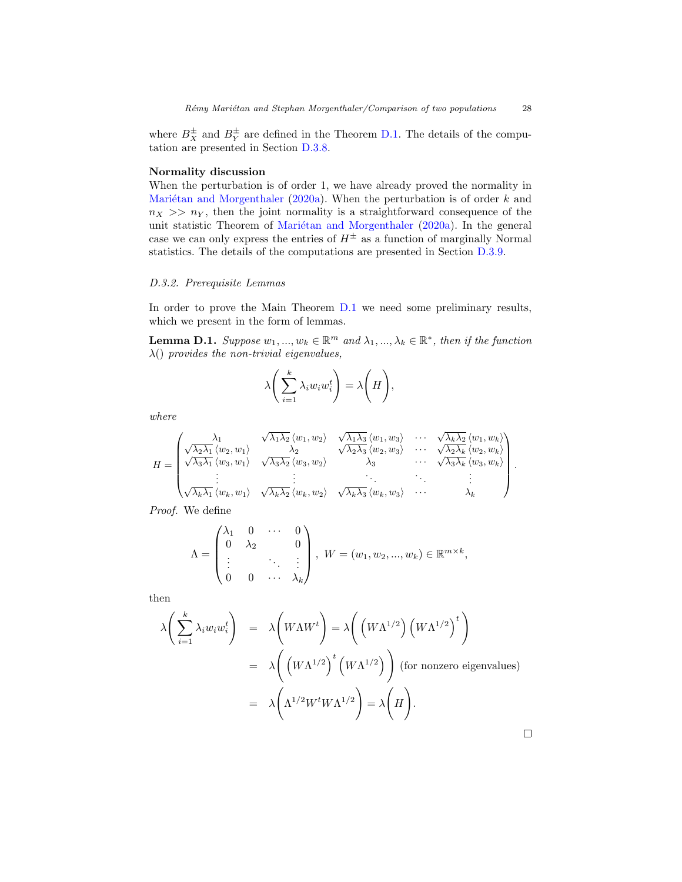where $B_X^{\pm}$ and $B_Y^{\pm}$ are defined in the Theorem D.1. The details of the computation are presented in Section D.3.8.

**Normality discussion**
When the perturbation is of order 1, we have already proved the normality in Mariétan and Morgenthaler (2020a). When the perturbation is of order $k$ and $n_X >> n_Y$, then the joint normality is a straightforward consequence of the unit statistic Theorem of Mariétan and Morgenthaler (2020a). In the general case we can only express the entries of $H^{\pm}$ as a function of marginally Normal statistics. The details of the computations are presented in Section D.3.9.

### *D.3.2. Prerequisite Lemmas*

In order to prove the Main Theorem D.1 we need some preliminary results, which we present in the form of lemmas.

**Lemma D.1.** *Suppose $w_1, ..., w_k \in \mathbb{R}^m$ and $\lambda_1, ..., \lambda_k \in \mathbb{R}^*$, then if the function $\lambda()$ provides the non-trivial eigenvalues,*

$$\lambda\left(\sum_{i=1}^k \lambda_i w_i w_i^t\right) = \lambda\left(H\right),$$

*where*

$$H = \begin{pmatrix} \lambda_1 & \sqrt{\lambda_1\lambda_2}\,\langle w_1, w_2\rangle & \sqrt{\lambda_1\lambda_3}\,\langle w_1, w_3\rangle & \cdots & \sqrt{\lambda_k\lambda_2}\,\langle w_1, w_k\rangle \\ \sqrt{\lambda_2\lambda_1}\,\langle w_2, w_1\rangle & \lambda_2 & \sqrt{\lambda_2\lambda_3}\,\langle w_2, w_3\rangle & \cdots & \sqrt{\lambda_2\lambda_k}\,\langle w_2, w_k\rangle \\ \sqrt{\lambda_3\lambda_1}\,\langle w_3, w_1\rangle & \sqrt{\lambda_3\lambda_2}\,\langle w_3, w_2\rangle & \lambda_3 & \cdots & \sqrt{\lambda_3\lambda_k}\,\langle w_3, w_k\rangle \\ \vdots & \vdots & \ddots & \ddots & \vdots \\ \sqrt{\lambda_k\lambda_1}\,\langle w_k, w_1\rangle & \sqrt{\lambda_k\lambda_2}\,\langle w_k, w_2\rangle & \sqrt{\lambda_k\lambda_3}\,\langle w_k, w_3\rangle & \cdots & \lambda_k \end{pmatrix}.$$

*Proof.* We define

$$\Lambda = \begin{pmatrix} \lambda_1 & 0 & \cdots & 0 \\ 0 & \lambda_2 & & 0 \\ \vdots & & \ddots & \vdots \\ 0 & 0 & \cdots & \lambda_k \end{pmatrix}, \ W = (w_1, w_2, ..., w_k) \in \mathbb{R}^{m\times k},$$

then

$$\begin{aligned} \lambda\left(\sum_{i=1}^k \lambda_i w_i w_i^t\right) &= \lambda\left(W\Lambda W^t\right) = \lambda\left(\left(W\Lambda^{1/2}\right)\left(W\Lambda^{1/2}\right)^t\right) \\ &= \lambda\left(\left(W\Lambda^{1/2}\right)^t\left(W\Lambda^{1/2}\right)\right) \text{ (for nonzero eigenvalues)} \\ &= \lambda\left(\Lambda^{1/2}W^tW\Lambda^{1/2}\right) = \lambda\left(H\right). \end{aligned}$$

□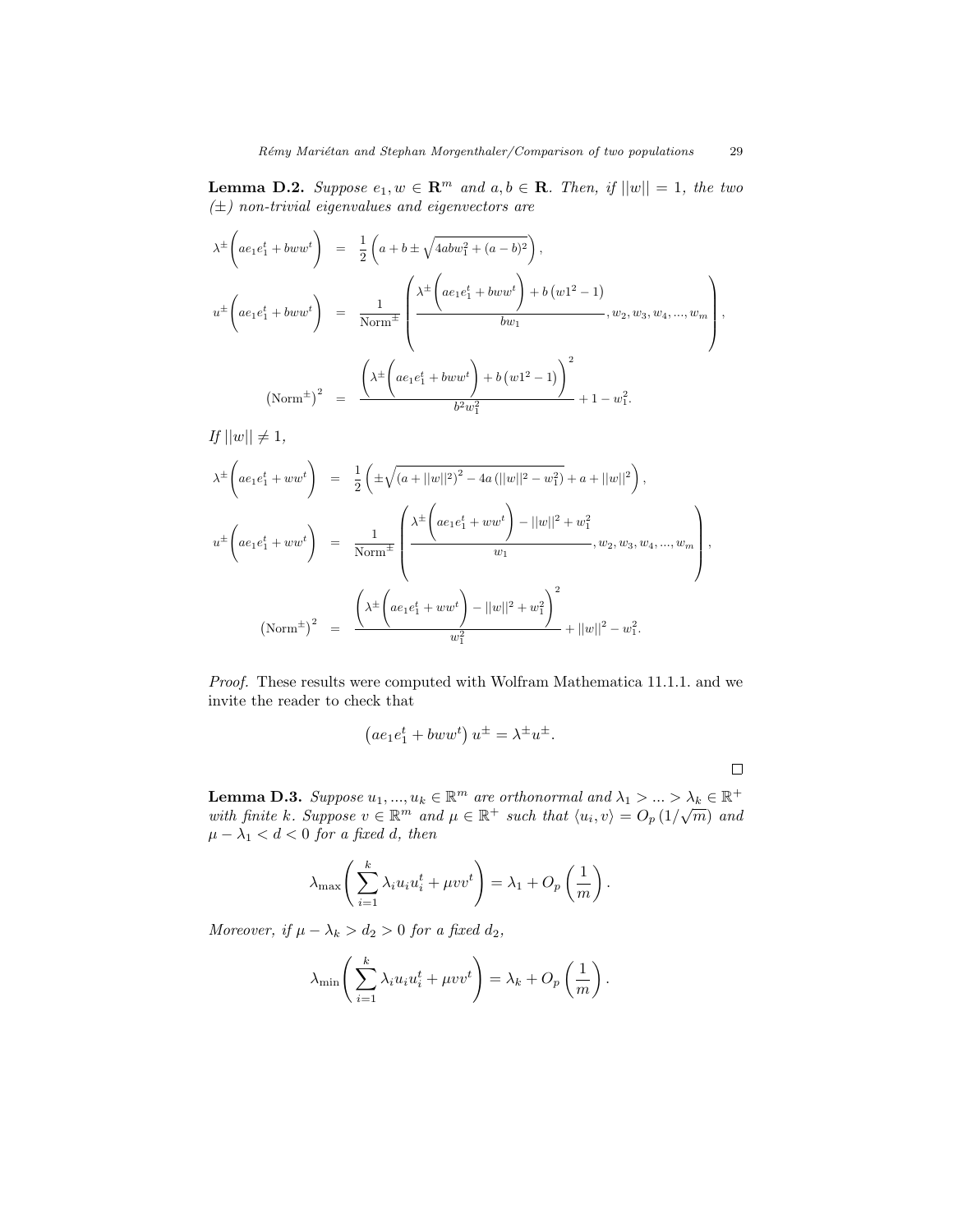**Lemma D.2.** *Suppose $e_1, w \in \mathbf{R}^m$ and $a, b \in \mathbf{R}$. Then, if $||w|| = 1$, the two $(\pm)$ non-trivial eigenvalues and eigenvectors are*

$$\lambda^{\pm}\left(ae_1e_1^t + bww^t\right) = \frac{1}{2}\left(a + b \pm \sqrt{4abw_1^2 + (a-b)^2}\right),$$

$$u^{\pm}\left(ae_1e_1^t + bww^t\right) = \frac{1}{\text{Norm}^{\pm}}\left(\frac{\lambda^{\pm}\left(ae_1e_1^t + bww^t\right) + b\left(w1^2 - 1\right)}{bw_1}, w_2, w_3, w_4, ..., w_m\right),$$

$$\left(\text{Norm}^{\pm}\right)^2 = \frac{\left(\lambda^{\pm}\left(ae_1e_1^t + bww^t\right) + b\left(w1^2 - 1\right)\right)^2}{b^2w_1^2} + 1 - w_1^2.$$

*If $||w|| \neq 1$,*

$$\lambda^{\pm}\left(ae_1e_1^t + ww^t\right) = \frac{1}{2}\left(\pm\sqrt{\left(a + ||w||^2\right)^2 - 4a\left(||w||^2 - w_1^2\right)} + a + ||w||^2\right),$$

$$u^{\pm}\left(ae_1e_1^t + ww^t\right) = \frac{1}{\text{Norm}^{\pm}}\left(\frac{\lambda^{\pm}\left(ae_1e_1^t + ww^t\right) - ||w||^2 + w_1^2}{w_1}, w_2, w_3, w_4, ..., w_m\right),$$

$$\left(\text{Norm}^{\pm}\right)^2 = \frac{\left(\lambda^{\pm}\left(ae_1e_1^t + ww^t\right) - ||w||^2 + w_1^2\right)^2}{w_1^2} + ||w||^2 - w_1^2.$$

*Proof.* These results were computed with Wolfram Mathematica 11.1.1. and we invite the reader to check that

$$\left(ae_1e_1^t + bww^t\right)u^{\pm} = \lambda^{\pm}u^{\pm}.$$

□

**Lemma D.3.** *Suppose $u_1, ..., u_k \in \mathbb{R}^m$ are orthonormal and $\lambda_1 > ... > \lambda_k \in \mathbb{R}^+$ with finite $k$. Suppose $v \in \mathbb{R}^m$ and $\mu \in \mathbb{R}^+$ such that $\langle u_i, v\rangle = O_p\left(1/\sqrt{m}\right)$ and $\mu - \lambda_1 < d < 0$ for a fixed $d$, then*

$$\lambda_{\max}\left(\sum_{i=1}^{k}\lambda_i u_i u_i^t + \mu vv^t\right) = \lambda_1 + O_p\left(\frac{1}{m}\right).$$

*Moreover, if $\mu - \lambda_k > d_2 > 0$ for a fixed $d_2$,*

$$\lambda_{\min}\left(\sum_{i=1}^{k}\lambda_i u_i u_i^t + \mu vv^t\right) = \lambda_k + O_p\left(\frac{1}{m}\right).$$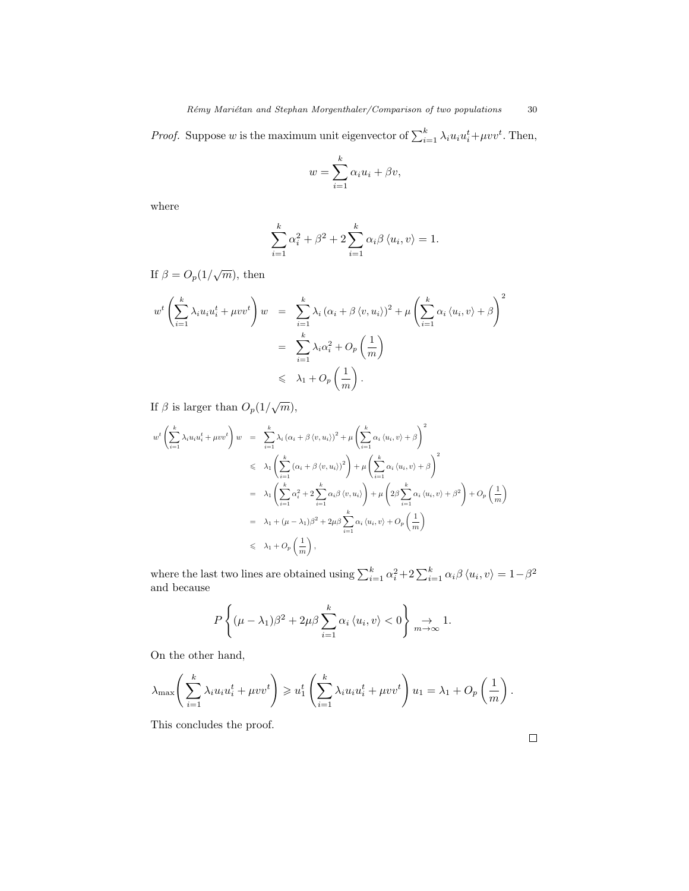*Proof.* Suppose $w$ is the maximum unit eigenvector of $\sum_{i=1}^k \lambda_i u_i u_i^t + \mu v v^t$. Then,

$$w = \sum_{i=1}^k \alpha_i u_i + \beta v,$$

where

$$\sum_{i=1}^k \alpha_i^2 + \beta^2 + 2\sum_{i=1}^k \alpha_i \beta \langle u_i, v \rangle = 1.$$

If $\beta = O_p(1/\sqrt{m})$, then

$$\begin{aligned}
w^t \left( \sum_{i=1}^k \lambda_i u_i u_i^t + \mu v v^t \right) w &= \sum_{i=1}^k \lambda_i \left(\alpha_i + \beta \langle v, u_i \rangle\right)^2 + \mu \left( \sum_{i=1}^k \alpha_i \langle u_i, v \rangle + \beta \right)^2 \\
&= \sum_{i=1}^k \lambda_i \alpha_i^2 + O_p\left(\frac{1}{m}\right) \\
&\leqslant \lambda_1 + O_p\left(\frac{1}{m}\right).
\end{aligned}$$

If $\beta$ is larger than $O_p(1/\sqrt{m})$,

$$\begin{aligned}
w^t \left( \sum_{i=1}^k \lambda_i u_i u_i^t + \mu v v^t \right) w &= \sum_{i=1}^k \lambda_i \left(\alpha_i + \beta \langle v, u_i \rangle\right)^2 + \mu \left( \sum_{i=1}^k \alpha_i \langle u_i, v \rangle + \beta \right)^2 \\
&\leqslant \lambda_1 \left( \sum_{i=1}^k \left(\alpha_i + \beta \langle v, u_i \rangle\right)^2 \right) + \mu \left( \sum_{i=1}^k \alpha_i \langle u_i, v \rangle + \beta \right)^2 \\
&= \lambda_1 \left( \sum_{i=1}^k \alpha_i^2 + 2\sum_{i=1}^k \alpha_i \beta \langle v, u_i \rangle \right) + \mu \left( 2\beta \sum_{i=1}^k \alpha_i \langle u_i, v \rangle + \beta^2 \right) + O_p\left(\frac{1}{m}\right) \\
&= \lambda_1 + (\mu - \lambda_1)\beta^2 + 2\mu\beta \sum_{i=1}^k \alpha_i \langle u_i, v \rangle + O_p\left(\frac{1}{m}\right) \\
&\leqslant \lambda_1 + O_p\left(\frac{1}{m}\right),
\end{aligned}$$

where the last two lines are obtained using $\sum_{i=1}^k \alpha_i^2 + 2\sum_{i=1}^k \alpha_i \beta \langle u_i, v \rangle = 1 - \beta^2$ and because

$$P\left\{ (\mu - \lambda_1)\beta^2 + 2\mu\beta \sum_{i=1}^k \alpha_i \langle u_i, v \rangle < 0 \right\} \underset{m \to \infty}{\to} 1.$$

On the other hand,

$$\lambda_{\max}\left( \sum_{i=1}^k \lambda_i u_i u_i^t + \mu v v^t \right) \geqslant u_1^t \left( \sum_{i=1}^k \lambda_i u_i u_i^t + \mu v v^t \right) u_1 = \lambda_1 + O_p\left(\frac{1}{m}\right).$$

This concludes the proof. □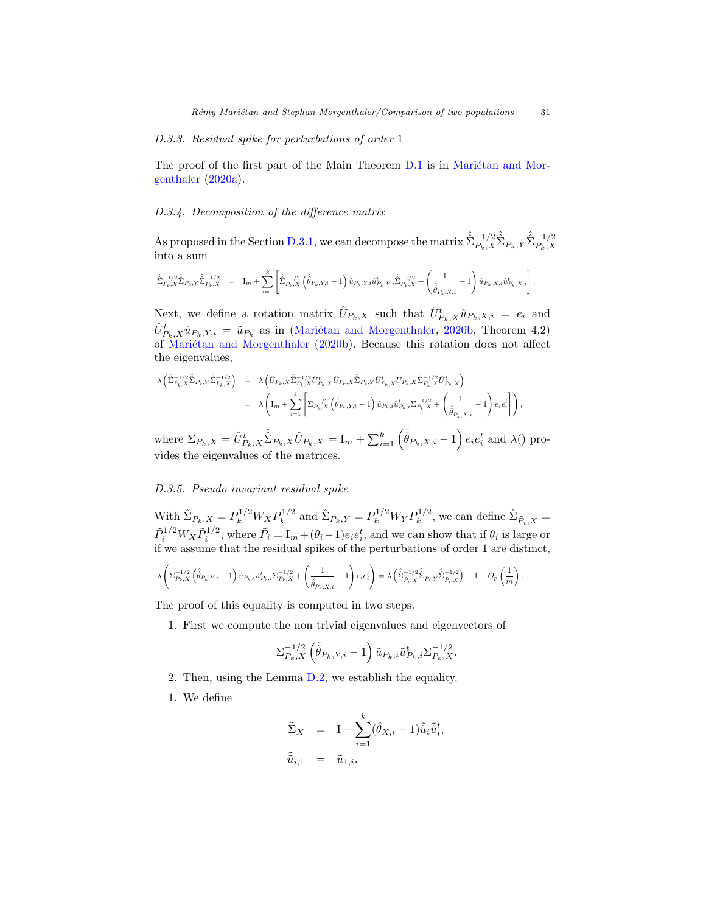#### D.3.3. Residual spike for perturbations of order 1

The proof of the first part of the Main Theorem D.1 is in Mariétan and Morgenthaler (2020a).

#### D.3.4. Decomposition of the difference matrix

As proposed in the Section D.3.1, we can decompose the matrix $\hat{\hat{\Sigma}}_{P_k,X}^{-1/2}\hat{\hat{\Sigma}}_{P_k,Y}\hat{\hat{\Sigma}}_{P_k,X}^{-1/2}$ into a sum

$$\hat{\hat{\Sigma}}_{P_k,X}^{-1/2}\hat{\hat{\Sigma}}_{P_k,Y}\hat{\hat{\Sigma}}_{P_k,X}^{-1/2} = \mathrm{I}_m + \sum_{i=1}^{k}\left[\hat{\hat{\Sigma}}_{P_k,X}^{-1/2}\left(\hat{\hat{\theta}}_{P_k,Y,i}-1\right)\hat{u}_{P_k,Y,i}\hat{u}_{P_k,Y,i}^t\hat{\hat{\Sigma}}_{P_k,X}^{-1/2} + \left(\frac{1}{\hat{\hat{\theta}}_{P_k,X,i}}-1\right)\hat{u}_{P_k,X,i}\hat{u}_{P_k,X,i}^t\right].$$

Next, we define a rotation matrix $\hat{U}_{P_k,X}$ such that $\hat{U}_{P_k,X}^t\hat{u}_{P_k,X,i} = e_i$ and $\hat{U}_{P_k,X}^t\hat{u}_{P_k,Y,i} = \tilde{u}_{P_k}$ as in (Mariétan and Morgenthaler, 2020b, Theorem 4.2) of Mariétan and Morgenthaler (2020b). Because this rotation does not affect the eigenvalues,

$$\begin{aligned}
\lambda\left(\hat{\hat{\Sigma}}_{P_k,X}^{-1/2}\hat{\hat{\Sigma}}_{P_k,Y}\hat{\hat{\Sigma}}_{P_k,X}^{-1/2}\right) &= \lambda\left(\hat{U}_{P_k,X}\hat{\hat{\Sigma}}_{P_k,X}^{-1/2}\hat{U}_{P_k,X}^t\hat{U}_{P_k,X}\hat{\hat{\Sigma}}_{P_k,Y}\hat{U}_{P_k,X}^t\hat{U}_{P_k,X}\hat{\hat{\Sigma}}_{P_k,X}^{-1/2}\hat{U}_{P_k,X}^t\right)\\
&= \lambda\left(\mathrm{I}_m + \sum_{i=1}^{k}\left[\Sigma_{P_k,X}^{-1/2}\left(\hat{\hat{\theta}}_{P_k,Y,i}-1\right)\tilde{u}_{P_k,i}\tilde{u}_{P_k,i}^t\Sigma_{P_k,X}^{-1/2} + \left(\frac{1}{\hat{\hat{\theta}}_{P_k,X,i}}-1\right)e_ie_i^t\right]\right),
\end{aligned}$$

where $\Sigma_{P_k,X} = \hat{U}_{P_k,X}^t\hat{\hat{\Sigma}}_{P_k,X}\hat{U}_{P_k,X} = \mathrm{I}_m + \sum_{i=1}^k\left(\hat{\hat{\theta}}_{P_k,X,i}-1\right)e_ie_i^t$ and $\lambda()$ provides the eigenvalues of the matrices.

#### D.3.5. Pseudo invariant residual spike

With $\hat{\Sigma}_{P_k,X} = P_k^{1/2}W_XP_k^{1/2}$ and $\hat{\Sigma}_{P_k,Y} = P_k^{1/2}W_YP_k^{1/2}$, we can define $\hat{\Sigma}_{\tilde{P}_i,X} = \tilde{P}_i^{1/2}W_X\tilde{P}_i^{1/2}$, where $\tilde{P}_i = \mathrm{I}_m + (\theta_i-1)e_ie_i^t$, and we can show that if $\theta_i$ is large or if we assume that the residual spikes of the perturbations of order 1 are distinct,

$$\lambda\left(\Sigma_{P_k,X}^{-1/2}\left(\hat{\hat{\theta}}_{P_k,Y,i}-1\right)\tilde{u}_{P_k,i}\tilde{u}_{P_k,i}^t\Sigma_{P_k,X}^{-1/2} + \left(\frac{1}{\hat{\hat{\theta}}_{P_k,X,i}}-1\right)e_ie_i^t\right) = \lambda\left(\hat{\hat{\Sigma}}_{\tilde{P}_i,X}^{-1/2}\hat{\hat{\Sigma}}_{\tilde{P}_i,Y}\hat{\hat{\Sigma}}_{\tilde{P}_i,X}^{-1/2}\right) - 1 + O_p\left(\frac{1}{m}\right).$$

The proof of this equality is computed in two steps.

1. First we compute the non trivial eigenvalues and eigenvectors of

$$\Sigma_{P_k,X}^{-1/2}\left(\hat{\hat{\theta}}_{P_k,Y,i}-1\right)\tilde{u}_{P_k,i}\tilde{u}_{P_k,i}^t\Sigma_{P_k,X}^{-1/2}.$$

2. Then, using the Lemma D.2, we establish the equality.

1. We define

$$\begin{aligned}
\tilde{\Sigma}_X &= \mathrm{I} + \sum_{i=1}^{k}(\hat{\theta}_{X,i}-1)\tilde{\tilde{u}}_i\tilde{\tilde{u}}_i^t,\\
\tilde{\tilde{u}}_{i,1} &= \tilde{u}_{1,i}.
\end{aligned}$$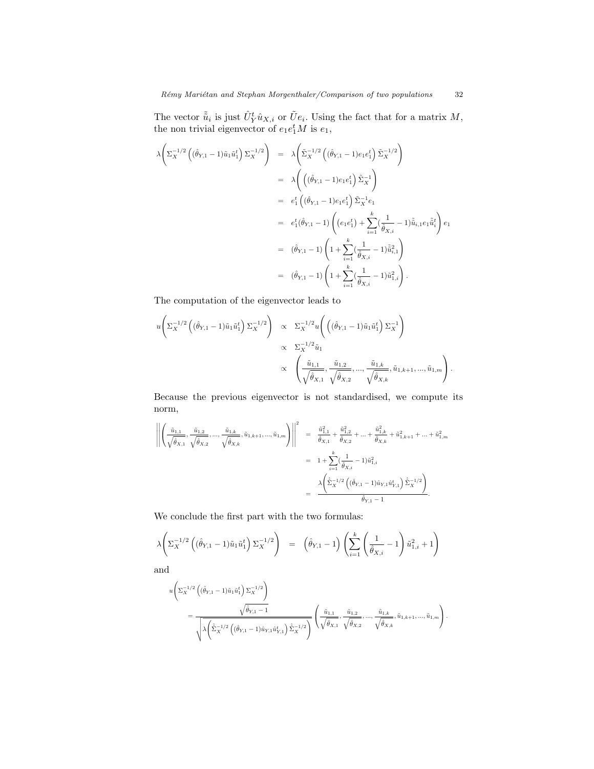The vector $\tilde{\tilde{u}}_i$ is just $\hat{U}_Y^t \hat{u}_{X,i}$ or $\tilde{U} e_i$. Using the fact that for a matrix $M$, the non trivial eigenvector of $e_1 e_1^t M$ is $e_1$,

$$
\begin{aligned}
\lambda\left(\Sigma_X^{-1/2}\left((\hat{\theta}_{Y,1}-1)\tilde{u}_1\tilde{u}_1^t\right)\Sigma_X^{-1/2}\right) &= \lambda\left(\tilde{\Sigma}_X^{-1/2}\left((\hat{\theta}_{Y,1}-1)e_1e_1^t\right)\tilde{\Sigma}_X^{-1/2}\right) \\
&= \lambda\left(\left((\hat{\theta}_{Y,1}-1)e_1e_1^t\right)\tilde{\Sigma}_X^{-1}\right) \\
&= e_1^t\left((\hat{\theta}_{Y,1}-1)e_1e_1^t\right)\tilde{\Sigma}_X^{-1}e_1 \\
&= e_1^t(\hat{\theta}_{Y,1}-1)\left(\left(e_1e_1^t\right)+\sum_{i=1}^{k}\left(\frac{1}{\hat{\theta}_{X,i}}-1\right)\tilde{\tilde{u}}_{i,1}e_1\tilde{\tilde{u}}_i^t\right)e_1 \\
&= (\hat{\theta}_{Y,1}-1)\left(1+\sum_{i=1}^{k}\left(\frac{1}{\hat{\theta}_{X,i}}-1\right)\tilde{\tilde{u}}_{i,1}^2\right) \\
&= (\hat{\theta}_{Y,1}-1)\left(1+\sum_{i=1}^{k}\left(\frac{1}{\hat{\theta}_{X,i}}-1\right)\tilde{u}_{1,i}^2\right).
\end{aligned}
$$

The computation of the eigenvector leads to

$$
\begin{aligned}
u\left(\Sigma_X^{-1/2}\left((\hat{\theta}_{Y,1}-1)\tilde{u}_1\tilde{u}_1^t\right)\Sigma_X^{-1/2}\right) &\propto \Sigma_X^{-1/2}u\left(\left((\hat{\theta}_{Y,1}-1)\tilde{u}_1\tilde{u}_1^t\right)\Sigma_X^{-1}\right) \\
&\propto \Sigma_X^{-1/2}\tilde{u}_1 \\
&\propto \left(\frac{\tilde{u}_{1,1}}{\sqrt{\hat{\theta}_{X,1}}},\frac{\tilde{u}_{1,2}}{\sqrt{\hat{\theta}_{X,2}}},...,\frac{\tilde{u}_{1,k}}{\sqrt{\hat{\theta}_{X,k}}},\tilde{u}_{1,k+1},...,\tilde{u}_{1,m}\right).
\end{aligned}
$$

Because the previous eigenvector is not standardised, we compute its norm,

$$
\begin{aligned}
\left\|\left(\frac{\tilde{u}_{1,1}}{\sqrt{\hat{\theta}_{X,1}}},\frac{\tilde{u}_{1,2}}{\sqrt{\hat{\theta}_{X,2}}},...,\frac{\tilde{u}_{1,k}}{\sqrt{\hat{\theta}_{X,k}}},\tilde{u}_{1,k+1},...,\tilde{u}_{1,m}\right)\right\|^2 &= \frac{\tilde{u}_{1,1}^2}{\hat{\theta}_{X,1}}+\frac{\tilde{u}_{1,2}^2}{\hat{\theta}_{X,2}}+...+\frac{\tilde{u}_{1,k}^2}{\hat{\theta}_{X,k}}+\tilde{u}_{1,k+1}^2+...+\tilde{u}_{1,m}^2 \\
&= 1+\sum_{i=1}^{k}\left(\frac{1}{\hat{\theta}_{X,i}}-1\right)\tilde{u}_{1,i}^2 \\
&= \frac{\lambda\left(\hat{\Sigma}_X^{-1/2}\left((\hat{\theta}_{Y,1}-1)\hat{u}_{Y,1}\hat{u}_{Y,1}^t\right)\hat{\Sigma}_X^{-1/2}\right)}{\hat{\theta}_{Y,1}-1}.
\end{aligned}
$$

We conclude the first part with the two formulas:

$$
\lambda\left(\Sigma_X^{-1/2}\left((\hat{\theta}_{Y,1}-1)\tilde{u}_1\tilde{u}_1^t\right)\Sigma_X^{-1/2}\right) = \left(\hat{\theta}_{Y,1}-1\right)\left(\sum_{i=1}^{k}\left(\frac{1}{\hat{\theta}_{X,i}}-1\right)\tilde{u}_{1,i}^2+1\right)
$$

and

$$
\begin{aligned}
&u\left(\Sigma_X^{-1/2}\left((\hat{\theta}_{Y,1}-1)\tilde{u}_1\tilde{u}_1^t\right)\Sigma_X^{-1/2}\right) \\
&= \frac{\sqrt{\hat{\theta}_{Y,1}-1}}{\sqrt{\lambda\left(\hat{\Sigma}_X^{-1/2}\left((\hat{\theta}_{Y,1}-1)\hat{u}_{Y,1}\hat{u}_{Y,1}^t\right)\hat{\Sigma}_X^{-1/2}\right)}}\left(\frac{\tilde{u}_{1,1}}{\sqrt{\hat{\theta}_{X,1}}},\frac{\tilde{u}_{1,2}}{\sqrt{\hat{\theta}_{X,2}}},...,\frac{\tilde{u}_{1,k}}{\sqrt{\hat{\theta}_{X,k}}},\tilde{u}_{1,k+1},...,\tilde{u}_{1,m}\right).
\end{aligned}
$$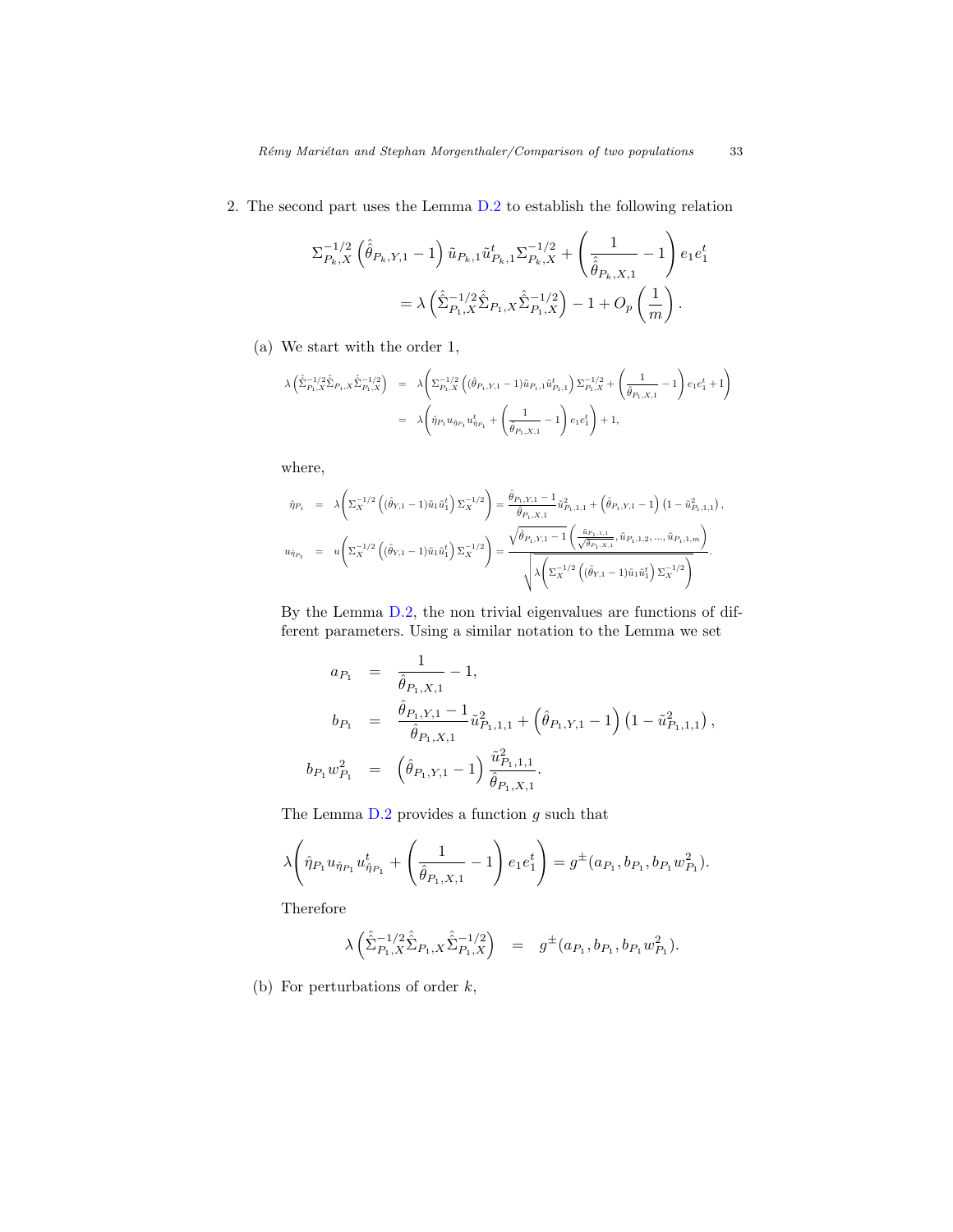2. The second part uses the Lemma D.2 to establish the following relation

$$\Sigma_{P_k,X}^{-1/2}\left(\hat{\hat{\theta}}_{P_k,Y,1}-1\right)\tilde{u}_{P_k,1}\tilde{u}_{P_k,1}^t\Sigma_{P_k,X}^{-1/2}+\left(\frac{1}{\hat{\hat{\theta}}_{P_k,X,1}}-1\right)e_1e_1^t$$
$$=\lambda\left(\hat{\hat{\Sigma}}_{P_1,X}^{-1/2}\hat{\hat{\Sigma}}_{P_1,X}\hat{\hat{\Sigma}}_{P_1,X}^{-1/2}\right)-1+O_p\left(\frac{1}{m}\right).$$

   (a) We start with the order 1,

$$\begin{aligned}\lambda\left(\hat{\hat{\Sigma}}_{P_1,X}^{-1/2}\hat{\hat{\Sigma}}_{P_1,X}\hat{\hat{\Sigma}}_{P_1,X}^{-1/2}\right) &= \lambda\left(\Sigma_{P_1,X}^{-1/2}\left(\left(\hat{\theta}_{P_1,Y,1}-1\right)\tilde{u}_{P_1,1}\tilde{u}_{P_1,1}^t\right)\Sigma_{P_1,X}^{-1/2}+\left(\frac{1}{\hat{\theta}_{P_1,X,1}}-1\right)e_1e_1^t+\mathrm{I}\right)\\ &= \lambda\left(\hat{\eta}_{P_1}u_{\hat{\eta}_{P_1}}u_{\hat{\eta}_{P_1}}^t+\left(\frac{1}{\hat{\theta}_{P_1,X,1}}-1\right)e_1e_1^t\right)+1,\end{aligned}$$

   where,

$$\begin{aligned}\hat{\eta}_{P_1} &= \lambda\left(\Sigma_X^{-1/2}\left(\left(\hat{\theta}_{Y,1}-1\right)\tilde{u}_1\tilde{u}_1^t\right)\Sigma_X^{-1/2}\right)=\frac{\hat{\theta}_{P_1,Y,1}-1}{\hat{\theta}_{P_1,X,1}}\tilde{u}_{P_1,1,1}^2+\left(\hat{\theta}_{P_1,Y,1}-1\right)\left(1-\tilde{u}_{P_1,1,1}^2\right),\\ u_{\hat{\eta}_{P_1}} &= u\left(\Sigma_X^{-1/2}\left(\left(\hat{\theta}_{Y,1}-1\right)\tilde{u}_1\tilde{u}_1^t\right)\Sigma_X^{-1/2}\right)=\frac{\sqrt{\hat{\theta}_{P_1,Y,1}-1}\left(\frac{\tilde{u}_{P_1,1,1}}{\sqrt{\hat{\theta}_{P_1,X,1}}},\tilde{u}_{P_1,1,2},...,\tilde{u}_{P_1,1,m}\right)}{\sqrt{\lambda\left(\Sigma_X^{-1/2}\left(\left(\hat{\theta}_{Y,1}-1\right)\tilde{u}_1\tilde{u}_1^t\right)\Sigma_X^{-1/2}\right)}}.\end{aligned}$$

   By the Lemma D.2, the non trivial eigenvalues are functions of different parameters. Using a similar notation to the Lemma we set

$$\begin{aligned}a_{P_1} &= \frac{1}{\hat{\theta}_{P_1,X,1}}-1,\\ b_{P_1} &= \frac{\hat{\theta}_{P_1,Y,1}-1}{\hat{\theta}_{P_1,X,1}}\tilde{u}_{P_1,1,1}^2+\left(\hat{\theta}_{P_1,Y,1}-1\right)\left(1-\tilde{u}_{P_1,1,1}^2\right),\\ b_{P_1}w_{P_1}^2 &= \left(\hat{\theta}_{P_1,Y,1}-1\right)\frac{\tilde{u}_{P_1,1,1}^2}{\hat{\theta}_{P_1,X,1}}.\end{aligned}$$

   The Lemma D.2 provides a function $g$ such that

$$\lambda\left(\hat{\eta}_{P_1}u_{\hat{\eta}_{P_1}}u_{\hat{\eta}_{P_1}}^t+\left(\frac{1}{\hat{\theta}_{P_1,X,1}}-1\right)e_1e_1^t\right)=g^{\pm}(a_{P_1},b_{P_1},b_{P_1}w_{P_1}^2).$$

   Therefore

$$\lambda\left(\hat{\hat{\Sigma}}_{P_1,X}^{-1/2}\hat{\hat{\Sigma}}_{P_1,X}\hat{\hat{\Sigma}}_{P_1,X}^{-1/2}\right) = g^{\pm}(a_{P_1},b_{P_1},b_{P_1}w_{P_1}^2).$$

   (b) For perturbations of order $k$,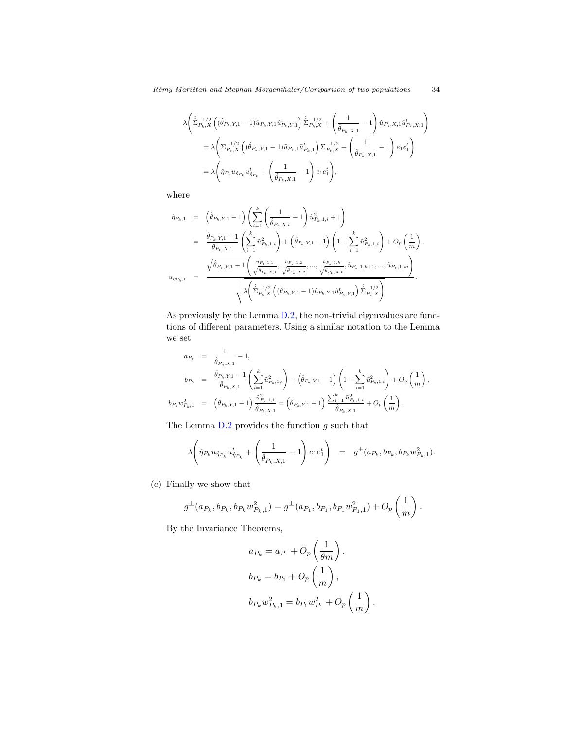$$
\begin{aligned}
&\lambda\left(\hat{\hat{\Sigma}}_{P_k,X}^{-1/2}\left((\hat{\theta}_{P_k,Y,1}-1)\hat{u}_{P_k,Y,1}\hat{u}_{P_k,Y,1}^t\right)\hat{\hat{\Sigma}}_{P_k,X}^{-1/2}+\left(\frac{1}{\hat{\theta}_{P_k,X,1}}-1\right)\hat{u}_{P_k,X,1}\hat{u}_{P_k,X,1}^t\right)\\
&\quad=\lambda\left(\Sigma_{P_k,X}^{-1/2}\left((\hat{\theta}_{P_k,Y,1}-1)\tilde{u}_{P_k,1}\tilde{u}_{P_k,1}^t\right)\Sigma_{P_k,X}^{-1/2}+\left(\frac{1}{\hat{\theta}_{P_k,X,1}}-1\right)e_1e_1^t\right)\\
&\quad=\lambda\left(\hat{\eta}_{P_k}u_{\hat{\eta}_{P_k}}u_{\hat{\eta}_{P_k}}^t+\left(\frac{1}{\hat{\theta}_{P_k,X,1}}-1\right)e_1e_1^t\right),
\end{aligned}
$$

where

$$
\begin{aligned}
\hat{\eta}_{P_k,1} &= \left(\hat{\theta}_{P_k,Y,1}-1\right)\left(\sum_{i=1}^{k}\left(\frac{1}{\hat{\theta}_{P_k,X,i}}-1\right)\tilde{u}_{P_k,1,i}^2+1\right)\\
&= \frac{\hat{\theta}_{P_k,Y,1}-1}{\hat{\theta}_{P_k,X,1}}\left(\sum_{i=1}^{k}\tilde{u}_{P_k,1,i}^2\right)+\left(\hat{\theta}_{P_k,Y,1}-1\right)\left(1-\sum_{i=1}^{k}\tilde{u}_{P_k,1,i}^2\right)+O_p\left(\frac{1}{m}\right),\\
u_{\hat{\eta}_{P_k},1} &= \frac{\sqrt{\hat{\theta}_{P_k,Y,1}-1}\left(\frac{\tilde{u}_{P_k,1,1}}{\sqrt{\hat{\theta}_{P_k,X,1}}},\frac{\tilde{u}_{P_k,1,2}}{\sqrt{\hat{\theta}_{P_k,X,2}}},\ldots,\frac{\tilde{u}_{P_k,1,k}}{\sqrt{\hat{\theta}_{P_k,X,k}}},\tilde{u}_{P_k,1,k+1},\ldots,\tilde{u}_{P_k,1,m}\right)}{\sqrt{\lambda\left(\hat{\hat{\Sigma}}_{P_k,X}^{-1/2}\left((\hat{\theta}_{P_k,Y,1}-1)\hat{u}_{P_k,Y,1}\hat{u}_{P_k,Y,1}^t\right)\hat{\hat{\Sigma}}_{P_k,X}^{-1/2}\right)}}.
\end{aligned}
$$

As previously by the Lemma D.2, the non-trivial eigenvalues are functions of different parameters. Using a similar notation to the Lemma we set

$$
\begin{aligned}
a_{P_k} &= \frac{1}{\hat{\theta}_{P_k,X,1}}-1,\\
b_{P_k} &= \frac{\hat{\theta}_{P_k,Y,1}-1}{\hat{\theta}_{P_k,X,1}}\left(\sum_{i=1}^{k}\tilde{u}_{P_k,1,i}^2\right)+\left(\hat{\theta}_{P_k,Y,1}-1\right)\left(1-\sum_{i=1}^{k}\tilde{u}_{P_k,1,i}^2\right)+O_p\left(\frac{1}{m}\right),\\
b_{P_k}w_{P_k,1}^2 &= \left(\hat{\theta}_{P_k,Y,1}-1\right)\frac{\tilde{u}_{P_k,1,1}^2}{\hat{\theta}_{P_k,X,1}}=\left(\hat{\theta}_{P_k,Y,1}-1\right)\frac{\sum_{i=1}^{k}\tilde{u}_{P_k,1,i}^2}{\hat{\theta}_{P_k,X,1}}+O_p\left(\frac{1}{m}\right).
\end{aligned}
$$

The Lemma D.2 provides the function $g$ such that

$$
\lambda\left(\hat{\eta}_{P_k}u_{\hat{\eta}_{P_k}}u_{\hat{\eta}_{P_k}}^t+\left(\frac{1}{\hat{\theta}_{P_k,X,1}}-1\right)e_1e_1^t\right) = g^{\pm}(a_{P_k},b_{P_k},b_{P_k}w_{P_k,1}^2).
$$

(c) Finally we show that

$$
g^{\pm}(a_{P_k},b_{P_k},b_{P_k}w_{P_k,1}^2)=g^{\pm}(a_{P_1},b_{P_1},b_{P_1}w_{P_1,1}^2)+O_p\left(\frac{1}{m}\right).
$$

By the Invariance Theorems,

$$
\begin{aligned}
a_{P_k} &= a_{P_1}+O_p\left(\frac{1}{\theta m}\right),\\
b_{P_k} &= b_{P_1}+O_p\left(\frac{1}{m}\right),\\
b_{P_k}w_{P_k,1}^2 &= b_{P_1}w_{P_1}^2+O_p\left(\frac{1}{m}\right).
\end{aligned}
$$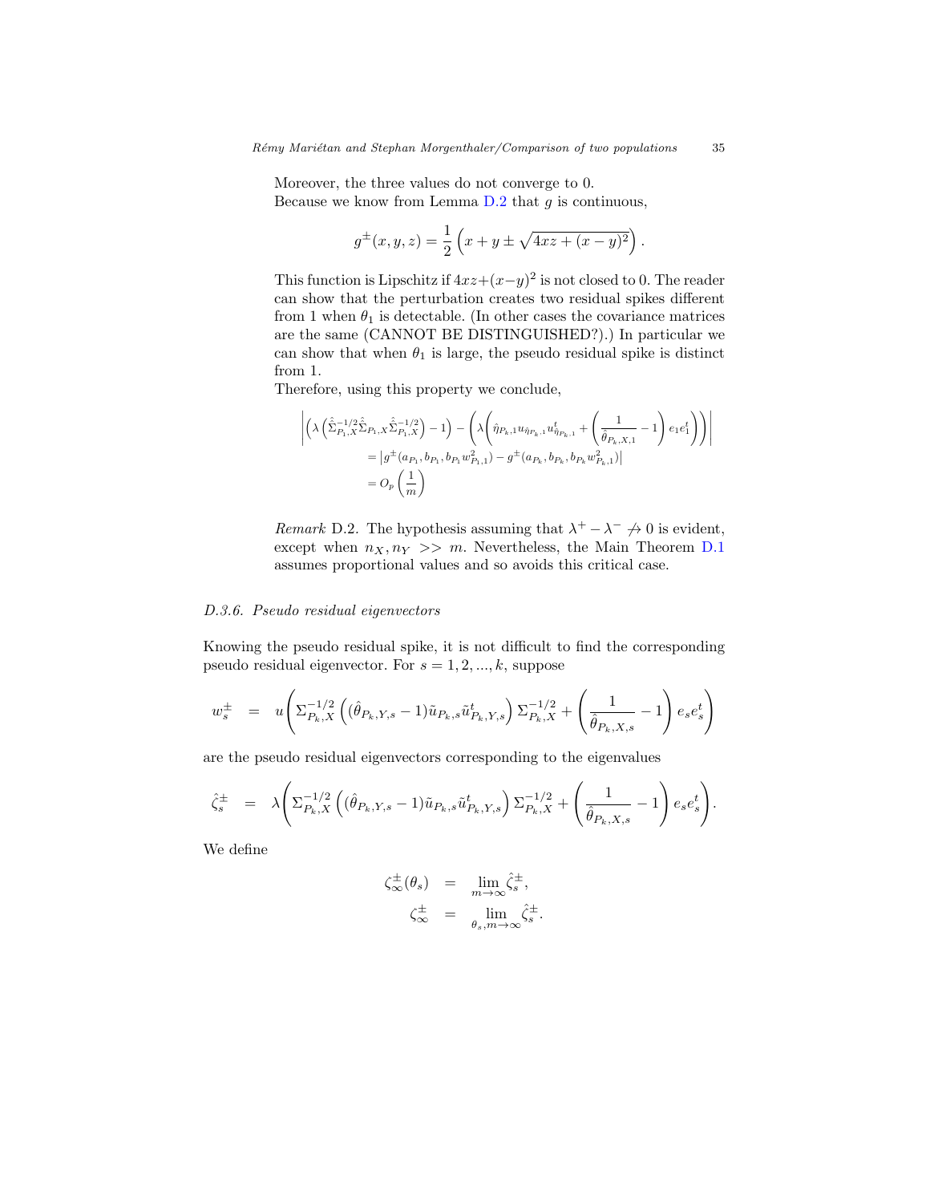Moreover, the three values do not converge to 0.
Because we know from Lemma D.2 that $g$ is continuous,

$$g^{\pm}(x,y,z) = \frac{1}{2}\left(x + y \pm \sqrt{4xz + (x-y)^2}\right).$$

This function is Lipschitz if $4xz+(x-y)^2$ is not closed to 0. The reader can show that the perturbation creates two residual spikes different from 1 when $\theta_1$ is detectable. (In other cases the covariance matrices are the same (CANNOT BE DISTINGUISHED?).) In particular we can show that when $\theta_1$ is large, the pseudo residual spike is distinct from 1.
Therefore, using this property we conclude,

$$\begin{aligned}
&\left|\left(\lambda\left(\hat{\hat{\Sigma}}_{P_1,X}^{-1/2}\hat{\hat{\Sigma}}_{P_1,X}\hat{\hat{\Sigma}}_{P_1,X}^{-1/2}\right)-1\right) - \left(\lambda\left(\hat{\eta}_{P_k,1}u_{\hat{\eta}_{P_k,1}}u_{\hat{\eta}_{P_k,1}}^t + \left(\frac{1}{\hat{\theta}_{P_k,X,1}}-1\right)e_1e_1^t\right)\right)\right| \\
&\quad = \left|g^{\pm}(a_{P_1}, b_{P_1}, b_{P_1}w_{P_1,1}^2) - g^{\pm}(a_{P_k}, b_{P_k}, b_{P_k}w_{P_k,1}^2)\right| \\
&\quad = O_p\left(\frac{1}{m}\right)
\end{aligned}$$

*Remark* D.2. The hypothesis assuming that $\lambda^+ - \lambda^- \not\to 0$ is evident, except when $n_X, n_Y >> m$. Nevertheless, the Main Theorem D.1 assumes proportional values and so avoids this critical case.

### D.3.6. Pseudo residual eigenvectors

Knowing the pseudo residual spike, it is not difficult to find the corresponding pseudo residual eigenvector. For $s = 1, 2, ..., k$, suppose

$$w_s^{\pm} \;=\; u\left(\Sigma_{P_k,X}^{-1/2}\left((\hat{\theta}_{P_k,Y,s}-1)\tilde{u}_{P_k,s}\tilde{u}_{P_k,Y,s}^t\right)\Sigma_{P_k,X}^{-1/2} + \left(\frac{1}{\hat{\theta}_{P_k,X,s}}-1\right)e_se_s^t\right)$$

are the pseudo residual eigenvectors corresponding to the eigenvalues

$$\hat{\zeta}_s^{\pm} \;=\; \lambda\left(\Sigma_{P_k,X}^{-1/2}\left((\hat{\theta}_{P_k,Y,s}-1)\tilde{u}_{P_k,s}\tilde{u}_{P_k,Y,s}^t\right)\Sigma_{P_k,X}^{-1/2} + \left(\frac{1}{\hat{\theta}_{P_k,X,s}}-1\right)e_se_s^t\right).$$

We define

$$\begin{aligned}
\zeta_{\infty}^{\pm}(\theta_s) &= \lim_{m\to\infty}\hat{\zeta}_s^{\pm}, \\
\zeta_{\infty}^{\pm} &= \lim_{\theta_s, m\to\infty}\hat{\zeta}_s^{\pm}.
\end{aligned}$$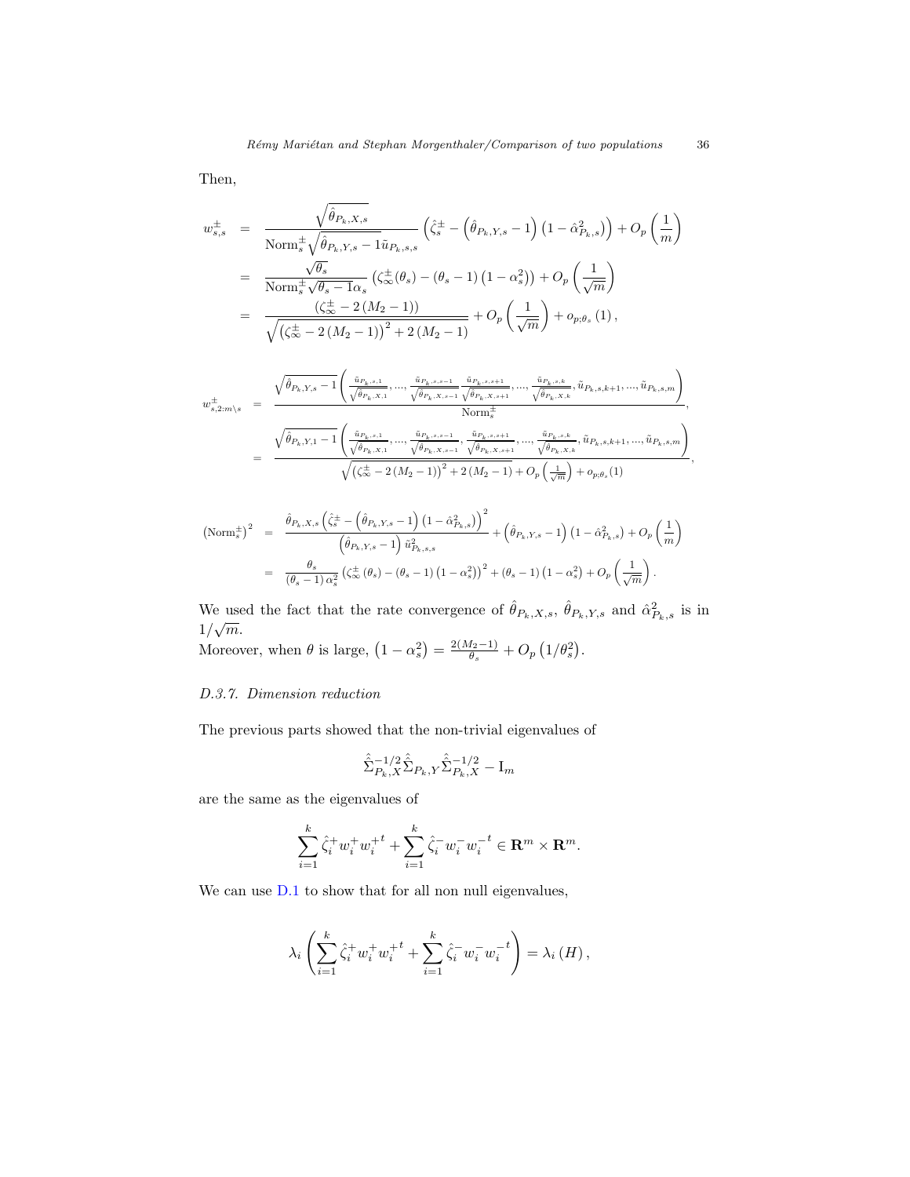Then,

$$
\begin{aligned}
w_{s,s}^{\pm} &= \frac{\sqrt{\hat{\theta}_{P_k,X,s}}}{\text{Norm}_s^{\pm}\sqrt{\hat{\theta}_{P_k,Y,s}-1}\tilde{u}_{P_k,s,s}}\left(\hat{\zeta}_s^{\pm}-\left(\hat{\theta}_{P_k,Y,s}-1\right)\left(1-\hat{\alpha}_{P_k,s}^2\right)\right)+O_p\left(\frac{1}{m}\right)\\
&= \frac{\sqrt{\theta_s}}{\text{Norm}_s^{\pm}\sqrt{\theta_s-1}\alpha_s}\left(\zeta_\infty^{\pm}(\theta_s)-\left(\theta_s-1\right)\left(1-\alpha_s^2\right)\right)+O_p\left(\frac{1}{\sqrt{m}}\right)\\
&= \frac{\left(\zeta_\infty^{\pm}-2\left(M_2-1\right)\right)}{\sqrt{\left(\zeta_\infty^{\pm}-2\left(M_2-1\right)\right)^2+2\left(M_2-1\right)}}+O_p\left(\frac{1}{\sqrt{m}}\right)+o_{p;\theta_s}\left(1\right),
\end{aligned}
$$

$$
\begin{aligned}
w_{s,2:m\backslash s}^{\pm} &= \frac{\sqrt{\hat{\theta}_{P_k,Y,s}-1}\left(\frac{\tilde{u}_{P_k,s,1}}{\sqrt{\hat{\theta}_{P_k,X,1}}},...,\frac{\tilde{u}_{P_k,s,s-1}}{\sqrt{\hat{\theta}_{P_k,X,s-1}}}\frac{\tilde{u}_{P_k,s,s+1}}{\sqrt{\hat{\theta}_{P_k,X,s+1}}},...,\frac{\tilde{u}_{P_k,s,k}}{\sqrt{\hat{\theta}_{P_k,X,k}}},\tilde{u}_{P_k,s,k+1},...,\tilde{u}_{P_k,s,m}\right)}{\text{Norm}_s^{\pm}},\\
&= \frac{\sqrt{\hat{\theta}_{P_k,Y,1}-1}\left(\frac{\tilde{u}_{P_k,s,1}}{\sqrt{\hat{\theta}_{P_k,X,1}}},...,\frac{\tilde{u}_{P_k,s,s-1}}{\sqrt{\hat{\theta}_{P_k,X,s-1}}},\frac{\tilde{u}_{P_k,s,s+1}}{\sqrt{\hat{\theta}_{P_k,X,s+1}}},...,\frac{\tilde{u}_{P_k,s,k}}{\sqrt{\hat{\theta}_{P_k,X,k}}},\tilde{u}_{P_k,s,k+1},...,\tilde{u}_{P_k,s,m}\right)}{\sqrt{\left(\zeta_\infty^{\pm}-2\left(M_2-1\right)\right)^2+2\left(M_2-1\right)+O_p\left(\frac{1}{\sqrt{m}}\right)+o_{p;\theta_s}(1)}},
\end{aligned}
$$

$$
\begin{aligned}
\left(\text{Norm}_s^{\pm}\right)^2 &= \frac{\hat{\theta}_{P_k,X,s}\left(\hat{\zeta}_s^{\pm}-\left(\hat{\theta}_{P_k,Y,s}-1\right)\left(1-\hat{\alpha}_{P_k,s}^2\right)\right)^2}{\left(\hat{\theta}_{P_k,Y,s}-1\right)\tilde{u}_{P_k,s,s}^2}+\left(\hat{\theta}_{P_k,Y,s}-1\right)\left(1-\hat{\alpha}_{P_k,s}^2\right)+O_p\left(\frac{1}{m}\right)\\
&= \frac{\theta_s}{\left(\theta_s-1\right)\alpha_s^2}\left(\zeta_\infty^{\pm}\left(\theta_s\right)-\left(\theta_s-1\right)\left(1-\alpha_s^2\right)\right)^2+\left(\theta_s-1\right)\left(1-\alpha_s^2\right)+O_p\left(\frac{1}{\sqrt{m}}\right).
\end{aligned}
$$

We used the fact that the rate convergence of $\hat{\theta}_{P_k,X,s}$, $\hat{\theta}_{P_k,Y,s}$ and $\hat{\alpha}_{P_k,s}^2$ is in $1/\sqrt{m}$.
Moreover, when $\theta$ is large, $\left(1-\alpha_s^2\right)=\frac{2(M_2-1)}{\theta_s}+O_p\left(1/\theta_s^2\right)$.

#### D.3.7. Dimension reduction

The previous parts showed that the non-trivial eigenvalues of

$$
\hat{\hat{\Sigma}}_{P_k,X}^{-1/2}\hat{\Sigma}_{P_k,Y}\hat{\hat{\Sigma}}_{P_k,X}^{-1/2}-\mathrm{I}_m
$$

are the same as the eigenvalues of

$$
\sum_{i=1}^{k}\hat{\zeta}_i^{+}w_i^{+}{w_i^{+}}^t+\sum_{i=1}^{k}\hat{\zeta}_i^{-}w_i^{-}{w_i^{-}}^t\in\mathbf{R}^m\times\mathbf{R}^m.
$$

We can use D.1 to show that for all non null eigenvalues,

$$
\lambda_i\left(\sum_{i=1}^{k}\hat{\zeta}_i^{+}w_i^{+}{w_i^{+}}^t+\sum_{i=1}^{k}\hat{\zeta}_i^{-}w_i^{-}{w_i^{-}}^t\right)=\lambda_i\left(H\right),
$$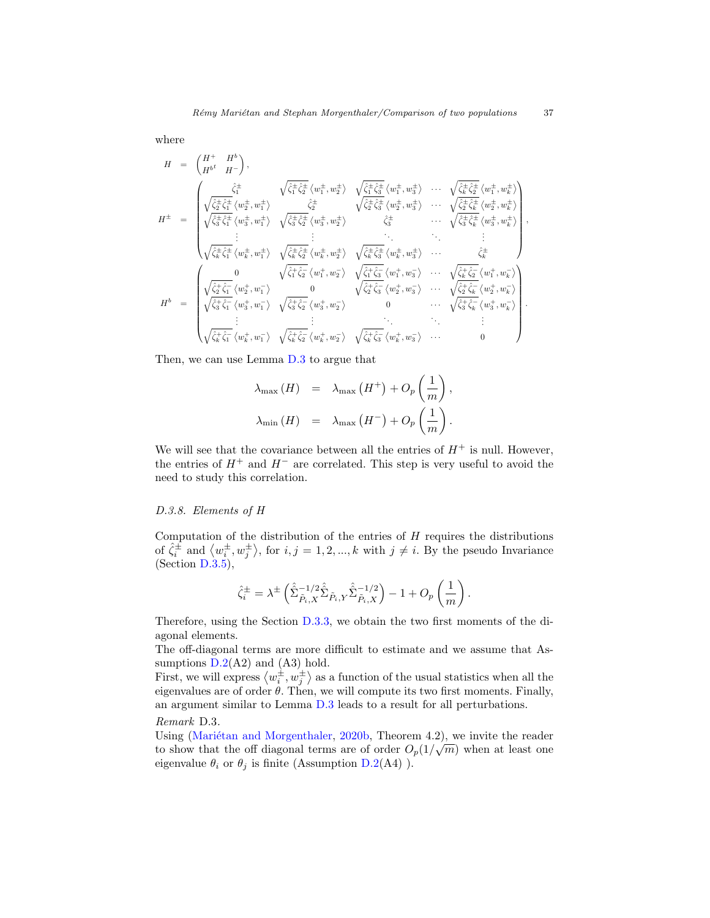where

$$
\begin{aligned}
H &= \begin{pmatrix} H^{+} & H^{b} \\ H^{b^t} & H^{-} \end{pmatrix}, \\
H^{\pm} &= \begin{pmatrix}
\hat{\zeta}_1^{\pm} & \sqrt{\hat{\zeta}_1^{\pm}\hat{\zeta}_2^{\pm}}\left\langle w_1^{\pm}, w_2^{\pm}\right\rangle & \sqrt{\hat{\zeta}_1^{\pm}\hat{\zeta}_3^{\pm}}\left\langle w_1^{\pm}, w_3^{\pm}\right\rangle & \cdots & \sqrt{\hat{\zeta}_k^{\pm}\hat{\zeta}_2^{\pm}}\left\langle w_1^{\pm}, w_k^{\pm}\right\rangle \\
\sqrt{\hat{\zeta}_2^{\pm}\hat{\zeta}_1^{\pm}}\left\langle w_2^{\pm}, w_1^{\pm}\right\rangle & \hat{\zeta}_2^{\pm} & \sqrt{\hat{\zeta}_2^{\pm}\hat{\zeta}_3^{\pm}}\left\langle w_2^{\pm}, w_3^{\pm}\right\rangle & \cdots & \sqrt{\hat{\zeta}_2^{\pm}\hat{\zeta}_k^{\pm}}\left\langle w_2^{\pm}, w_k^{\pm}\right\rangle \\
\sqrt{\hat{\zeta}_3^{\pm}\hat{\zeta}_1^{\pm}}\left\langle w_3^{\pm}, w_1^{\pm}\right\rangle & \sqrt{\hat{\zeta}_3^{\pm}\hat{\zeta}_2^{\pm}}\left\langle w_3^{\pm}, w_2^{\pm}\right\rangle & \hat{\zeta}_3^{\pm} & \cdots & \sqrt{\hat{\zeta}_3^{\pm}\hat{\zeta}_k^{\pm}}\left\langle w_3^{\pm}, w_k^{\pm}\right\rangle \\
\vdots & \vdots & \ddots & \ddots & \vdots \\
\sqrt{\hat{\zeta}_k^{\pm}\hat{\zeta}_1^{\pm}}\left\langle w_k^{\pm}, w_1^{\pm}\right\rangle & \sqrt{\hat{\zeta}_k^{\pm}\hat{\zeta}_2^{\pm}}\left\langle w_k^{\pm}, w_2^{\pm}\right\rangle & \sqrt{\hat{\zeta}_k^{\pm}\hat{\zeta}_3^{\pm}}\left\langle w_k^{\pm}, w_3^{\pm}\right\rangle & \cdots & \hat{\zeta}_k^{\pm}
\end{pmatrix}, \\
H^{b} &= \begin{pmatrix}
0 & \sqrt{\hat{\zeta}_1^{+}\hat{\zeta}_2^{-}}\left\langle w_1^{+}, w_2^{-}\right\rangle & \sqrt{\hat{\zeta}_1^{+}\hat{\zeta}_3^{-}}\left\langle w_1^{+}, w_3^{-}\right\rangle & \cdots & \sqrt{\hat{\zeta}_k^{+}\hat{\zeta}_2^{-}}\left\langle w_1^{+}, w_k^{-}\right\rangle \\
\sqrt{\hat{\zeta}_2^{+}\hat{\zeta}_1^{-}}\left\langle w_2^{+}, w_1^{-}\right\rangle & 0 & \sqrt{\hat{\zeta}_2^{+}\hat{\zeta}_3^{-}}\left\langle w_2^{+}, w_3^{-}\right\rangle & \cdots & \sqrt{\hat{\zeta}_2^{+}\hat{\zeta}_k^{-}}\left\langle w_2^{+}, w_k^{-}\right\rangle \\
\sqrt{\hat{\zeta}_3^{+}\hat{\zeta}_1^{-}}\left\langle w_3^{+}, w_1^{-}\right\rangle & \sqrt{\hat{\zeta}_3^{+}\hat{\zeta}_2^{-}}\left\langle w_3^{+}, w_2^{-}\right\rangle & 0 & \cdots & \sqrt{\hat{\zeta}_3^{+}\hat{\zeta}_k^{-}}\left\langle w_3^{+}, w_k^{-}\right\rangle \\
\vdots & \vdots & \ddots & \ddots & \vdots \\
\sqrt{\hat{\zeta}_k^{+}\hat{\zeta}_1^{-}}\left\langle w_k^{+}, w_1^{-}\right\rangle & \sqrt{\hat{\zeta}_k^{+}\hat{\zeta}_2^{-}}\left\langle w_k^{+}, w_2^{-}\right\rangle & \sqrt{\hat{\zeta}_k^{+}\hat{\zeta}_3^{-}}\left\langle w_k^{+}, w_3^{-}\right\rangle & \cdots & 0
\end{pmatrix}.
\end{aligned}
$$

Then, we can use Lemma D.3 to argue that

$$
\begin{aligned}
\lambda_{\max}\left(H\right) &= \lambda_{\max}\left(H^{+}\right) + O_p\left(\frac{1}{m}\right), \\
\lambda_{\min}\left(H\right) &= \lambda_{\max}\left(H^{-}\right) + O_p\left(\frac{1}{m}\right).
\end{aligned}
$$

We will see that the covariance between all the entries of $H^{+}$ is null. However, the entries of $H^{+}$ and $H^{-}$ are correlated. This step is very useful to avoid the need to study this correlation.

### D.3.8. Elements of H

Computation of the distribution of the entries of $H$ requires the distributions of $\hat{\zeta}_i^{\pm}$ and $\left\langle w_i^{\pm}, w_j^{\pm}\right\rangle$, for $i, j = 1, 2, ..., k$ with $j \neq i$. By the pseudo Invariance (Section D.3.5),

$$
\hat{\zeta}_i^{\pm} = \lambda^{\pm}\left(\hat{\hat{\Sigma}}_{\tilde{P}_i,X}^{-1/2}\hat{\Sigma}_{\tilde{P}_i,Y}\hat{\hat{\Sigma}}_{\tilde{P}_i,X}^{-1/2}\right) - 1 + O_p\left(\frac{1}{m}\right).
$$

Therefore, using the Section D.3.3, we obtain the two first moments of the diagonal elements.

The off-diagonal terms are more difficult to estimate and we assume that Assumptions D.2(A2) and (A3) hold.

First, we will express $\left\langle w_i^{\pm}, w_j^{\pm}\right\rangle$ as a function of the usual statistics when all the eigenvalues are of order $\theta$. Then, we will compute its two first moments. Finally, an argument similar to Lemma D.3 leads to a result for all perturbations.

*Remark* D.3.

Using (Mariétan and Morgenthaler, 2020b, Theorem 4.2), we invite the reader to show that the off diagonal terms are of order $O_p(1/\sqrt{m})$ when at least one eigenvalue $\theta_i$ or $\theta_j$ is finite (Assumption D.2(A4) ).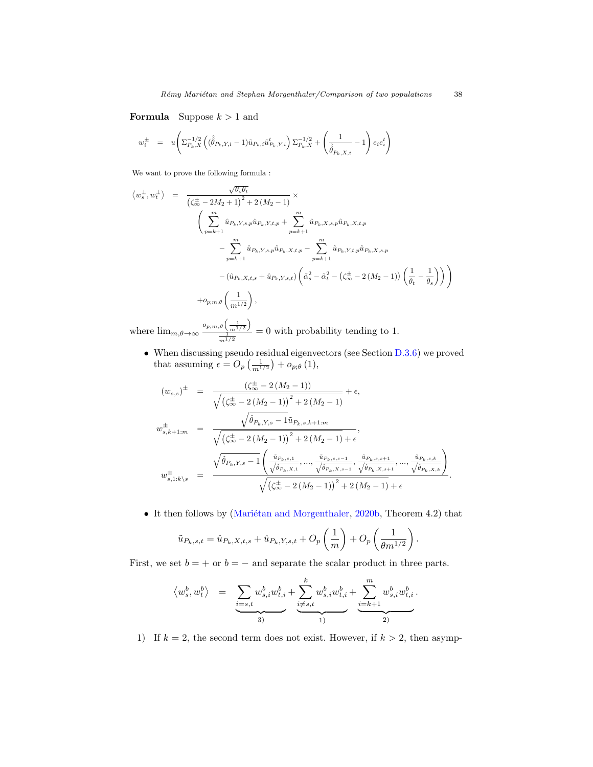**Formula** Suppose $k > 1$ and

$$
w_i^{\pm} = u\left(\Sigma_{P_k,X}^{-1/2}\left((\hat{\tilde{\theta}}_{P_k,Y,i}-1)\tilde{u}_{P_k,i}\tilde{u}_{P_k,Y,i}^t\right)\Sigma_{P_k,X}^{-1/2} + \left(\frac{1}{\hat{\tilde{\theta}}_{P_k,X,i}}-1\right)e_ie_i^t\right)
$$

We want to prove the following formula :

$$
\begin{aligned}
\left\langle w_s^{\pm}, w_t^{\pm}\right\rangle &= \frac{\sqrt{\theta_s\theta_t}}{\left(\zeta_\infty^{\pm}-2M_2+1\right)^2+2\left(M_2-1\right)} \times \\
&\quad \left(\sum_{p=k+1}^{m}\hat{u}_{P_k,Y,s,p}\hat{u}_{P_k,Y,t,p} + \sum_{p=k+1}^{m}\hat{u}_{P_k,X,s,p}\hat{u}_{P_k,X,t,p}\right. \\
&\quad -\sum_{p=k+1}^{m}\hat{u}_{P_k,Y,s,p}\hat{u}_{P_k,X,t,p} - \sum_{p=k+1}^{m}\hat{u}_{P_k,Y,t,p}\hat{u}_{P_k,X,s,p} \\
&\quad \left. -\left(\hat{u}_{P_k,X,t,s}+\hat{u}_{P_k,Y,s,t}\right)\left(\tilde{\alpha}_s^2-\tilde{\alpha}_t^2-\left(\zeta_\infty^{\pm}-2\left(M_2-1\right)\right)\left(\frac{1}{\theta_t}-\frac{1}{\theta_s}\right)\right)\right) \\
&\quad + o_{p;m,\theta}\left(\frac{1}{m^{1/2}}\right),
\end{aligned}
$$

where $\lim_{m,\theta\to\infty}\frac{o_{p;m,\theta}\left(\frac{1}{m^{1/2}}\right)}{\frac{1}{m^{1/2}}} = 0$ with probability tending to 1.

- When discussing pseudo residual eigenvectors (see Section D.3.6) we proved that assuming $\epsilon = O_p\left(\frac{1}{m^{1/2}}\right) + o_{p;\theta}(1)$,

$$
\begin{aligned}
(w_{s,s})^{\pm} &= \frac{\left(\zeta_\infty^{\pm}-2\left(M_2-1\right)\right)}{\sqrt{\left(\zeta_\infty^{\pm}-2\left(M_2-1\right)\right)^2+2\left(M_2-1\right)}}+\epsilon, \\
w_{s,k+1:m}^{\pm} &= \frac{\sqrt{\hat{\theta}_{P_k,Y,s}-1}\tilde{u}_{P_k,s,k+1:m}}{\sqrt{\left(\zeta_\infty^{\pm}-2\left(M_2-1\right)\right)^2+2\left(M_2-1\right)+\epsilon}}, \\
w_{s,1:k\setminus s}^{\pm} &= \frac{\sqrt{\hat{\theta}_{P_k,Y,s}-1}\left(\frac{\tilde{u}_{P_k,s,1}}{\sqrt{\hat{\theta}_{P_k,X,1}}},\ldots,\frac{\tilde{u}_{P_k,s,s-1}}{\sqrt{\hat{\theta}_{P_k,X,s-1}}},\frac{\tilde{u}_{P_k,s,s+1}}{\sqrt{\hat{\theta}_{P_k,X,s+1}}},\ldots,\frac{\tilde{u}_{P_k,s,k}}{\sqrt{\hat{\theta}_{P_k,X,k}}}\right)}{\sqrt{\left(\zeta_\infty^{\pm}-2\left(M_2-1\right)\right)^2+2\left(M_2-1\right)+\epsilon}}.
\end{aligned}
$$

- It then follows by (Mariétan and Morgenthaler, 2020b, Theorem 4.2) that

$$
\tilde{u}_{P_k,s,t} = \hat{u}_{P_k,X,t,s}+\hat{u}_{P_k,Y,s,t}+O_p\left(\frac{1}{m}\right)+O_p\left(\frac{1}{\theta m^{1/2}}\right).
$$

First, we set $b=+$ or $b=-$ and separate the scalar product in three parts.

$$
\left\langle w_s^b, w_t^b\right\rangle = \underbrace{\sum_{i=s,t} w_{s,i}^b w_{t,i}^b}_{3)} + \underbrace{\sum_{i\neq s,t}^{k} w_{s,i}^b w_{t,i}^b}_{1)} + \underbrace{\sum_{i=k+1}^{m} w_{s,i}^b w_{t,i}^b}_{2)}.
$$

1) If $k=2$, the second term does not exist. However, if $k>2$, then asymp-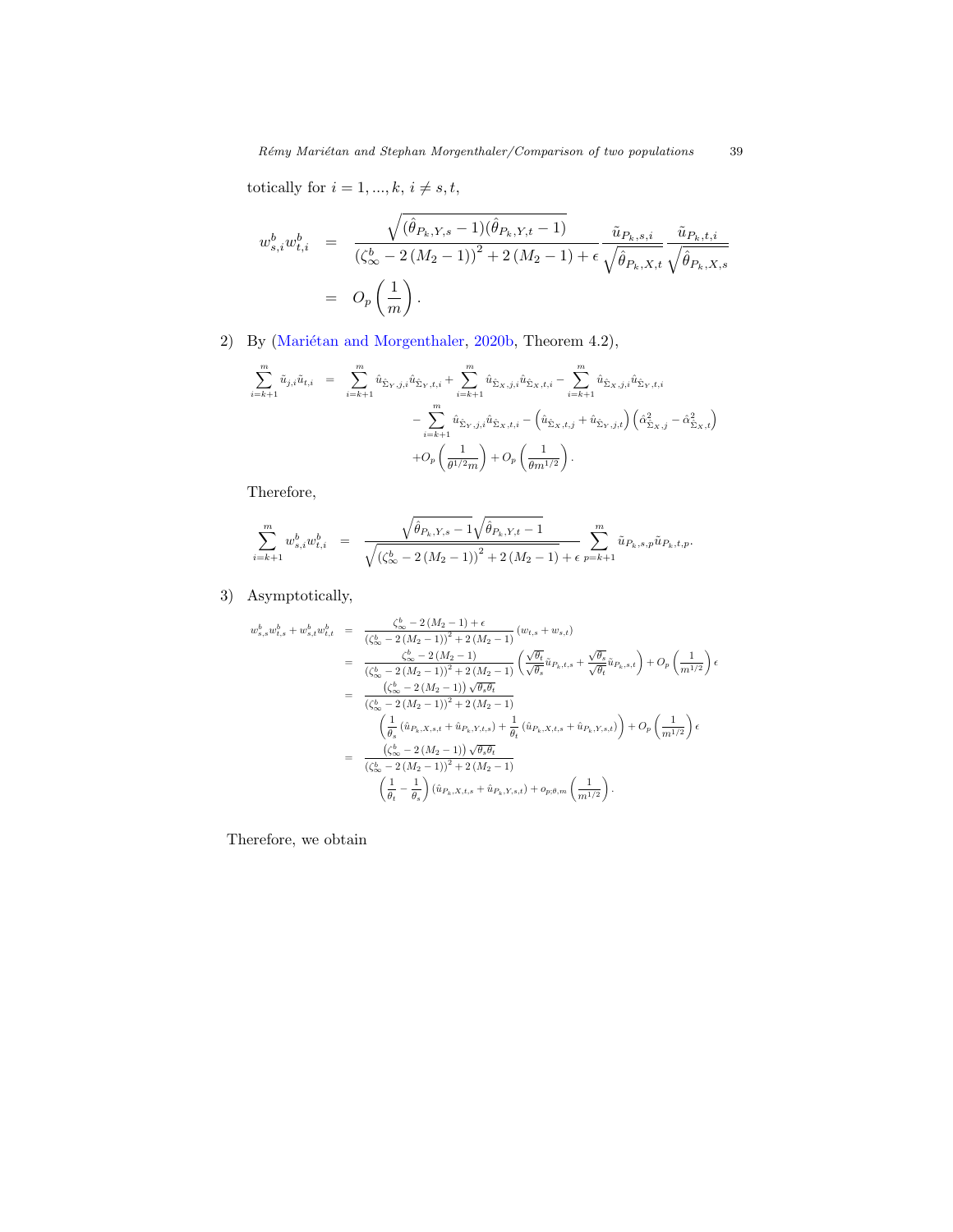totically for $i = 1, ..., k$, $i \neq s, t$,

$$
\begin{aligned}
w^b_{s,i} w^b_{t,i} &= \frac{\sqrt{(\hat{\theta}_{P_k,Y,s} - 1)(\hat{\theta}_{P_k,Y,t} - 1)}}{\left(\zeta^b_\infty - 2\left(M_2 - 1\right)\right)^2 + 2\left(M_2 - 1\right) + \epsilon} \frac{\tilde{u}_{P_k,s,i}}{\sqrt{\hat{\theta}_{P_k,X,t}}} \frac{\tilde{u}_{P_k,t,i}}{\sqrt{\hat{\theta}_{P_k,X,s}}} \\
&= O_p\left(\frac{1}{m}\right).
\end{aligned}
$$

2) By (Mariétan and Morgenthaler, 2020b, Theorem 4.2),

$$
\begin{aligned}
\sum_{i=k+1}^{m} \tilde{u}_{j,i} \tilde{u}_{t,i} &= \sum_{i=k+1}^{m} \hat{u}_{\hat{\Sigma}_Y,j,i} \hat{u}_{\hat{\Sigma}_Y,t,i} + \sum_{i=k+1}^{m} \hat{u}_{\hat{\Sigma}_X,j,i} \hat{u}_{\hat{\Sigma}_X,t,i} - \sum_{i=k+1}^{m} \hat{u}_{\hat{\Sigma}_X,j,i} \hat{u}_{\hat{\Sigma}_Y,t,i} \\
&\quad - \sum_{i=k+1}^{m} \hat{u}_{\hat{\Sigma}_Y,j,i} \hat{u}_{\hat{\Sigma}_X,t,i} - \left(\hat{u}_{\hat{\Sigma}_X,t,j} + \hat{u}_{\hat{\Sigma}_Y,j,t}\right)\left(\hat{\alpha}^2_{\hat{\Sigma}_X,j} - \hat{\alpha}^2_{\hat{\Sigma}_X,t}\right) \\
&\quad + O_p\left(\frac{1}{\theta^{1/2} m}\right) + O_p\left(\frac{1}{\theta m^{1/2}}\right).
\end{aligned}
$$

Therefore,

$$
\sum_{i=k+1}^{m} w^b_{s,i} w^b_{t,i} = \frac{\sqrt{\hat{\theta}_{P_k,Y,s} - 1}\sqrt{\hat{\theta}_{P_k,Y,t} - 1}}{\sqrt{\left(\zeta^b_\infty - 2\left(M_2 - 1\right)\right)^2 + 2\left(M_2 - 1\right)} + \epsilon} \sum_{p=k+1}^{m} \tilde{u}_{P_k,s,p} \tilde{u}_{P_k,t,p}.
$$

3) Asymptotically,

$$
\begin{aligned}
w^b_{s,s} w^b_{t,s} + w^b_{s,t} w^b_{t,t} &= \frac{\zeta^b_\infty - 2\left(M_2 - 1\right) + \epsilon}{\left(\zeta^b_\infty - 2\left(M_2 - 1\right)\right)^2 + 2\left(M_2 - 1\right)} \left(w_{t,s} + w_{s,t}\right) \\
&= \frac{\zeta^b_\infty - 2\left(M_2 - 1\right)}{\left(\zeta^b_\infty - 2\left(M_2 - 1\right)\right)^2 + 2\left(M_2 - 1\right)} \left(\frac{\sqrt{\theta_t}}{\sqrt{\theta_s}} \tilde{u}_{P_k,t,s} + \frac{\sqrt{\theta_s}}{\sqrt{\theta_t}} \tilde{u}_{P_k,s,t}\right) + O_p\left(\frac{1}{m^{1/2}}\right)\epsilon \\
&= \frac{\left(\zeta^b_\infty - 2\left(M_2 - 1\right)\right)\sqrt{\theta_s \theta_t}}{\left(\zeta^b_\infty - 2\left(M_2 - 1\right)\right)^2 + 2\left(M_2 - 1\right)} \\
&\quad \left(\frac{1}{\theta_s}\left(\hat{u}_{P_k,X,s,t} + \hat{u}_{P_k,Y,t,s}\right) + \frac{1}{\theta_t}\left(\hat{u}_{P_k,X,t,s} + \hat{u}_{P_k,Y,s,t}\right)\right) + O_p\left(\frac{1}{m^{1/2}}\right)\epsilon \\
&= \frac{\left(\zeta^b_\infty - 2\left(M_2 - 1\right)\right)\sqrt{\theta_s \theta_t}}{\left(\zeta^b_\infty - 2\left(M_2 - 1\right)\right)^2 + 2\left(M_2 - 1\right)} \\
&\quad \left(\frac{1}{\theta_t} - \frac{1}{\theta_s}\right)\left(\hat{u}_{P_k,X,t,s} + \hat{u}_{P_k,Y,s,t}\right) + o_{p;\theta,m}\left(\frac{1}{m^{1/2}}\right).
\end{aligned}
$$

Therefore, we obtain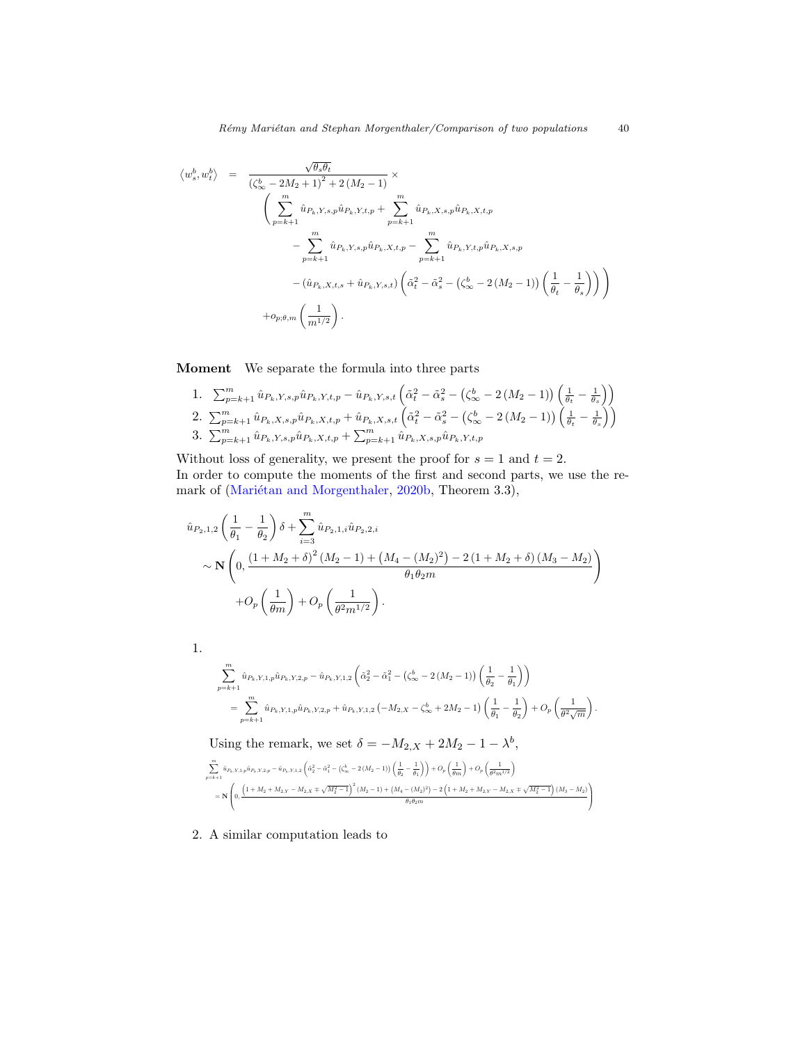$$
\begin{aligned}
\left\langle w_s^b, w_t^b \right\rangle &= \frac{\sqrt{\theta_s \theta_t}}{\left(\zeta_\infty^b - 2M_2 + 1\right)^2 + 2\left(M_2 - 1\right)} \times \\
&\quad \left( \sum_{p=k+1}^{m} \hat{u}_{P_k,Y,s,p} \hat{u}_{P_k,Y,t,p} + \sum_{p=k+1}^{m} \hat{u}_{P_k,X,s,p} \hat{u}_{P_k,X,t,p} \right. \\
&\qquad - \sum_{p=k+1}^{m} \hat{u}_{P_k,Y,s,p} \hat{u}_{P_k,X,t,p} - \sum_{p=k+1}^{m} \hat{u}_{P_k,Y,t,p} \hat{u}_{P_k,X,s,p} \\
&\qquad \left. - \left(\hat{u}_{P_k,X,t,s} + \hat{u}_{P_k,Y,s,t}\right) \left( \tilde{\alpha}_t^2 - \tilde{\alpha}_s^2 - \left(\zeta_\infty^b - 2\left(M_2 - 1\right)\right) \left( \frac{1}{\theta_t} - \frac{1}{\theta_s} \right) \right) \right) \\
&\quad + o_{p;\theta,m}\left( \frac{1}{m^{1/2}} \right).
\end{aligned}
$$

**Moment** We separate the formula into three parts

1. $\sum_{p=k+1}^{m} \hat{u}_{P_k,Y,s,p} \hat{u}_{P_k,Y,t,p} - \hat{u}_{P_k,Y,s,t} \left( \tilde{\alpha}_t^2 - \tilde{\alpha}_s^2 - \left(\zeta_\infty^b - 2\left(M_2 - 1\right)\right) \left( \frac{1}{\theta_t} - \frac{1}{\theta_s} \right) \right)$
2. $\sum_{p=k+1}^{m} \hat{u}_{P_k,X,s,p} \hat{u}_{P_k,X,t,p} + \hat{u}_{P_k,X,s,t} \left( \tilde{\alpha}_t^2 - \tilde{\alpha}_s^2 - \left(\zeta_\infty^b - 2\left(M_2 - 1\right)\right) \left( \frac{1}{\theta_t} - \frac{1}{\theta_s} \right) \right)$
3. $\sum_{p=k+1}^{m} \hat{u}_{P_k,Y,s,p} \hat{u}_{P_k,X,t,p} + \sum_{p=k+1}^{m} \hat{u}_{P_k,X,s,p} \hat{u}_{P_k,Y,t,p}$

Without loss of generality, we present the proof for $s = 1$ and $t = 2$.
In order to compute the moments of the first and second parts, we use the remark of (Mariétan and Morgenthaler, 2020b, Theorem 3.3),

$$
\begin{aligned}
&\hat{u}_{P_2,1,2} \left( \frac{1}{\theta_1} - \frac{1}{\theta_2} \right) \delta + \sum_{i=3}^{m} \hat{u}_{P_2,1,i} \hat{u}_{P_2,2,i} \\
&\quad \sim \mathbf{N}\left( 0, \frac{\left(1 + M_2 + \delta\right)^2 \left(M_2 - 1\right) + \left(M_4 - \left(M_2\right)^2\right) - 2\left(1 + M_2 + \delta\right)\left(M_3 - M_2\right)}{\theta_1 \theta_2 m} \right) \\
&\qquad + O_p\left( \frac{1}{\theta m} \right) + O_p\left( \frac{1}{\theta^2 m^{1/2}} \right).
\end{aligned}
$$

1.

$$
\begin{aligned}
&\sum_{p=k+1}^{m} \hat{u}_{P_k,Y,1,p} \hat{u}_{P_k,Y,2,p} - \hat{u}_{P_k,Y,1,2} \left( \tilde{\alpha}_2^2 - \tilde{\alpha}_1^2 - \left(\zeta_\infty^b - 2\left(M_2 - 1\right)\right) \left( \frac{1}{\theta_2} - \frac{1}{\theta_1} \right) \right) \\
&\quad = \sum_{p=k+1}^{m} \hat{u}_{P_k,Y,1,p} \hat{u}_{P_k,Y,2,p} + \hat{u}_{P_k,Y,1,2} \left( -M_{2,X} - \zeta_\infty^b + 2M_2 - 1 \right) \left( \frac{1}{\theta_1} - \frac{1}{\theta_2} \right) + O_p\left( \frac{1}{\theta^2 \sqrt{m}} \right).
\end{aligned}
$$

Using the remark, we set $\delta = -M_{2,X} + 2M_2 - 1 - \lambda^b$,

$$
\begin{aligned}
&\sum_{p=k+1}^{m} \hat{u}_{P_k,Y,1,p} \hat{u}_{P_k,Y,2,p} - \hat{u}_{P_k,Y,1,2} \left( \tilde{\alpha}_2^2 - \tilde{\alpha}_1^2 - \left(\zeta_\infty^b - 2\left(M_2 - 1\right)\right) \left( \frac{1}{\theta_2} - \frac{1}{\theta_1} \right) \right) + O_p\left( \frac{1}{\theta m} \right) + O_p\left( \frac{1}{\theta^2 m^{1/2}} \right) \\
&\quad = \mathbf{N}\left( 0, \frac{\left(1 + M_2 + M_{2,Y} - M_{2,X} \mp \sqrt{M_2^2 - 1}\right)^2 \left(M_2 - 1\right) + \left(M_4 - \left(M_2\right)^2\right) - 2\left(1 + M_2 + M_{2,Y} - M_{2,X} \mp \sqrt{M_2^2 - 1}\right)\left(M_3 - M_2\right)}{\theta_1 \theta_2 m} \right)
\end{aligned}
$$

2. A similar computation leads to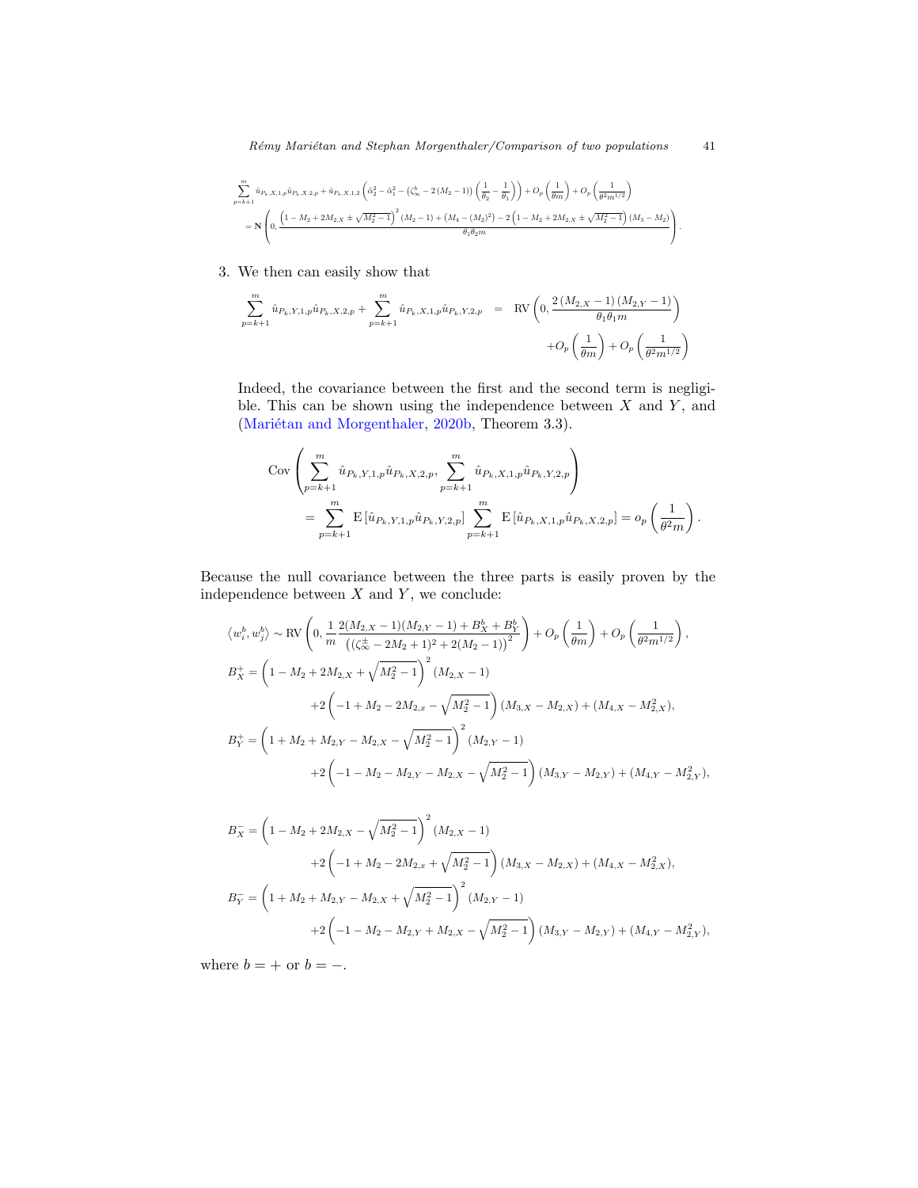$$\sum_{p=k+1}^{m} \hat{u}_{P_k,X,1,p}\hat{u}_{P_k,X,2,p} + \hat{u}_{P_k,X,1,2}\left(\tilde{\alpha}_2^2 - \tilde{\alpha}_1^2 - \left(\zeta_\infty^b - 2\left(M_2-1\right)\right)\left(\frac{1}{\theta_2} - \frac{1}{\theta_1}\right)\right) + O_p\left(\frac{1}{\theta m}\right) + O_p\left(\frac{1}{\theta^2 m^{1/2}}\right)$$
$$= \mathbf{N}\left(0, \frac{\left(1 - M_2 + 2M_{2,X} \pm \sqrt{M_2^2-1}\right)^2 (M_2-1) + \left(M_4 - (M_2)^2\right) - 2\left(1 - M_2 + 2M_{2,X} \pm \sqrt{M_2^2-1}\right)(M_3 - M_2)}{\theta_1\theta_2 m}\right).$$

3. We then can easily show that

$$\sum_{p=k+1}^{m} \hat{u}_{P_k,Y,1,p}\hat{u}_{P_k,X,2,p} + \sum_{p=k+1}^{m} \hat{u}_{P_k,X,1,p}\hat{u}_{P_k,Y,2,p} = \mathrm{RV}\left(0, \frac{2\left(M_{2,X}-1\right)\left(M_{2,Y}-1\right)}{\theta_1\theta_1 m}\right) + O_p\left(\frac{1}{\theta m}\right) + O_p\left(\frac{1}{\theta^2 m^{1/2}}\right)$$

   Indeed, the covariance between the first and the second term is negligible. This can be shown using the independence between $X$ and $Y$, and (Mariétan and Morgenthaler, 2020b, Theorem 3.3).

$$\mathrm{Cov}\left(\sum_{p=k+1}^{m} \hat{u}_{P_k,Y,1,p}\hat{u}_{P_k,X,2,p}, \sum_{p=k+1}^{m} \hat{u}_{P_k,X,1,p}\hat{u}_{P_k,Y,2,p}\right)$$
$$= \sum_{p=k+1}^{m} \mathrm{E}\left[\hat{u}_{P_k,Y,1,p}\hat{u}_{P_k,Y,2,p}\right] \sum_{p=k+1}^{m} \mathrm{E}\left[\hat{u}_{P_k,X,1,p}\hat{u}_{P_k,X,2,p}\right] = o_p\left(\frac{1}{\theta^2 m}\right).$$

Because the null covariance between the three parts is easily proven by the independence between $X$ and $Y$, we conclude:

$$\langle w_i^b, w_j^b\rangle \sim \mathrm{RV}\left(0, \frac{1}{m}\frac{2(M_{2,X}-1)(M_{2,Y}-1) + B_X^b + B_Y^b}{\left((\zeta_\infty^{\pm} - 2M_2 + 1)^2 + 2(M_2-1)\right)^2}\right) + O_p\left(\frac{1}{\theta m}\right) + O_p\left(\frac{1}{\theta^2 m^{1/2}}\right),$$

$$B_X^+ = \left(1 - M_2 + 2M_{2,X} + \sqrt{M_2^2-1}\right)^2 (M_{2,X}-1)$$
$$+2\left(-1 + M_2 - 2M_{2,x} - \sqrt{M_2^2-1}\right)(M_{3,X} - M_{2,X}) + (M_{4,X} - M_{2,X}^2),$$

$$B_Y^+ = \left(1 + M_2 + M_{2,Y} - M_{2,X} - \sqrt{M_2^2-1}\right)^2 (M_{2,Y}-1)$$
$$+2\left(-1 - M_2 - M_{2,Y} - M_{2,X} - \sqrt{M_2^2-1}\right)(M_{3,Y} - M_{2,Y}) + (M_{4,Y} - M_{2,Y}^2),$$

$$B_X^- = \left(1 - M_2 + 2M_{2,X} - \sqrt{M_2^2-1}\right)^2 (M_{2,X}-1)$$
$$+2\left(-1 + M_2 - 2M_{2,x} + \sqrt{M_2^2-1}\right)(M_{3,X} - M_{2,X}) + (M_{4,X} - M_{2,X}^2),$$

$$B_Y^- = \left(1 + M_2 + M_{2,Y} - M_{2,X} + \sqrt{M_2^2-1}\right)^2 (M_{2,Y}-1)$$
$$+2\left(-1 - M_2 - M_{2,Y} + M_{2,X} - \sqrt{M_2^2-1}\right)(M_{3,Y} - M_{2,Y}) + (M_{4,Y} - M_{2,Y}^2),$$

where $b = +$ or $b = -$.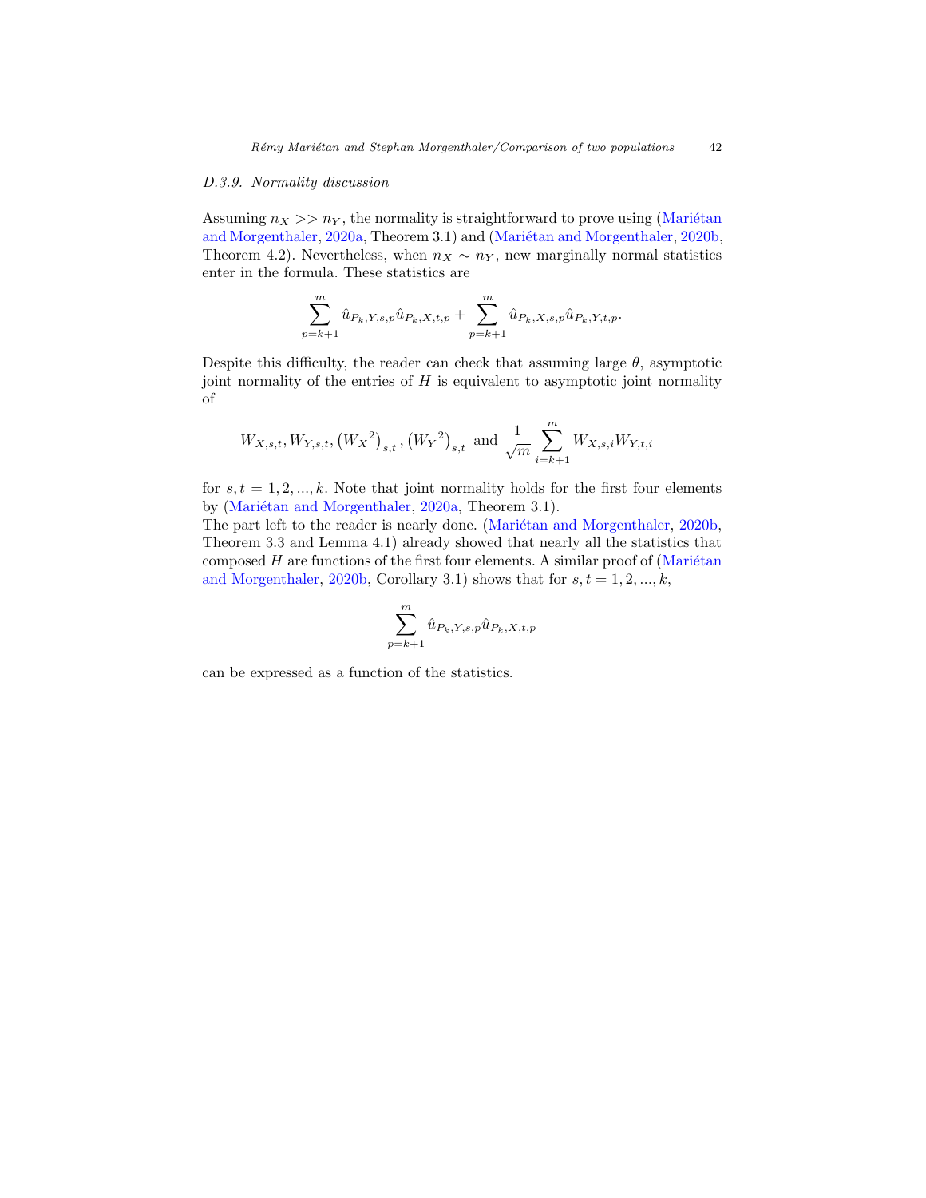#### D.3.9. Normality discussion

Assuming $n_X >> n_Y$, the normality is straightforward to prove using (Mariétan and Morgenthaler, 2020a, Theorem 3.1) and (Mariétan and Morgenthaler, 2020b, Theorem 4.2). Nevertheless, when $n_X \sim n_Y$, new marginally normal statistics enter in the formula. These statistics are

$$\sum_{p=k+1}^{m} \hat{u}_{P_k,Y,s,p}\hat{u}_{P_k,X,t,p} + \sum_{p=k+1}^{m} \hat{u}_{P_k,X,s,p}\hat{u}_{P_k,Y,t,p}.$$

Despite this difficulty, the reader can check that assuming large $\theta$, asymptotic joint normality of the entries of $H$ is equivalent to asymptotic joint normality of

$$W_{X,s,t}, W_{Y,s,t}, \left({W_X}^2\right)_{s,t}, \left({W_Y}^2\right)_{s,t} \text{ and } \frac{1}{\sqrt{m}}\sum_{i=k+1}^{m} W_{X,s,i}W_{Y,t,i}$$

for $s,t = 1,2,...,k$. Note that joint normality holds for the first four elements by (Mariétan and Morgenthaler, 2020a, Theorem 3.1).

The part left to the reader is nearly done. (Mariétan and Morgenthaler, 2020b, Theorem 3.3 and Lemma 4.1) already showed that nearly all the statistics that composed $H$ are functions of the first four elements. A similar proof of (Mariétan and Morgenthaler, 2020b, Corollary 3.1) shows that for $s,t = 1,2,...,k$,

$$\sum_{p=k+1}^{m} \hat{u}_{P_k,Y,s,p}\hat{u}_{P_k,X,t,p}$$

can be expressed as a function of the statistics.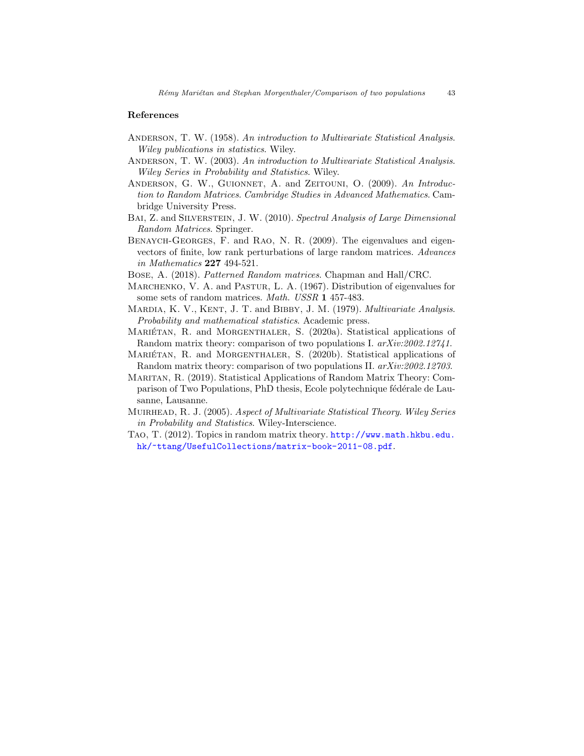## References

Anderson, T. W. (1958). *An introduction to Multivariate Statistical Analysis. Wiley publications in statistics*. Wiley.

Anderson, T. W. (2003). *An introduction to Multivariate Statistical Analysis. Wiley Series in Probability and Statistics*. Wiley.

Anderson, G. W., Guionnet, A. and Zeitouni, O. (2009). *An Introduction to Random Matrices. Cambridge Studies in Advanced Mathematics*. Cambridge University Press.

Bai, Z. and Silverstein, J. W. (2010). *Spectral Analysis of Large Dimensional Random Matrices*. Springer.

Benaych-Georges, F. and Rao, N. R. (2009). The eigenvalues and eigenvectors of finite, low rank perturbations of large random matrices. *Advances in Mathematics* **227** 494-521.

Bose, A. (2018). *Patterned Random matrices*. Chapman and Hall/CRC.

Marchenko, V. A. and Pastur, L. A. (1967). Distribution of eigenvalues for some sets of random matrices. *Math. USSR* **1** 457-483.

Mardia, K. V., Kent, J. T. and Bibby, J. M. (1979). *Multivariate Analysis. Probability and mathematical statistics*. Academic press.

Mariétan, R. and Morgenthaler, S. (2020a). Statistical applications of Random matrix theory: comparison of two populations I. *arXiv:2002.12741*.

Mariétan, R. and Morgenthaler, S. (2020b). Statistical applications of Random matrix theory: comparison of two populations II. *arXiv:2002.12703*.

Maritan, R. (2019). Statistical Applications of Random Matrix Theory: Comparison of Two Populations, PhD thesis, Ecole polytechnique fédérale de Lausanne, Lausanne.

Muirhead, R. J. (2005). *Aspect of Multivariate Statistical Theory. Wiley Series in Probability and Statistics*. Wiley-Interscience.

Tao, T. (2012). Topics in random matrix theory. http://www.math.hkbu.edu.hk/~ttang/UsefulCollections/matrix-book-2011-08.pdf.